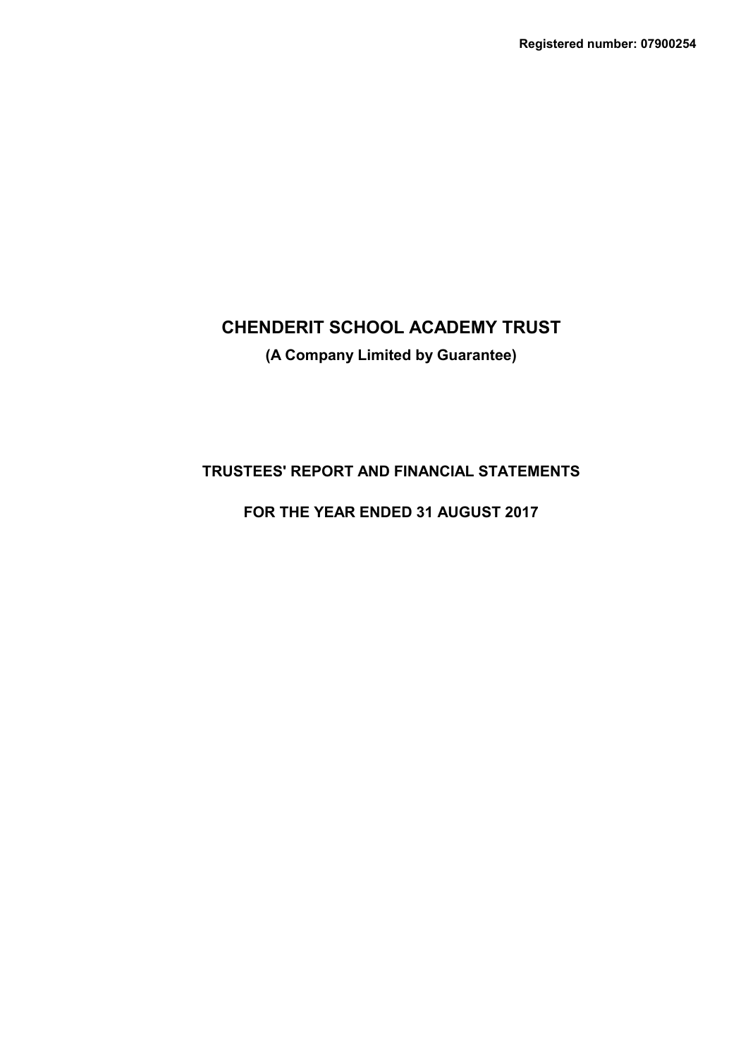Registered number: 07900254

# CHENDERIT SCHOOL ACADEMY TRUST

**(A Company Limited by Guarantee)**

## TRUSTEES' REPORT AND FINANCIAL STATEMENTS

## FOR THE YEAR ENDED 31 AUGUST 2017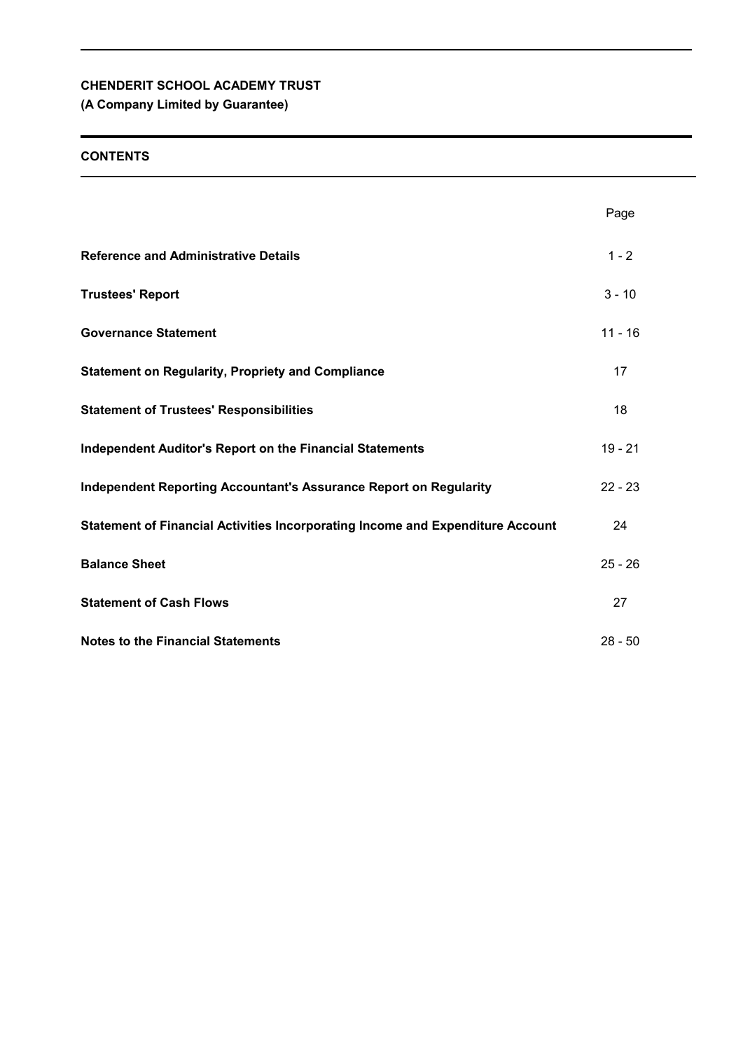**CHENDERIT SCHOOL ACADEMY TRUST**
**(A Company Limited by Guarantee)**

## CONTENTS

| | Page |
|---|---|
| **Reference and Administrative Details** | 1 - 2 |
| **Trustees' Report** | 3 - 10 |
| **Governance Statement** | 11 - 16 |
| **Statement on Regularity, Propriety and Compliance** | 17 |
| **Statement of Trustees' Responsibilities** | 18 |
| **Independent Auditor's Report on the Financial Statements** | 19 - 21 |
| **Independent Reporting Accountant's Assurance Report on Regularity** | 22 - 23 |
| **Statement of Financial Activities Incorporating Income and Expenditure Account** | 24 |
| **Balance Sheet** | 25 - 26 |
| **Statement of Cash Flows** | 27 |
| **Notes to the Financial Statements** | 28 - 50 |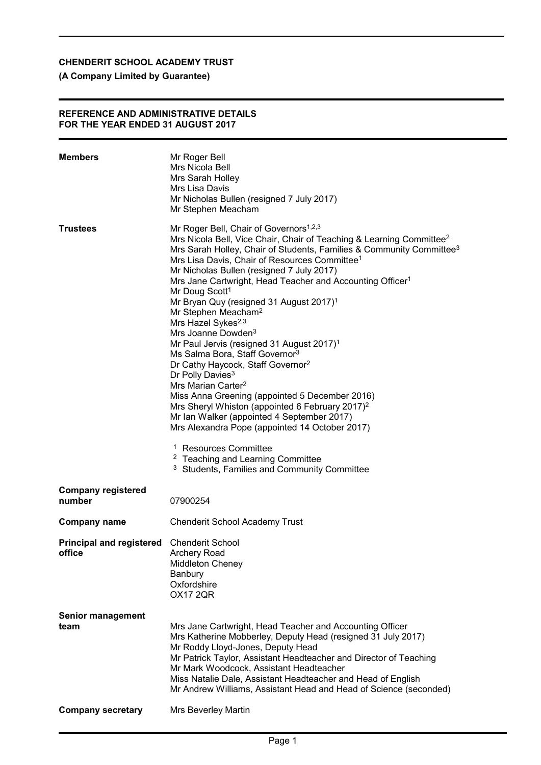**CHENDERIT SCHOOL ACADEMY TRUST**

**(A Company Limited by Guarantee)**

**REFERENCE AND ADMINISTRATIVE DETAILS**
**FOR THE YEAR ENDED 31 AUGUST 2017**

| | |
|---|---|
| **Members** | Mr Roger Bell<br>Mrs Nicola Bell<br>Mrs Sarah Holley<br>Mrs Lisa Davis<br>Mr Nicholas Bullen (resigned 7 July 2017)<br>Mr Stephen Meacham |
| **Trustees** | Mr Roger Bell, Chair of Governors[1,2,3]<br>Mrs Nicola Bell, Vice Chair, Chair of Teaching & Learning Committee[2]<br>Mrs Sarah Holley, Chair of Students, Families & Community Committee[3]<br>Mrs Lisa Davis, Chair of Resources Committee[1]<br>Mr Nicholas Bullen (resigned 7 July 2017)<br>Mrs Jane Cartwright, Head Teacher and Accounting Officer[1]<br>Mr Doug Scott[1]<br>Mr Bryan Quy (resigned 31 August 2017)[1]<br>Mr Stephen Meacham[2]<br>Mrs Hazel Sykes[2,3]<br>Mrs Joanne Dowden[3]<br>Mr Paul Jervis (resigned 31 August 2017)[1]<br>Ms Salma Bora, Staff Governor[3]<br>Dr Cathy Haycock, Staff Governor[2]<br>Dr Polly Davies[3]<br>Mrs Marian Carter[2]<br>Miss Anna Greening (appointed 5 December 2016)<br>Mrs Sheryl Whiston (appointed 6 February 2017)[2]<br>Mr Ian Walker (appointed 4 September 2017)<br>Mrs Alexandra Pope (appointed 14 October 2017)<br><br>[1] Resources Committee<br>[2] Teaching and Learning Committee<br>[3] Students, Families and Community Committee |
| **Company registered number** | 07900254 |
| **Company name** | Chenderit School Academy Trust |
| **Principal and registered office** | Chenderit School<br>Archery Road<br>Middleton Cheney<br>Banbury<br>Oxfordshire<br>OX17 2QR |
| **Senior management team** | Mrs Jane Cartwright, Head Teacher and Accounting Officer<br>Mrs Katherine Mobberley, Deputy Head (resigned 31 July 2017)<br>Mr Roddy Lloyd-Jones, Deputy Head<br>Mr Patrick Taylor, Assistant Headteacher and Director of Teaching<br>Mr Mark Woodcock, Assistant Headteacher<br>Miss Natalie Dale, Assistant Headteacher and Head of English<br>Mr Andrew Williams, Assistant Head and Head of Science (seconded) |
| **Company secretary** | Mrs Beverley Martin |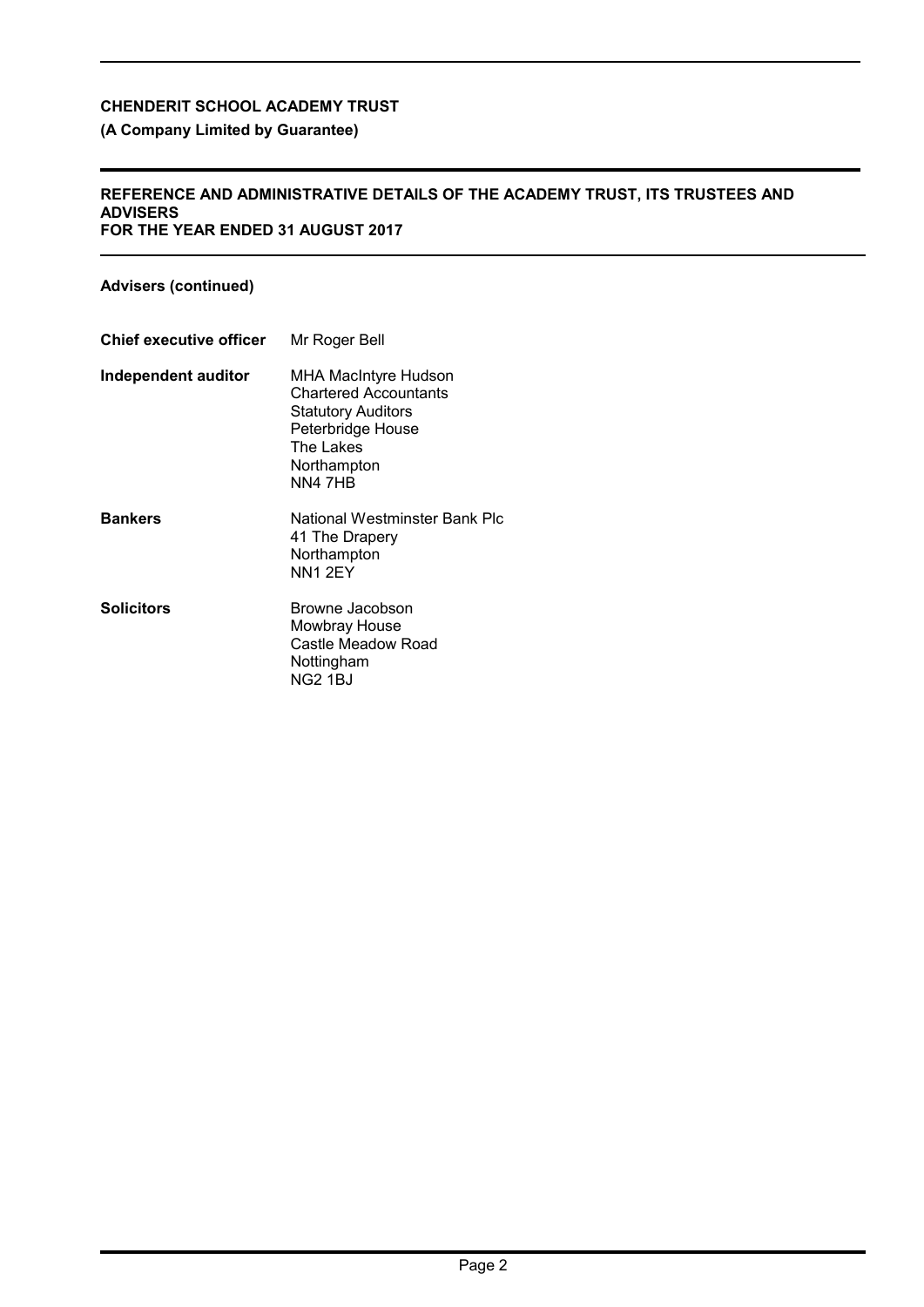# CHENDERIT SCHOOL ACADEMY TRUST

**(A Company Limited by Guarantee)**

## REFERENCE AND ADMINISTRATIVE DETAILS OF THE ACADEMY TRUST, ITS TRUSTEES AND ADVISERS
## FOR THE YEAR ENDED 31 AUGUST 2017

### Advisers (continued)

**Chief executive officer** Mr Roger Bell

**Independent auditor**
MHA MacIntyre Hudson
Chartered Accountants
Statutory Auditors
Peterbridge House
The Lakes
Northampton
NN4 7HB

**Bankers**
National Westminster Bank Plc
41 The Drapery
Northampton
NN1 2EY

**Solicitors**
Browne Jacobson
Mowbray House
Castle Meadow Road
Nottingham
NG2 1BJ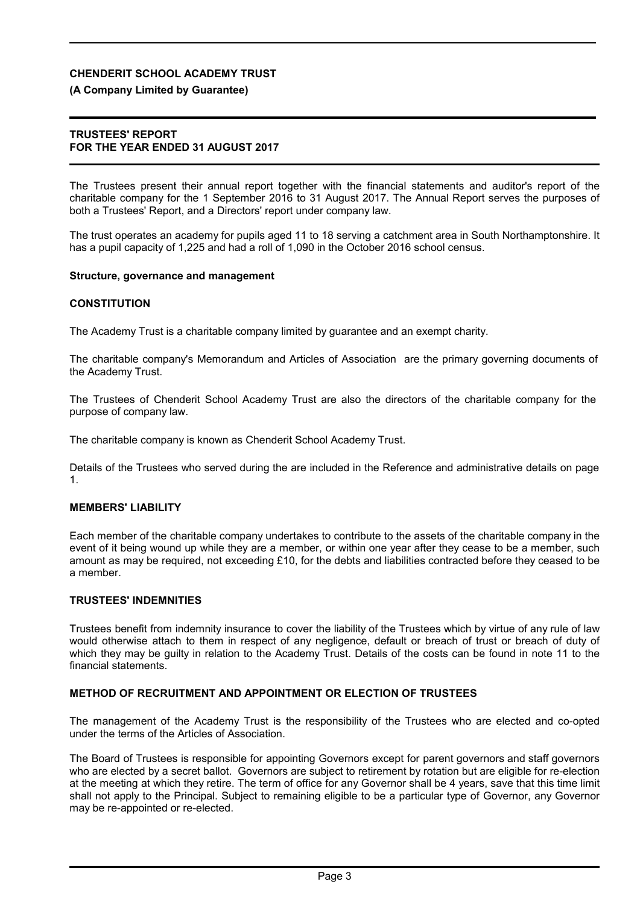**CHENDERIT SCHOOL ACADEMY TRUST**

**(A Company Limited by Guarantee)**

**TRUSTEES' REPORT**
**FOR THE YEAR ENDED 31 AUGUST 2017**

The Trustees present their annual report together with the financial statements and auditor's report of the charitable company for the 1 September 2016 to 31 August 2017. The Annual Report serves the purposes of both a Trustees' Report, and a Directors' report under company law.

The trust operates an academy for pupils aged 11 to 18 serving a catchment area in South Northamptonshire. It has a pupil capacity of 1,225 and had a roll of 1,090 in the October 2016 school census.

**Structure, governance and management**

**CONSTITUTION**

The Academy Trust is a charitable company limited by guarantee and an exempt charity.

The charitable company's Memorandum and Articles of Association are the primary governing documents of the Academy Trust.

The Trustees of Chenderit School Academy Trust are also the directors of the charitable company for the purpose of company law.

The charitable company is known as Chenderit School Academy Trust.

Details of the Trustees who served during the are included in the Reference and administrative details on page 1.

**MEMBERS' LIABILITY**

Each member of the charitable company undertakes to contribute to the assets of the charitable company in the event of it being wound up while they are a member, or within one year after they cease to be a member, such amount as may be required, not exceeding £10, for the debts and liabilities contracted before they ceased to be a member.

**TRUSTEES' INDEMNITIES**

Trustees benefit from indemnity insurance to cover the liability of the Trustees which by virtue of any rule of law would otherwise attach to them in respect of any negligence, default or breach of trust or breach of duty of which they may be guilty in relation to the Academy Trust. Details of the costs can be found in note 11 to the financial statements.

**METHOD OF RECRUITMENT AND APPOINTMENT OR ELECTION OF TRUSTEES**

The management of the Academy Trust is the responsibility of the Trustees who are elected and co-opted under the terms of the Articles of Association.

The Board of Trustees is responsible for appointing Governors except for parent governors and staff governors who are elected by a secret ballot. Governors are subject to retirement by rotation but are eligible for re-election at the meeting at which they retire. The term of office for any Governor shall be 4 years, save that this time limit shall not apply to the Principal. Subject to remaining eligible to be a particular type of Governor, any Governor may be re-appointed or re-elected.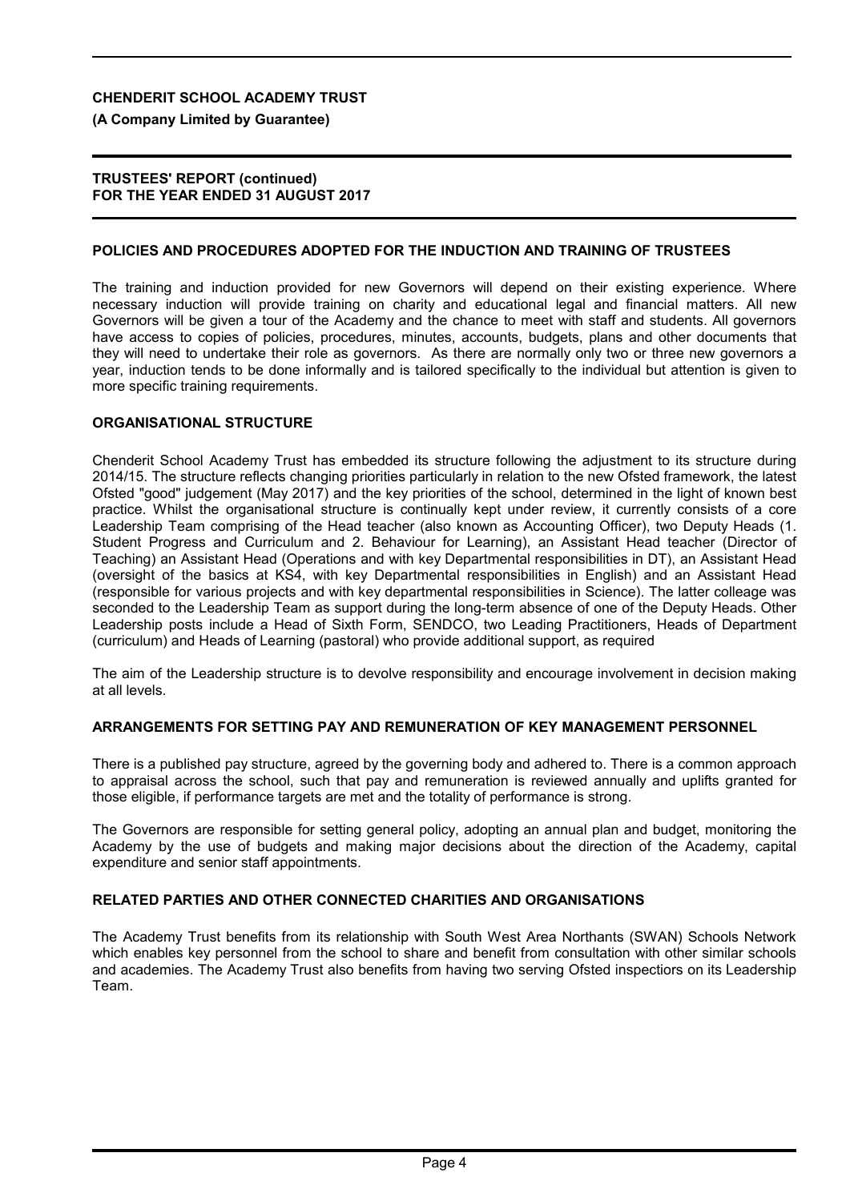## POLICIES AND PROCEDURES ADOPTED FOR THE INDUCTION AND TRAINING OF TRUSTEES

The training and induction provided for new Governors will depend on their existing experience. Where necessary induction will provide training on charity and educational legal and financial matters. All new Governors will be given a tour of the Academy and the chance to meet with staff and students. All governors have access to copies of policies, procedures, minutes, accounts, budgets, plans and other documents that they will need to undertake their role as governors. As there are normally only two or three new governors a year, induction tends to be done informally and is tailored specifically to the individual but attention is given to more specific training requirements.

## ORGANISATIONAL STRUCTURE

Chenderit School Academy Trust has embedded its structure following the adjustment to its structure during 2014/15. The structure reflects changing priorities particularly in relation to the new Ofsted framework, the latest Ofsted "good" judgement (May 2017) and the key priorities of the school, determined in the light of known best practice. Whilst the organisational structure is continually kept under review, it currently consists of a core Leadership Team comprising of the Head teacher (also known as Accounting Officer), two Deputy Heads (1. Student Progress and Curriculum and 2. Behaviour for Learning), an Assistant Head teacher (Director of Teaching) an Assistant Head (Operations and with key Departmental responsibilities in DT), an Assistant Head (oversight of the basics at KS4, with key Departmental responsibilities in English) and an Assistant Head (responsible for various projects and with key departmental responsibilities in Science). The latter colleage was seconded to the Leadership Team as support during the long-term absence of one of the Deputy Heads. Other Leadership posts include a Head of Sixth Form, SENDCO, two Leading Practitioners, Heads of Department (curriculum) and Heads of Learning (pastoral) who provide additional support, as required

The aim of the Leadership structure is to devolve responsibility and encourage involvement in decision making at all levels.

## ARRANGEMENTS FOR SETTING PAY AND REMUNERATION OF KEY MANAGEMENT PERSONNEL

There is a published pay structure, agreed by the governing body and adhered to. There is a common approach to appraisal across the school, such that pay and remuneration is reviewed annually and uplifts granted for those eligible, if performance targets are met and the totality of performance is strong.

The Governors are responsible for setting general policy, adopting an annual plan and budget, monitoring the Academy by the use of budgets and making major decisions about the direction of the Academy, capital expenditure and senior staff appointments.

## RELATED PARTIES AND OTHER CONNECTED CHARITIES AND ORGANISATIONS

The Academy Trust benefits from its relationship with South West Area Northants (SWAN) Schools Network which enables key personnel from the school to share and benefit from consultation with other similar schools and academies. The Academy Trust also benefits from having two serving Ofsted inspectiors on its Leadership Team.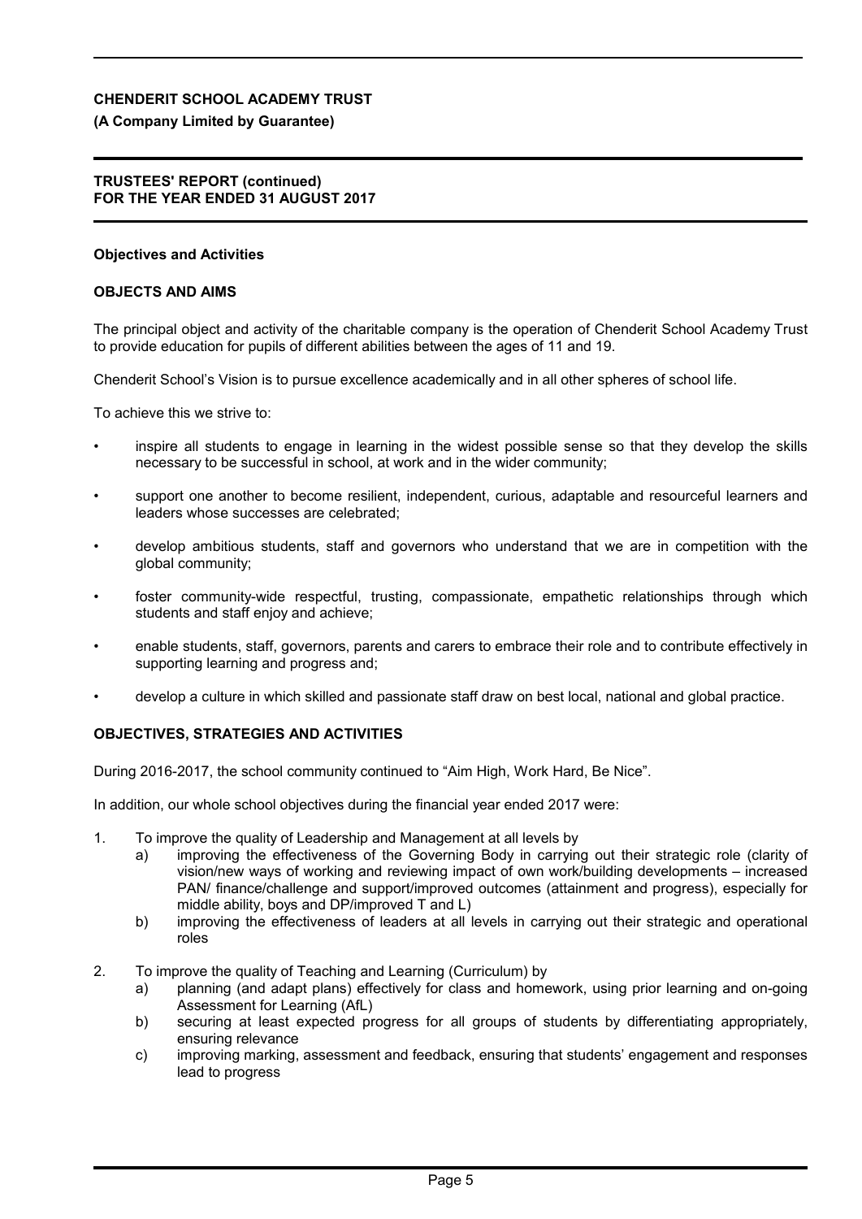**Objectives and Activities**

**OBJECTS AND AIMS**

The principal object and activity of the charitable company is the operation of Chenderit School Academy Trust to provide education for pupils of different abilities between the ages of 11 and 19.

Chenderit School's Vision is to pursue excellence academically and in all other spheres of school life.

To achieve this we strive to:

- inspire all students to engage in learning in the widest possible sense so that they develop the skills necessary to be successful in school, at work and in the wider community;
- support one another to become resilient, independent, curious, adaptable and resourceful learners and leaders whose successes are celebrated;
- develop ambitious students, staff and governors who understand that we are in competition with the global community;
- foster community-wide respectful, trusting, compassionate, empathetic relationships through which students and staff enjoy and achieve;
- enable students, staff, governors, parents and carers to embrace their role and to contribute effectively in supporting learning and progress and;
- develop a culture in which skilled and passionate staff draw on best local, national and global practice.

**OBJECTIVES, STRATEGIES AND ACTIVITIES**

During 2016-2017, the school community continued to "Aim High, Work Hard, Be Nice".

In addition, our whole school objectives during the financial year ended 2017 were:

1. To improve the quality of Leadership and Management at all levels by
   a) improving the effectiveness of the Governing Body in carrying out their strategic role (clarity of vision/new ways of working and reviewing impact of own work/building developments – increased PAN/ finance/challenge and support/improved outcomes (attainment and progress), especially for middle ability, boys and DP/improved T and L)
   b) improving the effectiveness of leaders at all levels in carrying out their strategic and operational roles

2. To improve the quality of Teaching and Learning (Curriculum) by
   a) planning (and adapt plans) effectively for class and homework, using prior learning and on-going Assessment for Learning (AfL)
   b) securing at least expected progress for all groups of students by differentiating appropriately, ensuring relevance
   c) improving marking, assessment and feedback, ensuring that students' engagement and responses lead to progress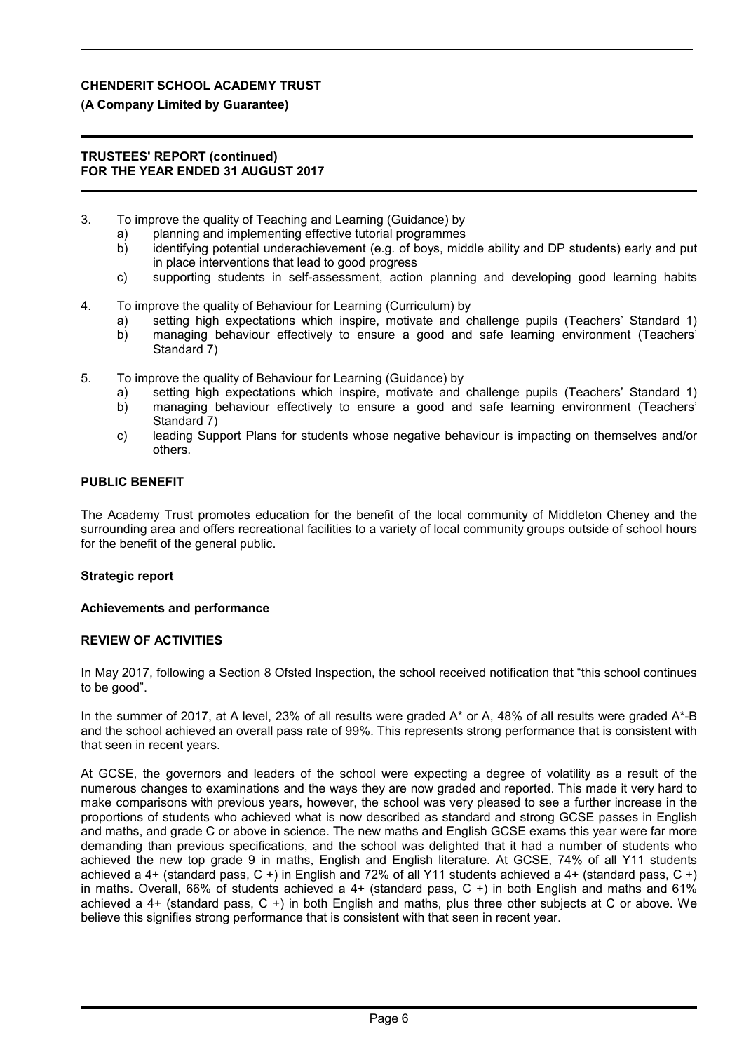3. To improve the quality of Teaching and Learning (Guidance) by
   a) planning and implementing effective tutorial programmes
   b) identifying potential underachievement (e.g. of boys, middle ability and DP students) early and put in place interventions that lead to good progress
   c) supporting students in self-assessment, action planning and developing good learning habits

4. To improve the quality of Behaviour for Learning (Curriculum) by
   a) setting high expectations which inspire, motivate and challenge pupils (Teachers' Standard 1)
   b) managing behaviour effectively to ensure a good and safe learning environment (Teachers' Standard 7)

5. To improve the quality of Behaviour for Learning (Guidance) by
   a) setting high expectations which inspire, motivate and challenge pupils (Teachers' Standard 1)
   b) managing behaviour effectively to ensure a good and safe learning environment (Teachers' Standard 7)
   c) leading Support Plans for students whose negative behaviour is impacting on themselves and/or others.

## PUBLIC BENEFIT

The Academy Trust promotes education for the benefit of the local community of Middleton Cheney and the surrounding area and offers recreational facilities to a variety of local community groups outside of school hours for the benefit of the general public.

## Strategic report

### Achievements and performance

### REVIEW OF ACTIVITIES

In May 2017, following a Section 8 Ofsted Inspection, the school received notification that "this school continues to be good".

In the summer of 2017, at A level, 23% of all results were graded A* or A, 48% of all results were graded A*-B and the school achieved an overall pass rate of 99%. This represents strong performance that is consistent with that seen in recent years.

At GCSE, the governors and leaders of the school were expecting a degree of volatility as a result of the numerous changes to examinations and the ways they are now graded and reported. This made it very hard to make comparisons with previous years, however, the school was very pleased to see a further increase in the proportions of students who achieved what is now described as standard and strong GCSE passes in English and maths, and grade C or above in science. The new maths and English GCSE exams this year were far more demanding than previous specifications, and the school was delighted that it had a number of students who achieved the new top grade 9 in maths, English and English literature. At GCSE, 74% of all Y11 students achieved a 4+ (standard pass, C +) in English and 72% of all Y11 students achieved a 4+ (standard pass, C +) in maths. Overall, 66% of students achieved a 4+ (standard pass, C +) in both English and maths and 61% achieved a 4+ (standard pass, C +) in both English and maths, plus three other subjects at C or above. We believe this signifies strong performance that is consistent with that seen in recent year.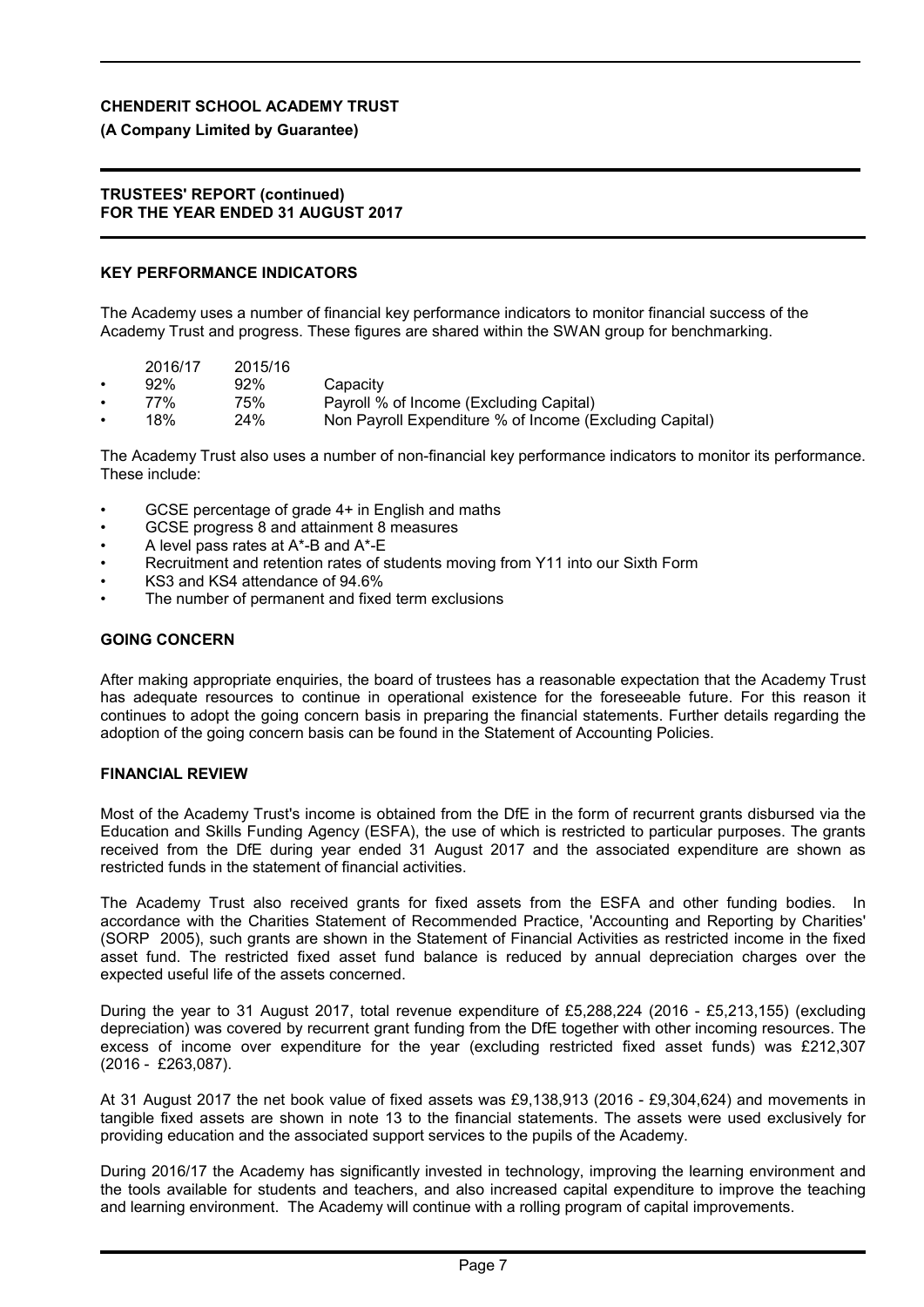## KEY PERFORMANCE INDICATORS

The Academy uses a number of financial key performance indicators to monitor financial success of the Academy Trust and progress. These figures are shared within the SWAN group for benchmarking.

| 2016/17 | 2015/16 | |
|---|---|---|
| 92% | 92% | Capacity |
| 77% | 75% | Payroll % of Income (Excluding Capital) |
| 18% | 24% | Non Payroll Expenditure % of Income (Excluding Capital) |

The Academy Trust also uses a number of non-financial key performance indicators to monitor its performance. These include:

- GCSE percentage of grade 4+ in English and maths
- GCSE progress 8 and attainment 8 measures
- A level pass rates at A*-B and A*-E
- Recruitment and retention rates of students moving from Y11 into our Sixth Form
- KS3 and KS4 attendance of 94.6%
- The number of permanent and fixed term exclusions

## GOING CONCERN

After making appropriate enquiries, the board of trustees has a reasonable expectation that the Academy Trust has adequate resources to continue in operational existence for the foreseeable future. For this reason it continues to adopt the going concern basis in preparing the financial statements. Further details regarding the adoption of the going concern basis can be found in the Statement of Accounting Policies.

## FINANCIAL REVIEW

Most of the Academy Trust's income is obtained from the DfE in the form of recurrent grants disbursed via the Education and Skills Funding Agency (ESFA), the use of which is restricted to particular purposes. The grants received from the DfE during year ended 31 August 2017 and the associated expenditure are shown as restricted funds in the statement of financial activities.

The Academy Trust also received grants for fixed assets from the ESFA and other funding bodies. In accordance with the Charities Statement of Recommended Practice, 'Accounting and Reporting by Charities' (SORP 2005), such grants are shown in the Statement of Financial Activities as restricted income in the fixed asset fund. The restricted fixed asset fund balance is reduced by annual depreciation charges over the expected useful life of the assets concerned.

During the year to 31 August 2017, total revenue expenditure of £5,288,224 (2016 - £5,213,155) (excluding depreciation) was covered by recurrent grant funding from the DfE together with other incoming resources. The excess of income over expenditure for the year (excluding restricted fixed asset funds) was £212,307 (2016 - £263,087).

At 31 August 2017 the net book value of fixed assets was £9,138,913 (2016 - £9,304,624) and movements in tangible fixed assets are shown in note 13 to the financial statements. The assets were used exclusively for providing education and the associated support services to the pupils of the Academy.

During 2016/17 the Academy has significantly invested in technology, improving the learning environment and the tools available for students and teachers, and also increased capital expenditure to improve the teaching and learning environment. The Academy will continue with a rolling program of capital improvements.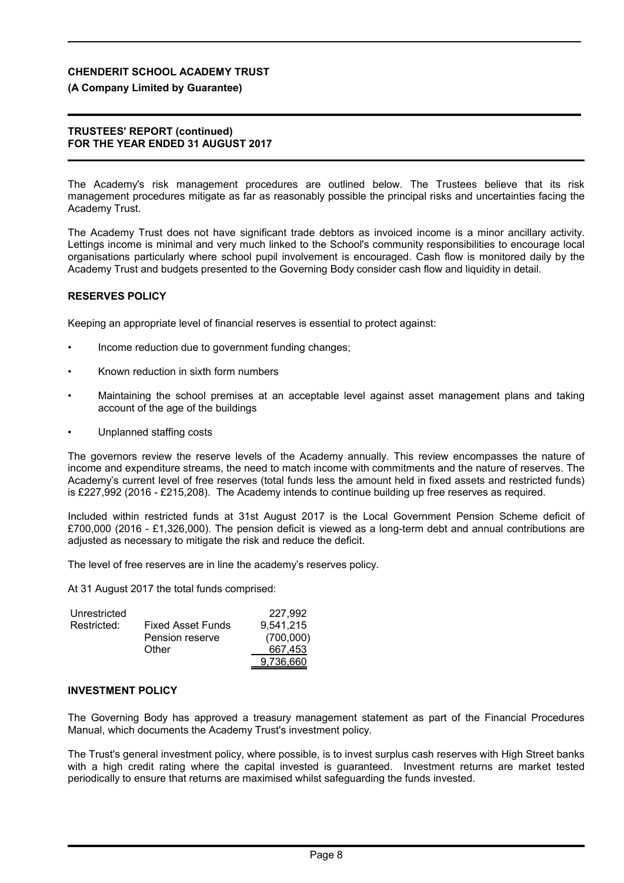The Academy's risk management procedures are outlined below. The Trustees believe that its risk management procedures mitigate as far as reasonably possible the principal risks and uncertainties facing the Academy Trust.

The Academy Trust does not have significant trade debtors as invoiced income is a minor ancillary activity. Lettings income is minimal and very much linked to the School's community responsibilities to encourage local organisations particularly where school pupil involvement is encouraged. Cash flow is monitored daily by the Academy Trust and budgets presented to the Governing Body consider cash flow and liquidity in detail.

### RESERVES POLICY

Keeping an appropriate level of financial reserves is essential to protect against:

- Income reduction due to government funding changes;
- Known reduction in sixth form numbers
- Maintaining the school premises at an acceptable level against asset management plans and taking account of the age of the buildings
- Unplanned staffing costs

The governors review the reserve levels of the Academy annually. This review encompasses the nature of income and expenditure streams, the need to match income with commitments and the nature of reserves. The Academy's current level of free reserves (total funds less the amount held in fixed assets and restricted funds) is £227,992 (2016 - £215,208). The Academy intends to continue building up free reserves as required.

Included within restricted funds at 31st August 2017 is the Local Government Pension Scheme deficit of £700,000 (2016 - £1,326,000). The pension deficit is viewed as a long-term debt and annual contributions are adjusted as necessary to mitigate the risk and reduce the deficit.

The level of free reserves are in line the academy's reserves policy.

At 31 August 2017 the total funds comprised:

| | | |
|---|---|---|
| Unrestricted | | 227,992 |
| Restricted: | Fixed Asset Funds | 9,541,215 |
| | Pension reserve | (700,000) |
| | Other | 667,453 |
| | | 9,736,660 |

### INVESTMENT POLICY

The Governing Body has approved a treasury management statement as part of the Financial Procedures Manual, which documents the Academy Trust's investment policy.

The Trust's general investment policy, where possible, is to invest surplus cash reserves with High Street banks with a high credit rating where the capital invested is guaranteed. Investment returns are market tested periodically to ensure that returns are maximised whilst safeguarding the funds invested.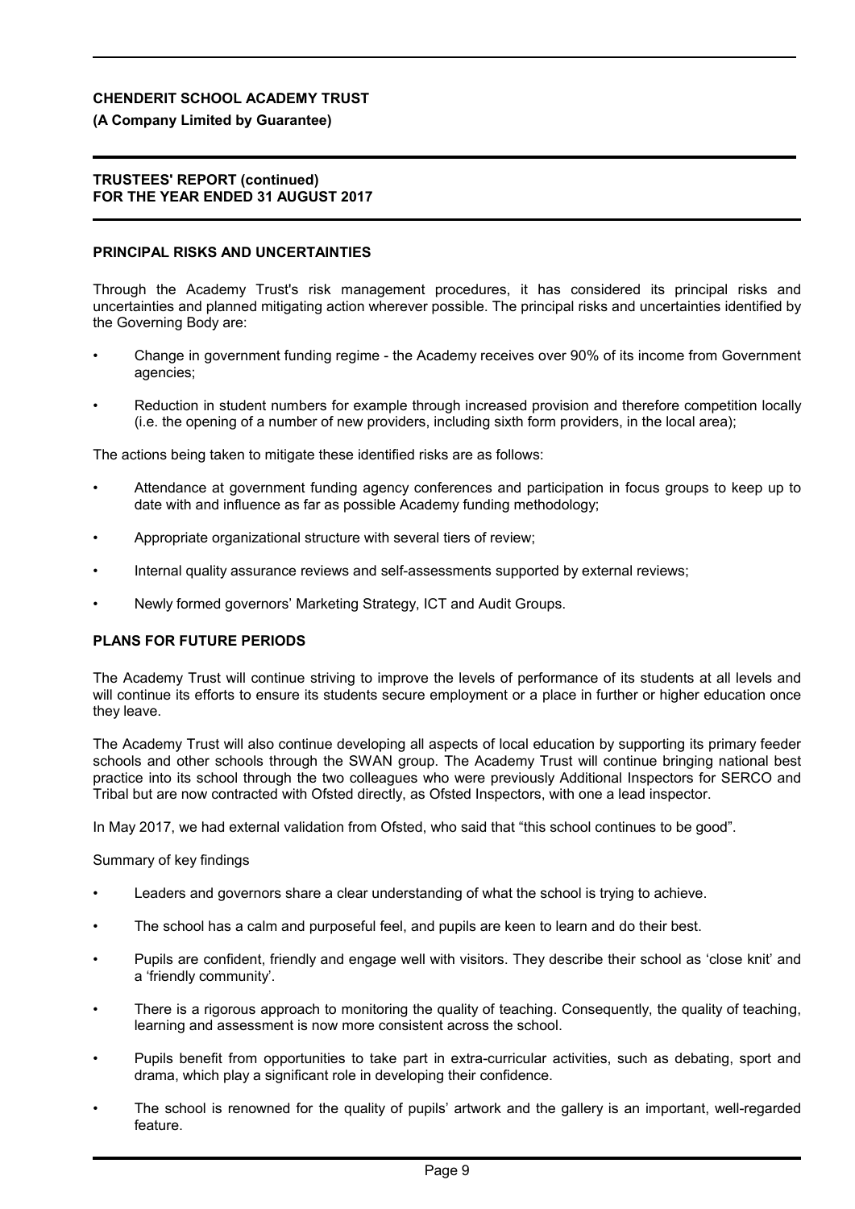## PRINCIPAL RISKS AND UNCERTAINTIES

Through the Academy Trust's risk management procedures, it has considered its principal risks and uncertainties and planned mitigating action wherever possible. The principal risks and uncertainties identified by the Governing Body are:

- Change in government funding regime - the Academy receives over 90% of its income from Government agencies;
- Reduction in student numbers for example through increased provision and therefore competition locally (i.e. the opening of a number of new providers, including sixth form providers, in the local area);

The actions being taken to mitigate these identified risks are as follows:

- Attendance at government funding agency conferences and participation in focus groups to keep up to date with and influence as far as possible Academy funding methodology;
- Appropriate organizational structure with several tiers of review;
- Internal quality assurance reviews and self-assessments supported by external reviews;
- Newly formed governors' Marketing Strategy, ICT and Audit Groups.

## PLANS FOR FUTURE PERIODS

The Academy Trust will continue striving to improve the levels of performance of its students at all levels and will continue its efforts to ensure its students secure employment or a place in further or higher education once they leave.

The Academy Trust will also continue developing all aspects of local education by supporting its primary feeder schools and other schools through the SWAN group. The Academy Trust will continue bringing national best practice into its school through the two colleagues who were previously Additional Inspectors for SERCO and Tribal but are now contracted with Ofsted directly, as Ofsted Inspectors, with one a lead inspector.

In May 2017, we had external validation from Ofsted, who said that "this school continues to be good".

Summary of key findings

- Leaders and governors share a clear understanding of what the school is trying to achieve.
- The school has a calm and purposeful feel, and pupils are keen to learn and do their best.
- Pupils are confident, friendly and engage well with visitors. They describe their school as 'close knit' and a 'friendly community'.
- There is a rigorous approach to monitoring the quality of teaching. Consequently, the quality of teaching, learning and assessment is now more consistent across the school.
- Pupils benefit from opportunities to take part in extra-curricular activities, such as debating, sport and drama, which play a significant role in developing their confidence.
- The school is renowned for the quality of pupils' artwork and the gallery is an important, well-regarded feature.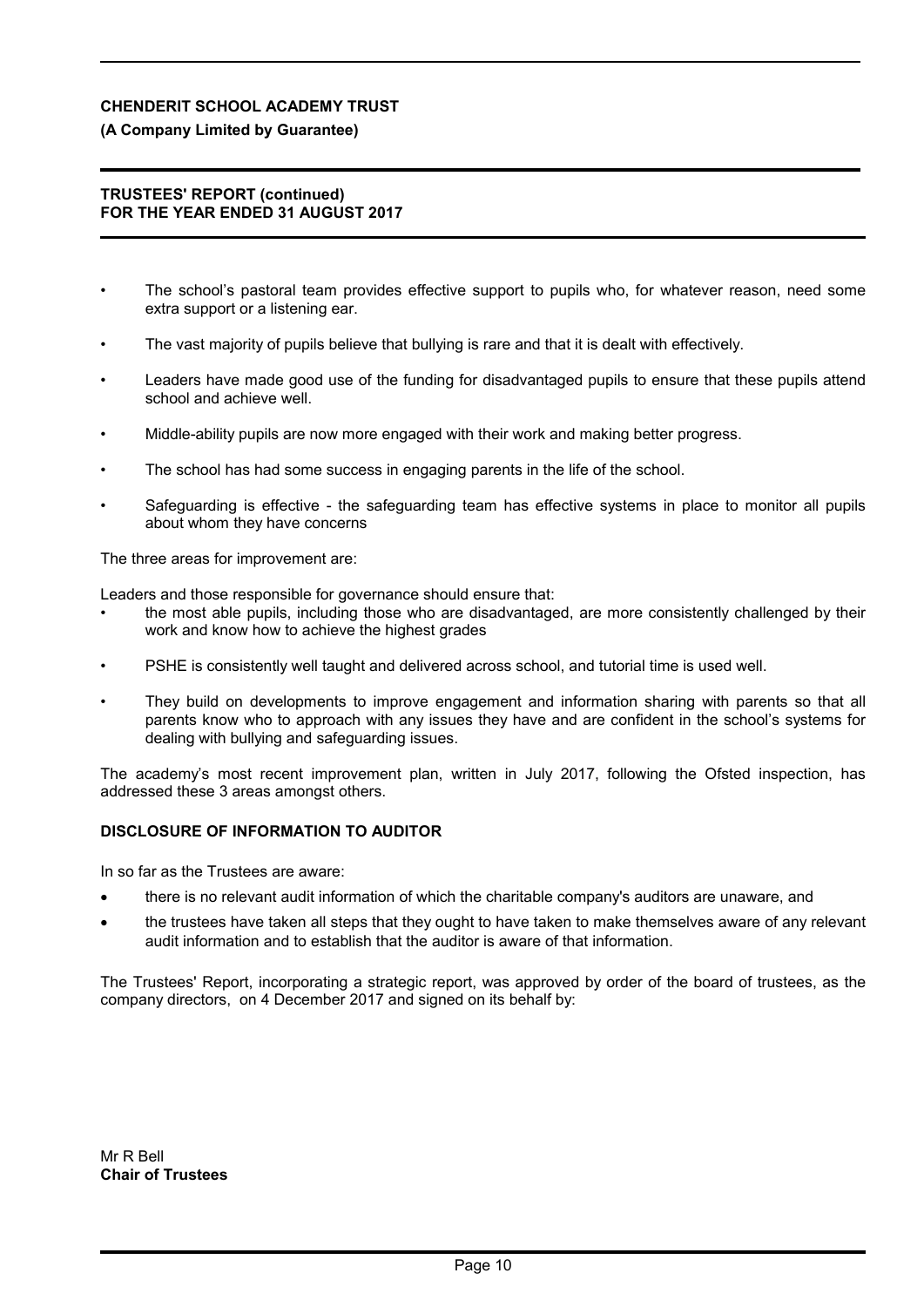- The school's pastoral team provides effective support to pupils who, for whatever reason, need some extra support or a listening ear.
- The vast majority of pupils believe that bullying is rare and that it is dealt with effectively.
- Leaders have made good use of the funding for disadvantaged pupils to ensure that these pupils attend school and achieve well.
- Middle-ability pupils are now more engaged with their work and making better progress.
- The school has had some success in engaging parents in the life of the school.
- Safeguarding is effective - the safeguarding team has effective systems in place to monitor all pupils about whom they have concerns

The three areas for improvement are:

Leaders and those responsible for governance should ensure that:

- the most able pupils, including those who are disadvantaged, are more consistently challenged by their work and know how to achieve the highest grades
- PSHE is consistently well taught and delivered across school, and tutorial time is used well.
- They build on developments to improve engagement and information sharing with parents so that all parents know who to approach with any issues they have and are confident in the school's systems for dealing with bullying and safeguarding issues.

The academy's most recent improvement plan, written in July 2017, following the Ofsted inspection, has addressed these 3 areas amongst others.

## DISCLOSURE OF INFORMATION TO AUDITOR

In so far as the Trustees are aware:

- there is no relevant audit information of which the charitable company's auditors are unaware, and
- the trustees have taken all steps that they ought to have taken to make themselves aware of any relevant audit information and to establish that the auditor is aware of that information.

The Trustees' Report, incorporating a strategic report, was approved by order of the board of trustees, as the company directors, on 4 December 2017 and signed on its behalf by:

Mr R Bell
**Chair of Trustees**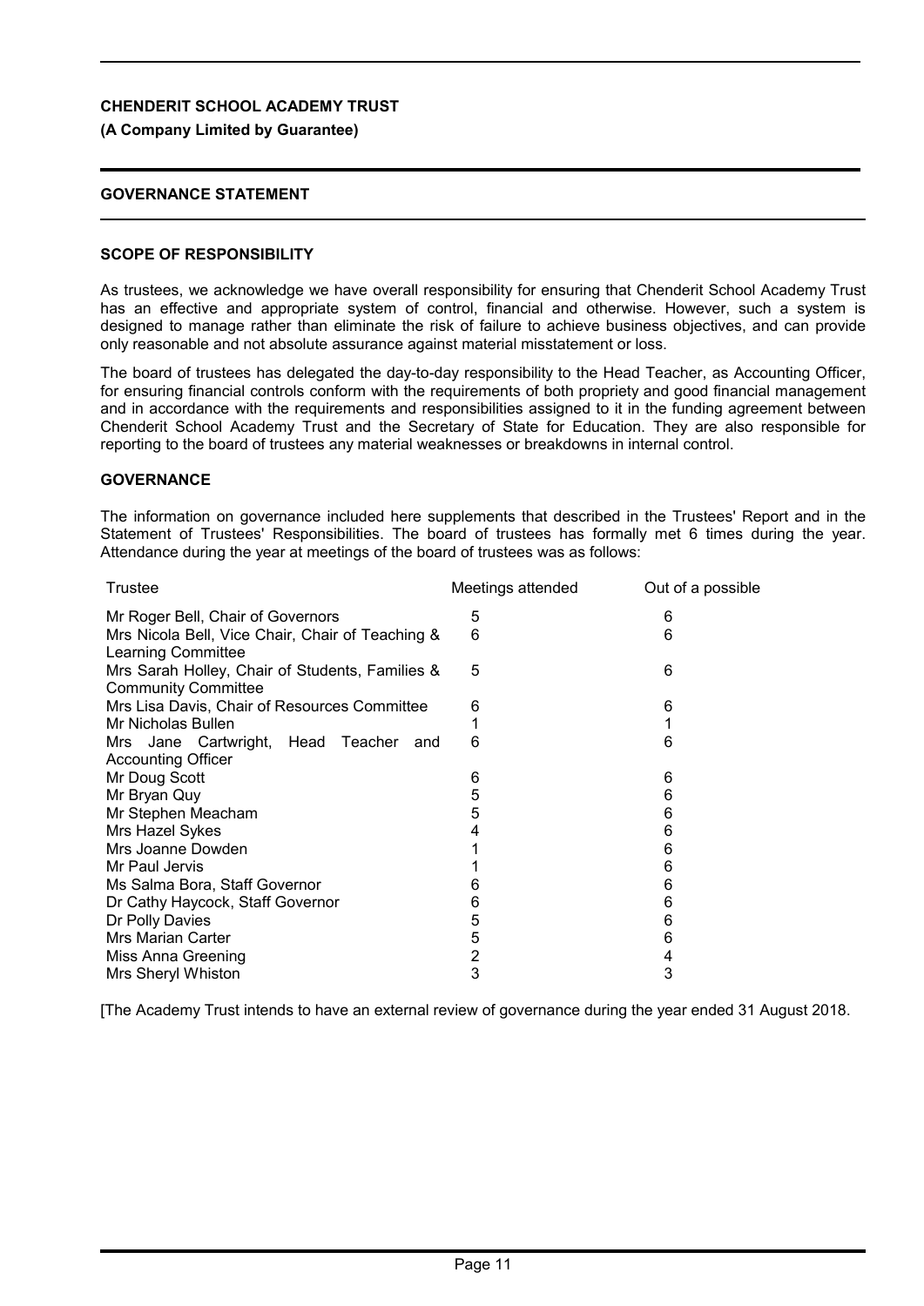**CHENDERIT SCHOOL ACADEMY TRUST**

**(A Company Limited by Guarantee)**

## GOVERNANCE STATEMENT

### SCOPE OF RESPONSIBILITY

As trustees, we acknowledge we have overall responsibility for ensuring that Chenderit School Academy Trust has an effective and appropriate system of control, financial and otherwise. However, such a system is designed to manage rather than eliminate the risk of failure to achieve business objectives, and can provide only reasonable and not absolute assurance against material misstatement or loss.

The board of trustees has delegated the day-to-day responsibility to the Head Teacher, as Accounting Officer, for ensuring financial controls conform with the requirements of both propriety and good financial management and in accordance with the requirements and responsibilities assigned to it in the funding agreement between Chenderit School Academy Trust and the Secretary of State for Education. They are also responsible for reporting to the board of trustees any material weaknesses or breakdowns in internal control.

### GOVERNANCE

The information on governance included here supplements that described in the Trustees' Report and in the Statement of Trustees' Responsibilities. The board of trustees has formally met 6 times during the year. Attendance during the year at meetings of the board of trustees was as follows:

| Trustee | Meetings attended | Out of a possible |
|---|---|---|
| Mr Roger Bell, Chair of Governors | 5 | 6 |
| Mrs Nicola Bell, Vice Chair, Chair of Teaching & Learning Committee | 6 | 6 |
| Mrs Sarah Holley, Chair of Students, Families & Community Committee | 5 | 6 |
| Mrs Lisa Davis, Chair of Resources Committee | 6 | 6 |
| Mr Nicholas Bullen | 1 | 1 |
| Mrs Jane Cartwright, Head Teacher and Accounting Officer | 6 | 6 |
| Mr Doug Scott | 6 | 6 |
| Mr Bryan Quy | 5 | 6 |
| Mr Stephen Meacham | 5 | 6 |
| Mrs Hazel Sykes | 4 | 6 |
| Mrs Joanne Dowden | 1 | 6 |
| Mr Paul Jervis | 1 | 6 |
| Ms Salma Bora, Staff Governor | 6 | 6 |
| Dr Cathy Haycock, Staff Governor | 6 | 6 |
| Dr Polly Davies | 5 | 6 |
| Mrs Marian Carter | 5 | 6 |
| Miss Anna Greening | 2 | 4 |
| Mrs Sheryl Whiston | 3 | 3 |

[The Academy Trust intends to have an external review of governance during the year ended 31 August 2018.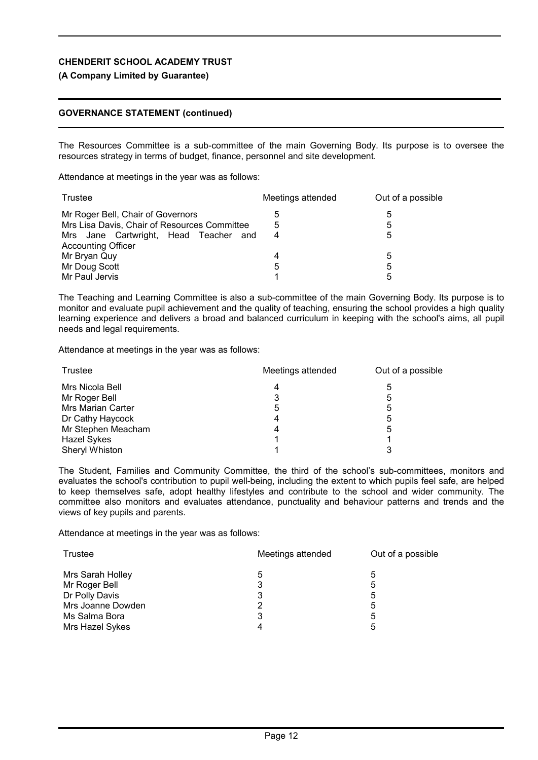**CHENDERIT SCHOOL ACADEMY TRUST**

**(A Company Limited by Guarantee)**

**GOVERNANCE STATEMENT (continued)**

The Resources Committee is a sub-committee of the main Governing Body. Its purpose is to oversee the resources strategy in terms of budget, finance, personnel and site development.

Attendance at meetings in the year was as follows:

| Trustee | Meetings attended | Out of a possible |
|---|---|---|
| Mr Roger Bell, Chair of Governors | 5 | 5 |
| Mrs Lisa Davis, Chair of Resources Committee | 5 | 5 |
| Mrs Jane Cartwright, Head Teacher and Accounting Officer | 4 | 5 |
| Mr Bryan Quy | 4 | 5 |
| Mr Doug Scott | 5 | 5 |
| Mr Paul Jervis | 1 | 5 |

The Teaching and Learning Committee is also a sub-committee of the main Governing Body. Its purpose is to monitor and evaluate pupil achievement and the quality of teaching, ensuring the school provides a high quality learning experience and delivers a broad and balanced curriculum in keeping with the school's aims, all pupil needs and legal requirements.

Attendance at meetings in the year was as follows:

| Trustee | Meetings attended | Out of a possible |
|---|---|---|
| Mrs Nicola Bell | 4 | 5 |
| Mr Roger Bell | 3 | 5 |
| Mrs Marian Carter | 5 | 5 |
| Dr Cathy Haycock | 4 | 5 |
| Mr Stephen Meacham | 4 | 5 |
| Hazel Sykes | 1 | 1 |
| Sheryl Whiston | 1 | 3 |

The Student, Families and Community Committee, the third of the school's sub-committees, monitors and evaluates the school's contribution to pupil well-being, including the extent to which pupils feel safe, are helped to keep themselves safe, adopt healthy lifestyles and contribute to the school and wider community. The committee also monitors and evaluates attendance, punctuality and behaviour patterns and trends and the views of key pupils and parents.

Attendance at meetings in the year was as follows:

| Trustee | Meetings attended | Out of a possible |
|---|---|---|
| Mrs Sarah Holley | 5 | 5 |
| Mr Roger Bell | 3 | 5 |
| Dr Polly Davis | 3 | 5 |
| Mrs Joanne Dowden | 2 | 5 |
| Ms Salma Bora | 3 | 5 |
| Mrs Hazel Sykes | 4 | 5 |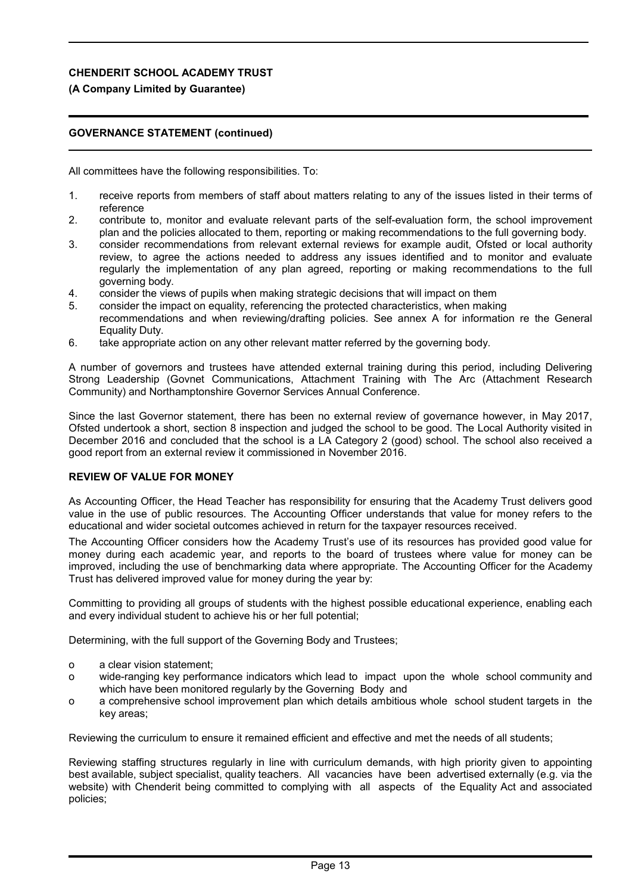**CHENDERIT SCHOOL ACADEMY TRUST**
**(A Company Limited by Guarantee)**

**GOVERNANCE STATEMENT (continued)**

All committees have the following responsibilities. To:

1. receive reports from members of staff about matters relating to any of the issues listed in their terms of reference
2. contribute to, monitor and evaluate relevant parts of the self-evaluation form, the school improvement plan and the policies allocated to them, reporting or making recommendations to the full governing body.
3. consider recommendations from relevant external reviews for example audit, Ofsted or local authority review, to agree the actions needed to address any issues identified and to monitor and evaluate regularly the implementation of any plan agreed, reporting or making recommendations to the full governing body.
4. consider the views of pupils when making strategic decisions that will impact on them
5. consider the impact on equality, referencing the protected characteristics, when making recommendations and when reviewing/drafting policies. See annex A for information re the General Equality Duty.
6. take appropriate action on any other relevant matter referred by the governing body.

A number of governors and trustees have attended external training during this period, including Delivering Strong Leadership (Govnet Communications, Attachment Training with The Arc (Attachment Research Community) and Northamptonshire Governor Services Annual Conference.

Since the last Governor statement, there has been no external review of governance however, in May 2017, Ofsted undertook a short, section 8 inspection and judged the school to be good. The Local Authority visited in December 2016 and concluded that the school is a LA Category 2 (good) school. The school also received a good report from an external review it commissioned in November 2016.

**REVIEW OF VALUE FOR MONEY**

As Accounting Officer, the Head Teacher has responsibility for ensuring that the Academy Trust delivers good value in the use of public resources. The Accounting Officer understands that value for money refers to the educational and wider societal outcomes achieved in return for the taxpayer resources received.

The Accounting Officer considers how the Academy Trust's use of its resources has provided good value for money during each academic year, and reports to the board of trustees where value for money can be improved, including the use of benchmarking data where appropriate. The Accounting Officer for the Academy Trust has delivered improved value for money during the year by:

Committing to providing all groups of students with the highest possible educational experience, enabling each and every individual student to achieve his or her full potential;

Determining, with the full support of the Governing Body and Trustees;

- a clear vision statement;
- wide-ranging key performance indicators which lead to impact upon the whole school community and which have been monitored regularly by the Governing Body and
- a comprehensive school improvement plan which details ambitious whole school student targets in the key areas;

Reviewing the curriculum to ensure it remained efficient and effective and met the needs of all students;

Reviewing staffing structures regularly in line with curriculum demands, with high priority given to appointing best available, subject specialist, quality teachers. All vacancies have been advertised externally (e.g. via the website) with Chenderit being committed to complying with all aspects of the Equality Act and associated policies;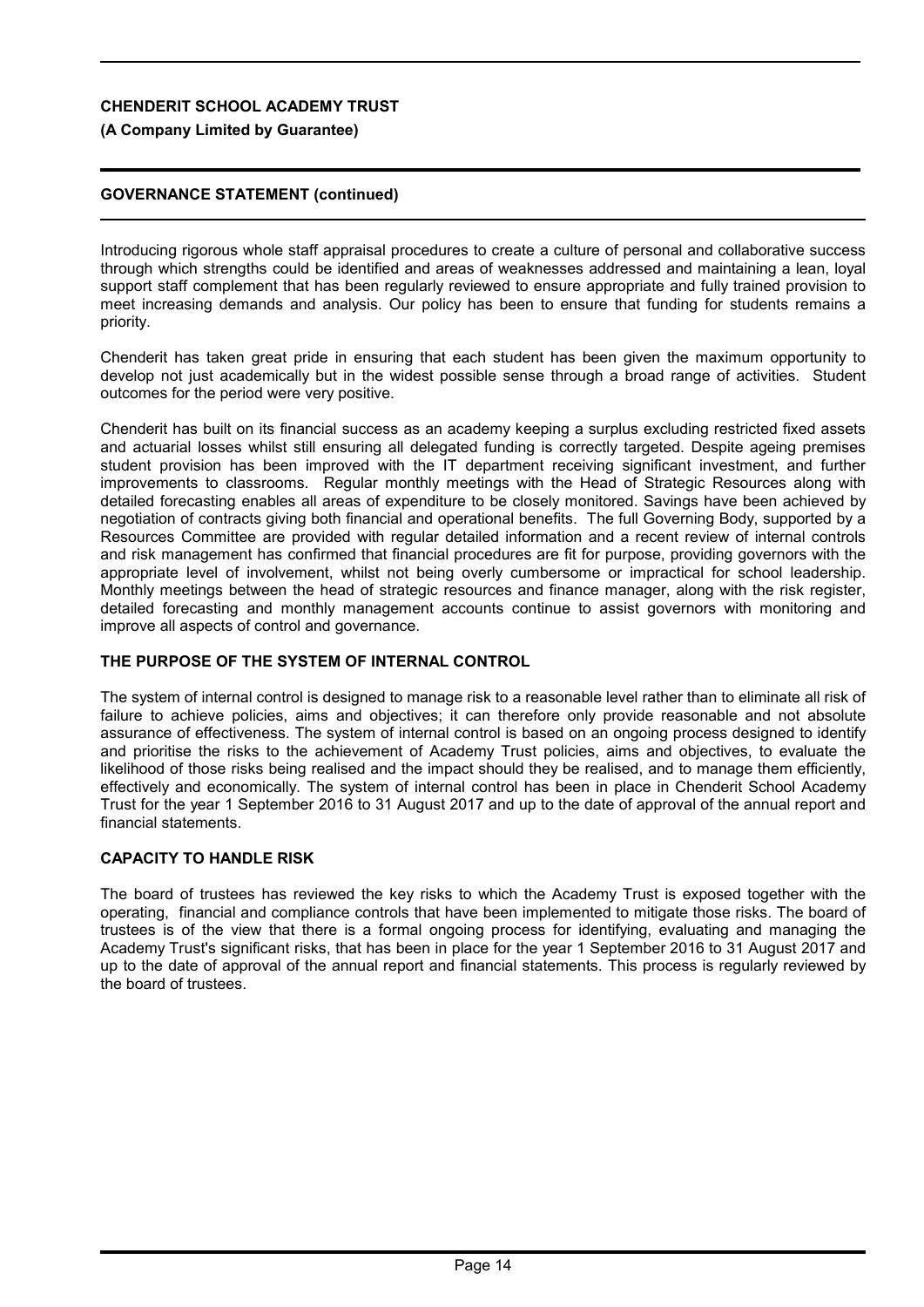## GOVERNANCE STATEMENT (continued)

Introducing rigorous whole staff appraisal procedures to create a culture of personal and collaborative success through which strengths could be identified and areas of weaknesses addressed and maintaining a lean, loyal support staff complement that has been regularly reviewed to ensure appropriate and fully trained provision to meet increasing demands and analysis. Our policy has been to ensure that funding for students remains a priority.

Chenderit has taken great pride in ensuring that each student has been given the maximum opportunity to develop not just academically but in the widest possible sense through a broad range of activities. Student outcomes for the period were very positive.

Chenderit has built on its financial success as an academy keeping a surplus excluding restricted fixed assets and actuarial losses whilst still ensuring all delegated funding is correctly targeted. Despite ageing premises student provision has been improved with the IT department receiving significant investment, and further improvements to classrooms. Regular monthly meetings with the Head of Strategic Resources along with detailed forecasting enables all areas of expenditure to be closely monitored. Savings have been achieved by negotiation of contracts giving both financial and operational benefits. The full Governing Body, supported by a Resources Committee are provided with regular detailed information and a recent review of internal controls and risk management has confirmed that financial procedures are fit for purpose, providing governors with the appropriate level of involvement, whilst not being overly cumbersome or impractical for school leadership. Monthly meetings between the head of strategic resources and finance manager, along with the risk register, detailed forecasting and monthly management accounts continue to assist governors with monitoring and improve all aspects of control and governance.

### THE PURPOSE OF THE SYSTEM OF INTERNAL CONTROL

The system of internal control is designed to manage risk to a reasonable level rather than to eliminate all risk of failure to achieve policies, aims and objectives; it can therefore only provide reasonable and not absolute assurance of effectiveness. The system of internal control is based on an ongoing process designed to identify and prioritise the risks to the achievement of Academy Trust policies, aims and objectives, to evaluate the likelihood of those risks being realised and the impact should they be realised, and to manage them efficiently, effectively and economically. The system of internal control has been in place in Chenderit School Academy Trust for the year 1 September 2016 to 31 August 2017 and up to the date of approval of the annual report and financial statements.

### CAPACITY TO HANDLE RISK

The board of trustees has reviewed the key risks to which the Academy Trust is exposed together with the operating, financial and compliance controls that have been implemented to mitigate those risks. The board of trustees is of the view that there is a formal ongoing process for identifying, evaluating and managing the Academy Trust's significant risks, that has been in place for the year 1 September 2016 to 31 August 2017 and up to the date of approval of the annual report and financial statements. This process is regularly reviewed by the board of trustees.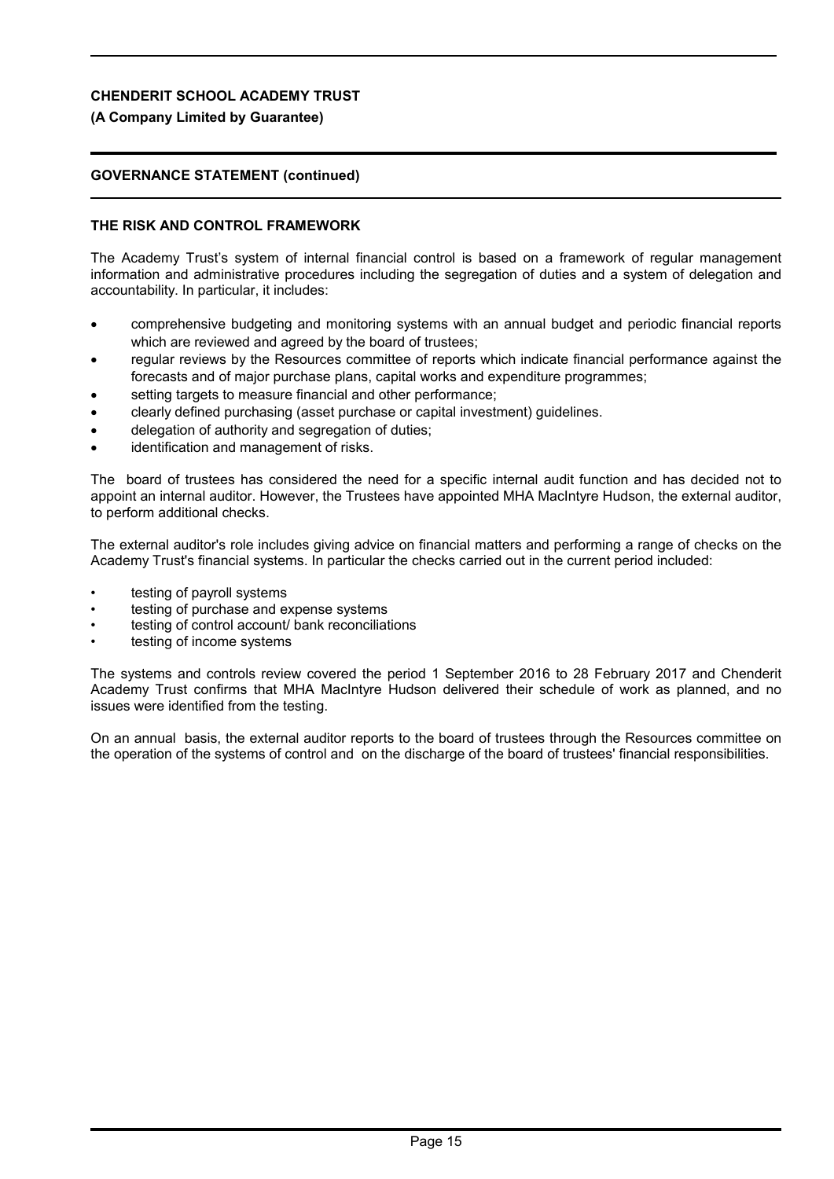**CHENDERIT SCHOOL ACADEMY TRUST**

**(A Company Limited by Guarantee)**

**GOVERNANCE STATEMENT (continued)**

**THE RISK AND CONTROL FRAMEWORK**

The Academy Trust's system of internal financial control is based on a framework of regular management information and administrative procedures including the segregation of duties and a system of delegation and accountability. In particular, it includes:

- comprehensive budgeting and monitoring systems with an annual budget and periodic financial reports which are reviewed and agreed by the board of trustees;
- regular reviews by the Resources committee of reports which indicate financial performance against the forecasts and of major purchase plans, capital works and expenditure programmes;
- setting targets to measure financial and other performance;
- clearly defined purchasing (asset purchase or capital investment) guidelines.
- delegation of authority and segregation of duties;
- identification and management of risks.

The board of trustees has considered the need for a specific internal audit function and has decided not to appoint an internal auditor. However, the Trustees have appointed MHA MacIntyre Hudson, the external auditor, to perform additional checks.

The external auditor's role includes giving advice on financial matters and performing a range of checks on the Academy Trust's financial systems. In particular the checks carried out in the current period included:

- testing of payroll systems
- testing of purchase and expense systems
- testing of control account/ bank reconciliations
- testing of income systems

The systems and controls review covered the period 1 September 2016 to 28 February 2017 and Chenderit Academy Trust confirms that MHA MacIntyre Hudson delivered their schedule of work as planned, and no issues were identified from the testing.

On an annual basis, the external auditor reports to the board of trustees through the Resources committee on the operation of the systems of control and on the discharge of the board of trustees' financial responsibilities.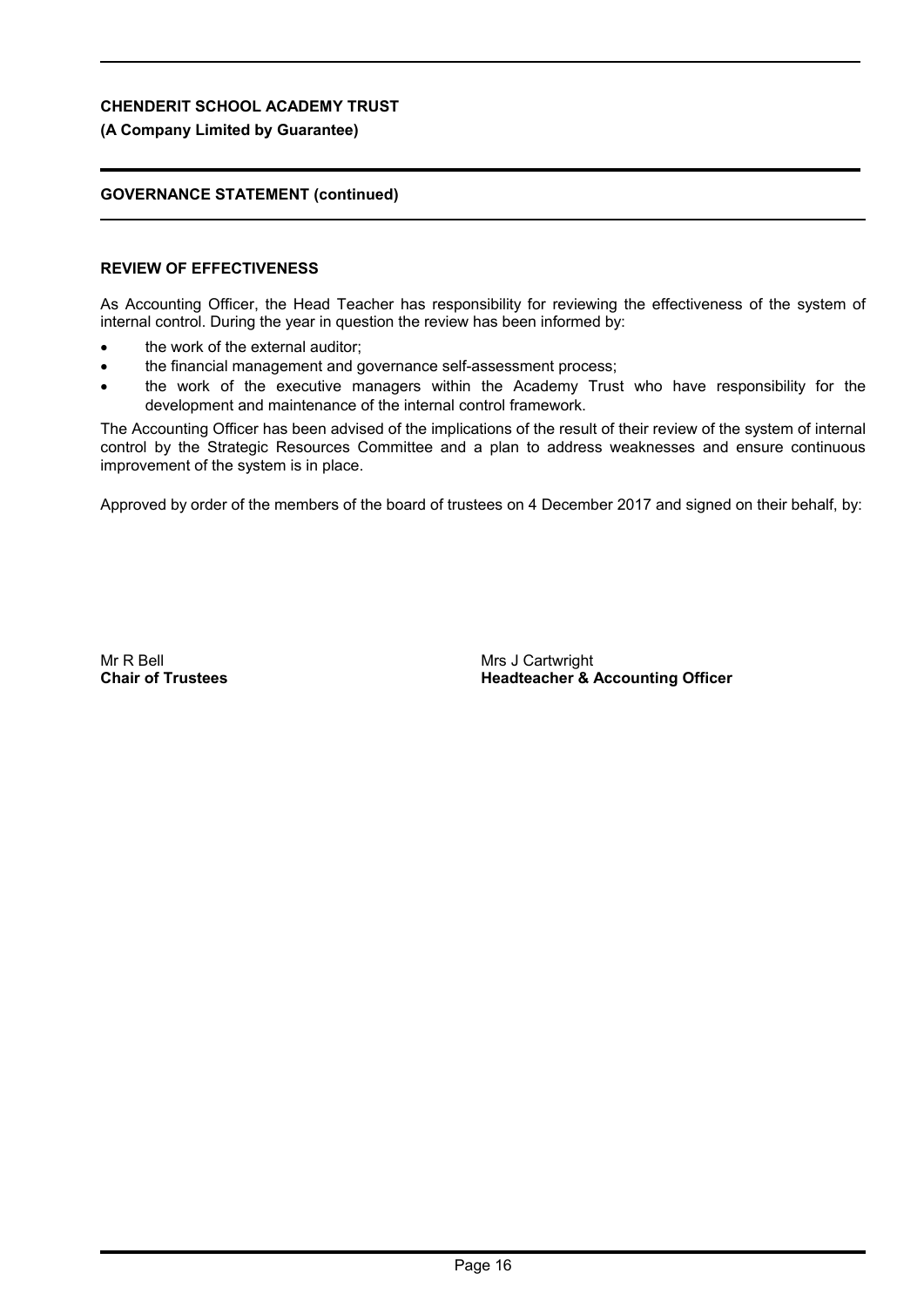**CHENDERIT SCHOOL ACADEMY TRUST**
**(A Company Limited by Guarantee)**

**GOVERNANCE STATEMENT (continued)**

**REVIEW OF EFFECTIVENESS**

As Accounting Officer, the Head Teacher has responsibility for reviewing the effectiveness of the system of internal control. During the year in question the review has been informed by:

- the work of the external auditor;
- the financial management and governance self-assessment process;
- the work of the executive managers within the Academy Trust who have responsibility for the development and maintenance of the internal control framework.

The Accounting Officer has been advised of the implications of the result of their review of the system of internal control by the Strategic Resources Committee and a plan to address weaknesses and ensure continuous improvement of the system is in place.

Approved by order of the members of the board of trustees on 4 December 2017 and signed on their behalf, by:

Mr R Bell
**Chair of Trustees**

Mrs J Cartwright
**Headteacher & Accounting Officer**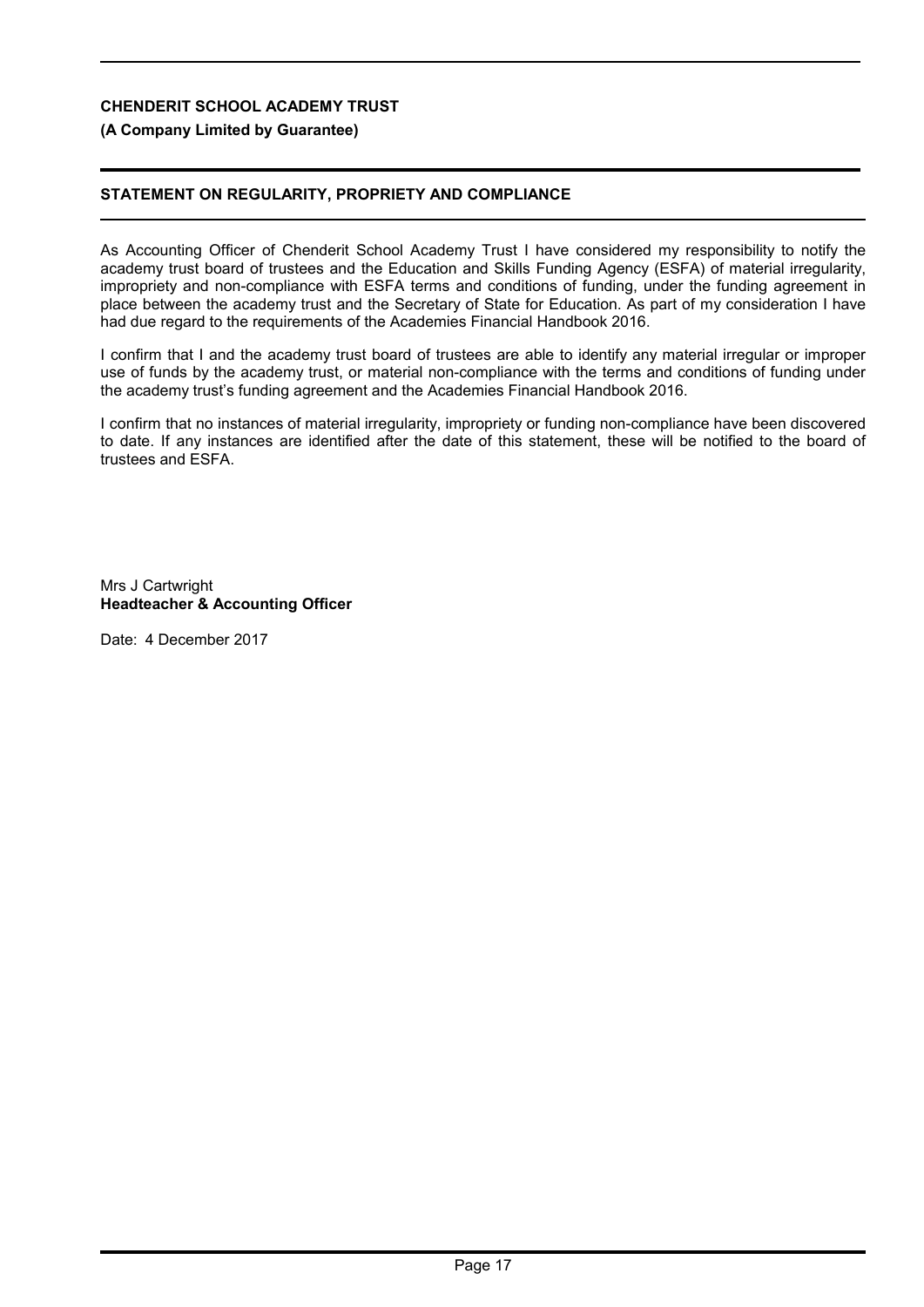**CHENDERIT SCHOOL ACADEMY TRUST**

**(A Company Limited by Guarantee)**

## STATEMENT ON REGULARITY, PROPRIETY AND COMPLIANCE

As Accounting Officer of Chenderit School Academy Trust I have considered my responsibility to notify the academy trust board of trustees and the Education and Skills Funding Agency (ESFA) of material irregularity, impropriety and non-compliance with ESFA terms and conditions of funding, under the funding agreement in place between the academy trust and the Secretary of State for Education. As part of my consideration I have had due regard to the requirements of the Academies Financial Handbook 2016.

I confirm that I and the academy trust board of trustees are able to identify any material irregular or improper use of funds by the academy trust, or material non-compliance with the terms and conditions of funding under the academy trust's funding agreement and the Academies Financial Handbook 2016.

I confirm that no instances of material irregularity, impropriety or funding non-compliance have been discovered to date. If any instances are identified after the date of this statement, these will be notified to the board of trustees and ESFA.

Mrs J Cartwright
**Headteacher & Accounting Officer**

Date: 4 December 2017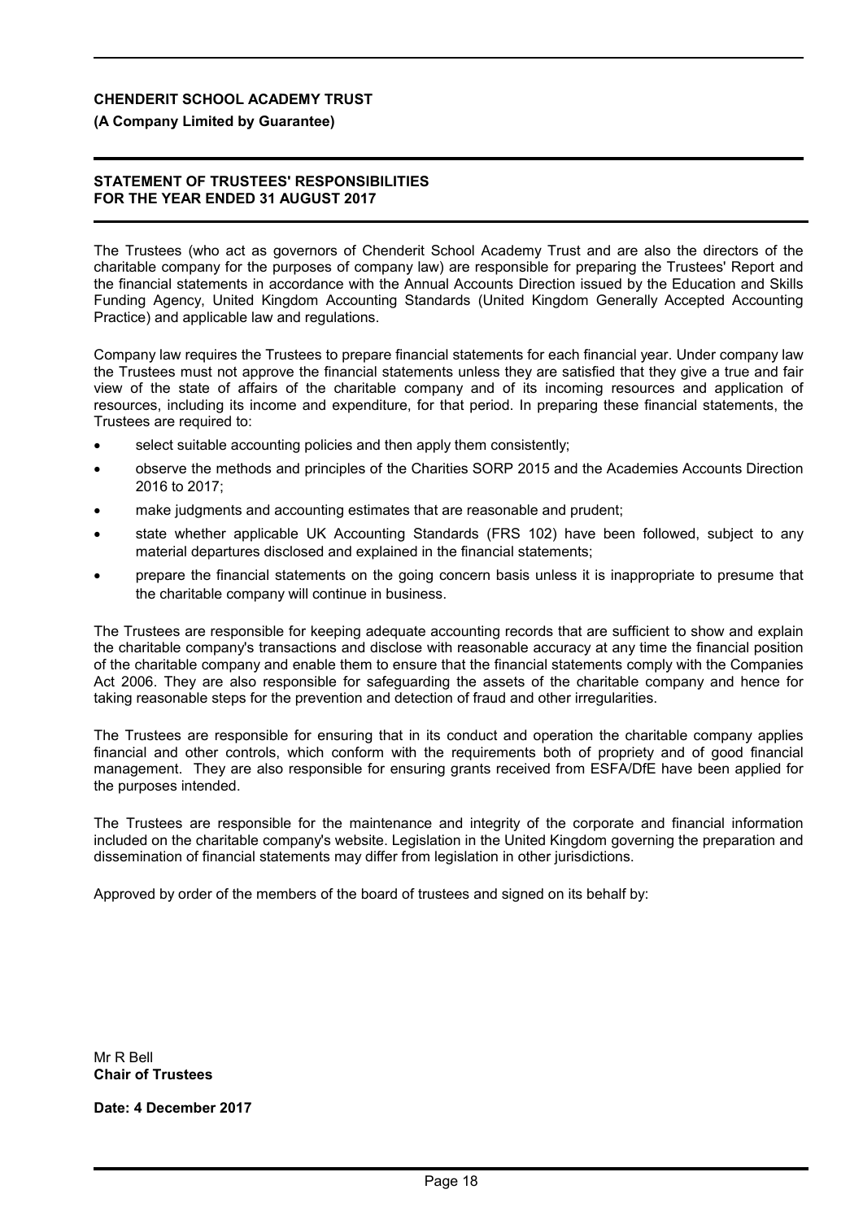**CHENDERIT SCHOOL ACADEMY TRUST**

**(A Company Limited by Guarantee)**

## STATEMENT OF TRUSTEES' RESPONSIBILITIES
## FOR THE YEAR ENDED 31 AUGUST 2017

The Trustees (who act as governors of Chenderit School Academy Trust and are also the directors of the charitable company for the purposes of company law) are responsible for preparing the Trustees' Report and the financial statements in accordance with the Annual Accounts Direction issued by the Education and Skills Funding Agency, United Kingdom Accounting Standards (United Kingdom Generally Accepted Accounting Practice) and applicable law and regulations.

Company law requires the Trustees to prepare financial statements for each financial year. Under company law the Trustees must not approve the financial statements unless they are satisfied that they give a true and fair view of the state of affairs of the charitable company and of its incoming resources and application of resources, including its income and expenditure, for that period. In preparing these financial statements, the Trustees are required to:

- select suitable accounting policies and then apply them consistently;
- observe the methods and principles of the Charities SORP 2015 and the Academies Accounts Direction 2016 to 2017;
- make judgments and accounting estimates that are reasonable and prudent;
- state whether applicable UK Accounting Standards (FRS 102) have been followed, subject to any material departures disclosed and explained in the financial statements;
- prepare the financial statements on the going concern basis unless it is inappropriate to presume that the charitable company will continue in business.

The Trustees are responsible for keeping adequate accounting records that are sufficient to show and explain the charitable company's transactions and disclose with reasonable accuracy at any time the financial position of the charitable company and enable them to ensure that the financial statements comply with the Companies Act 2006. They are also responsible for safeguarding the assets of the charitable company and hence for taking reasonable steps for the prevention and detection of fraud and other irregularities.

The Trustees are responsible for ensuring that in its conduct and operation the charitable company applies financial and other controls, which conform with the requirements both of propriety and of good financial management. They are also responsible for ensuring grants received from ESFA/DfE have been applied for the purposes intended.

The Trustees are responsible for the maintenance and integrity of the corporate and financial information included on the charitable company's website. Legislation in the United Kingdom governing the preparation and dissemination of financial statements may differ from legislation in other jurisdictions.

Approved by order of the members of the board of trustees and signed on its behalf by:

Mr R Bell
**Chair of Trustees**

**Date: 4 December 2017**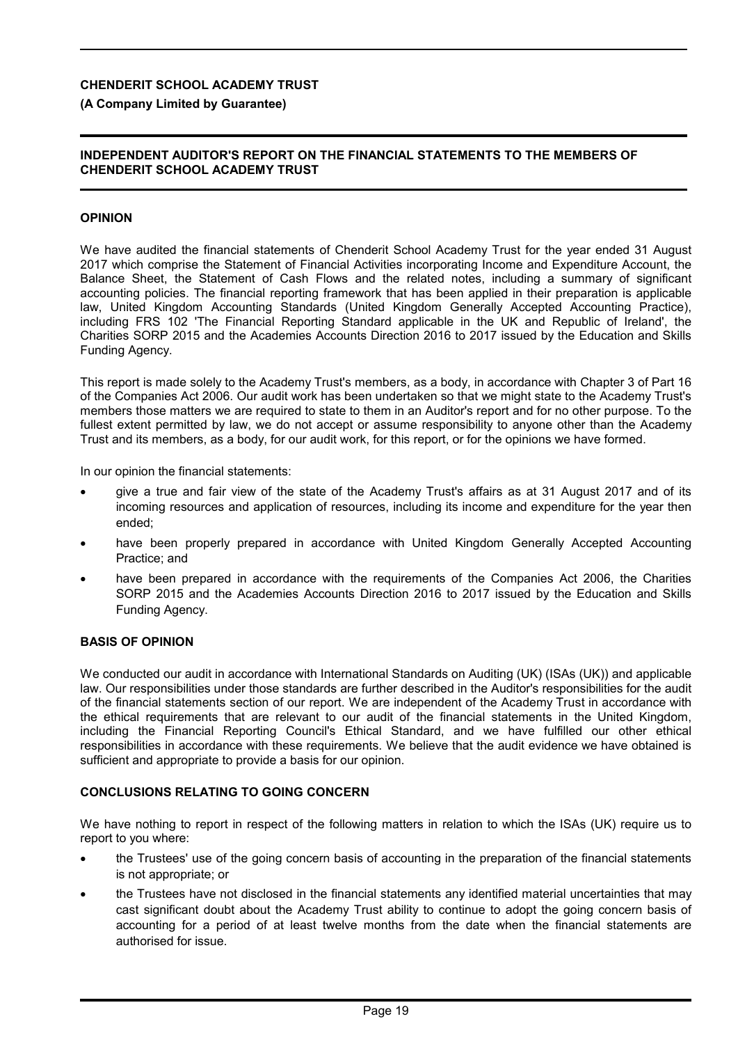**CHENDERIT SCHOOL ACADEMY TRUST**

**(A Company Limited by Guarantee)**

## INDEPENDENT AUDITOR'S REPORT ON THE FINANCIAL STATEMENTS TO THE MEMBERS OF CHENDERIT SCHOOL ACADEMY TRUST

### OPINION

We have audited the financial statements of Chenderit School Academy Trust for the year ended 31 August 2017 which comprise the Statement of Financial Activities incorporating Income and Expenditure Account, the Balance Sheet, the Statement of Cash Flows and the related notes, including a summary of significant accounting policies. The financial reporting framework that has been applied in their preparation is applicable law, United Kingdom Accounting Standards (United Kingdom Generally Accepted Accounting Practice), including FRS 102 'The Financial Reporting Standard applicable in the UK and Republic of Ireland', the Charities SORP 2015 and the Academies Accounts Direction 2016 to 2017 issued by the Education and Skills Funding Agency.

This report is made solely to the Academy Trust's members, as a body, in accordance with Chapter 3 of Part 16 of the Companies Act 2006. Our audit work has been undertaken so that we might state to the Academy Trust's members those matters we are required to state to them in an Auditor's report and for no other purpose. To the fullest extent permitted by law, we do not accept or assume responsibility to anyone other than the Academy Trust and its members, as a body, for our audit work, for this report, or for the opinions we have formed.

In our opinion the financial statements:

- give a true and fair view of the state of the Academy Trust's affairs as at 31 August 2017 and of its incoming resources and application of resources, including its income and expenditure for the year then ended;
- have been properly prepared in accordance with United Kingdom Generally Accepted Accounting Practice; and
- have been prepared in accordance with the requirements of the Companies Act 2006, the Charities SORP 2015 and the Academies Accounts Direction 2016 to 2017 issued by the Education and Skills Funding Agency.

### BASIS OF OPINION

We conducted our audit in accordance with International Standards on Auditing (UK) (ISAs (UK)) and applicable law. Our responsibilities under those standards are further described in the Auditor's responsibilities for the audit of the financial statements section of our report. We are independent of the Academy Trust in accordance with the ethical requirements that are relevant to our audit of the financial statements in the United Kingdom, including the Financial Reporting Council's Ethical Standard, and we have fulfilled our other ethical responsibilities in accordance with these requirements. We believe that the audit evidence we have obtained is sufficient and appropriate to provide a basis for our opinion.

### CONCLUSIONS RELATING TO GOING CONCERN

We have nothing to report in respect of the following matters in relation to which the ISAs (UK) require us to report to you where:

- the Trustees' use of the going concern basis of accounting in the preparation of the financial statements is not appropriate; or
- the Trustees have not disclosed in the financial statements any identified material uncertainties that may cast significant doubt about the Academy Trust ability to continue to adopt the going concern basis of accounting for a period of at least twelve months from the date when the financial statements are authorised for issue.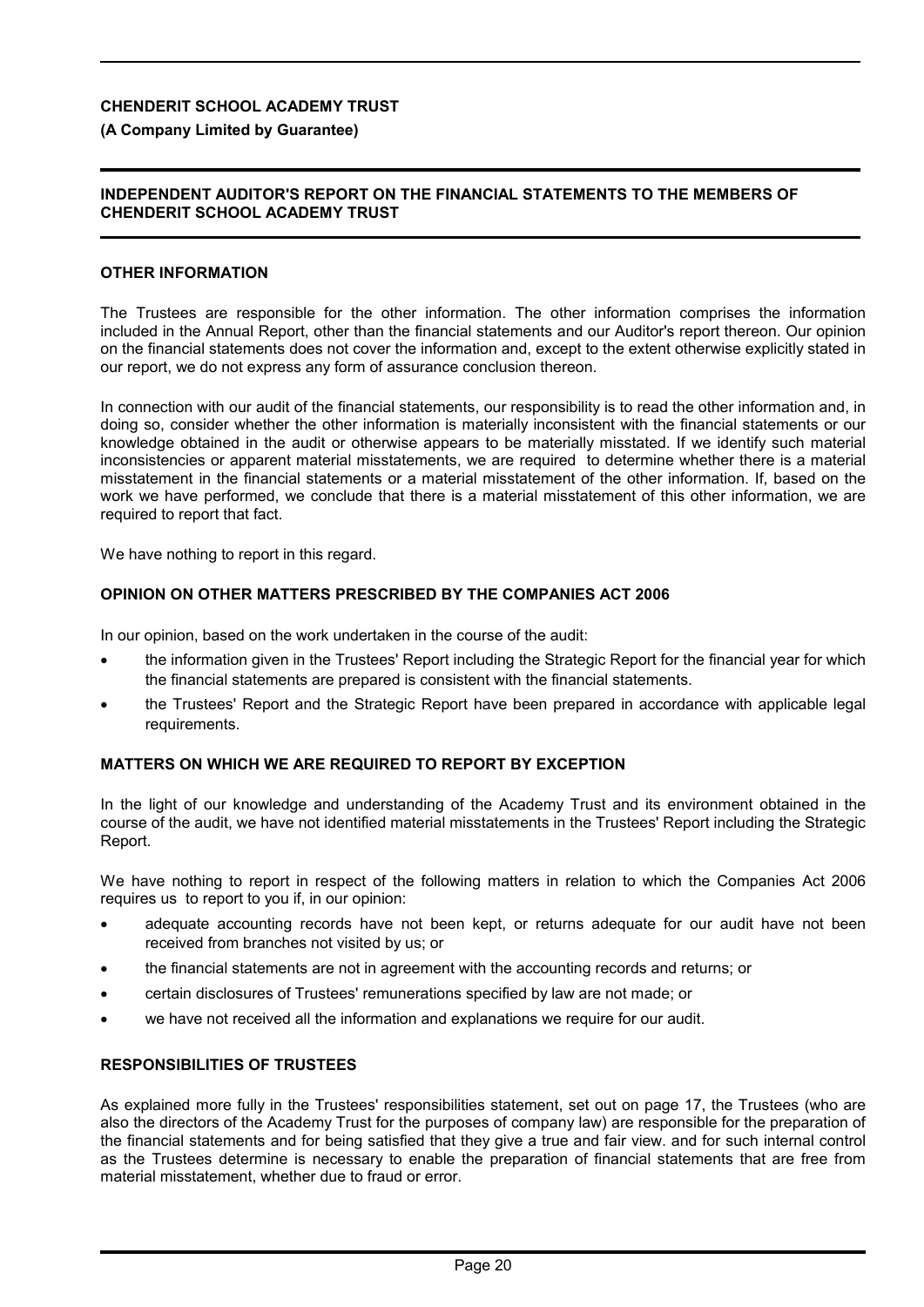**CHENDERIT SCHOOL ACADEMY TRUST**

**(A Company Limited by Guarantee)**

**INDEPENDENT AUDITOR'S REPORT ON THE FINANCIAL STATEMENTS TO THE MEMBERS OF CHENDERIT SCHOOL ACADEMY TRUST**

**OTHER INFORMATION**

The Trustees are responsible for the other information. The other information comprises the information included in the Annual Report, other than the financial statements and our Auditor's report thereon. Our opinion on the financial statements does not cover the information and, except to the extent otherwise explicitly stated in our report, we do not express any form of assurance conclusion thereon.

In connection with our audit of the financial statements, our responsibility is to read the other information and, in doing so, consider whether the other information is materially inconsistent with the financial statements or our knowledge obtained in the audit or otherwise appears to be materially misstated. If we identify such material inconsistencies or apparent material misstatements, we are required to determine whether there is a material misstatement in the financial statements or a material misstatement of the other information. If, based on the work we have performed, we conclude that there is a material misstatement of this other information, we are required to report that fact.

We have nothing to report in this regard.

**OPINION ON OTHER MATTERS PRESCRIBED BY THE COMPANIES ACT 2006**

In our opinion, based on the work undertaken in the course of the audit:

- the information given in the Trustees' Report including the Strategic Report for the financial year for which the financial statements are prepared is consistent with the financial statements.
- the Trustees' Report and the Strategic Report have been prepared in accordance with applicable legal requirements.

**MATTERS ON WHICH WE ARE REQUIRED TO REPORT BY EXCEPTION**

In the light of our knowledge and understanding of the Academy Trust and its environment obtained in the course of the audit, we have not identified material misstatements in the Trustees' Report including the Strategic Report.

We have nothing to report in respect of the following matters in relation to which the Companies Act 2006 requires us to report to you if, in our opinion:

- adequate accounting records have not been kept, or returns adequate for our audit have not been received from branches not visited by us; or
- the financial statements are not in agreement with the accounting records and returns; or
- certain disclosures of Trustees' remunerations specified by law are not made; or
- we have not received all the information and explanations we require for our audit.

**RESPONSIBILITIES OF TRUSTEES**

As explained more fully in the Trustees' responsibilities statement, set out on page 17, the Trustees (who are also the directors of the Academy Trust for the purposes of company law) are responsible for the preparation of the financial statements and for being satisfied that they give a true and fair view. and for such internal control as the Trustees determine is necessary to enable the preparation of financial statements that are free from material misstatement, whether due to fraud or error.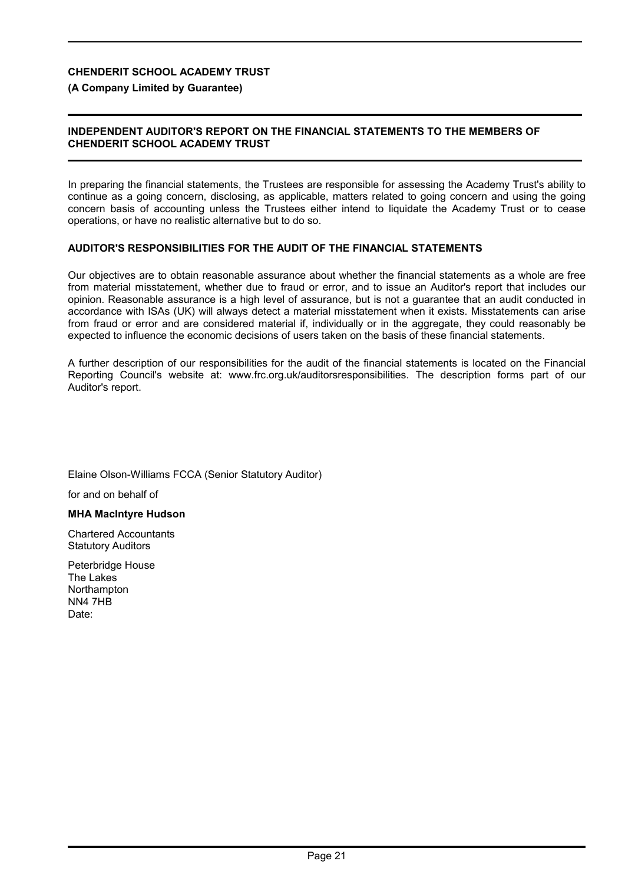**CHENDERIT SCHOOL ACADEMY TRUST**

**(A Company Limited by Guarantee)**

**INDEPENDENT AUDITOR'S REPORT ON THE FINANCIAL STATEMENTS TO THE MEMBERS OF CHENDERIT SCHOOL ACADEMY TRUST**

In preparing the financial statements, the Trustees are responsible for assessing the Academy Trust's ability to continue as a going concern, disclosing, as applicable, matters related to going concern and using the going concern basis of accounting unless the Trustees either intend to liquidate the Academy Trust or to cease operations, or have no realistic alternative but to do so.

**AUDITOR'S RESPONSIBILITIES FOR THE AUDIT OF THE FINANCIAL STATEMENTS**

Our objectives are to obtain reasonable assurance about whether the financial statements as a whole are free from material misstatement, whether due to fraud or error, and to issue an Auditor's report that includes our opinion. Reasonable assurance is a high level of assurance, but is not a guarantee that an audit conducted in accordance with ISAs (UK) will always detect a material misstatement when it exists. Misstatements can arise from fraud or error and are considered material if, individually or in the aggregate, they could reasonably be expected to influence the economic decisions of users taken on the basis of these financial statements.

A further description of our responsibilities for the audit of the financial statements is located on the Financial Reporting Council's website at: www.frc.org.uk/auditorsresponsibilities. The description forms part of our Auditor's report.

Elaine Olson-Williams FCCA (Senior Statutory Auditor)

for and on behalf of

**MHA MacIntyre Hudson**

Chartered Accountants
Statutory Auditors

Peterbridge House
The Lakes
Northampton
NN4 7HB
Date: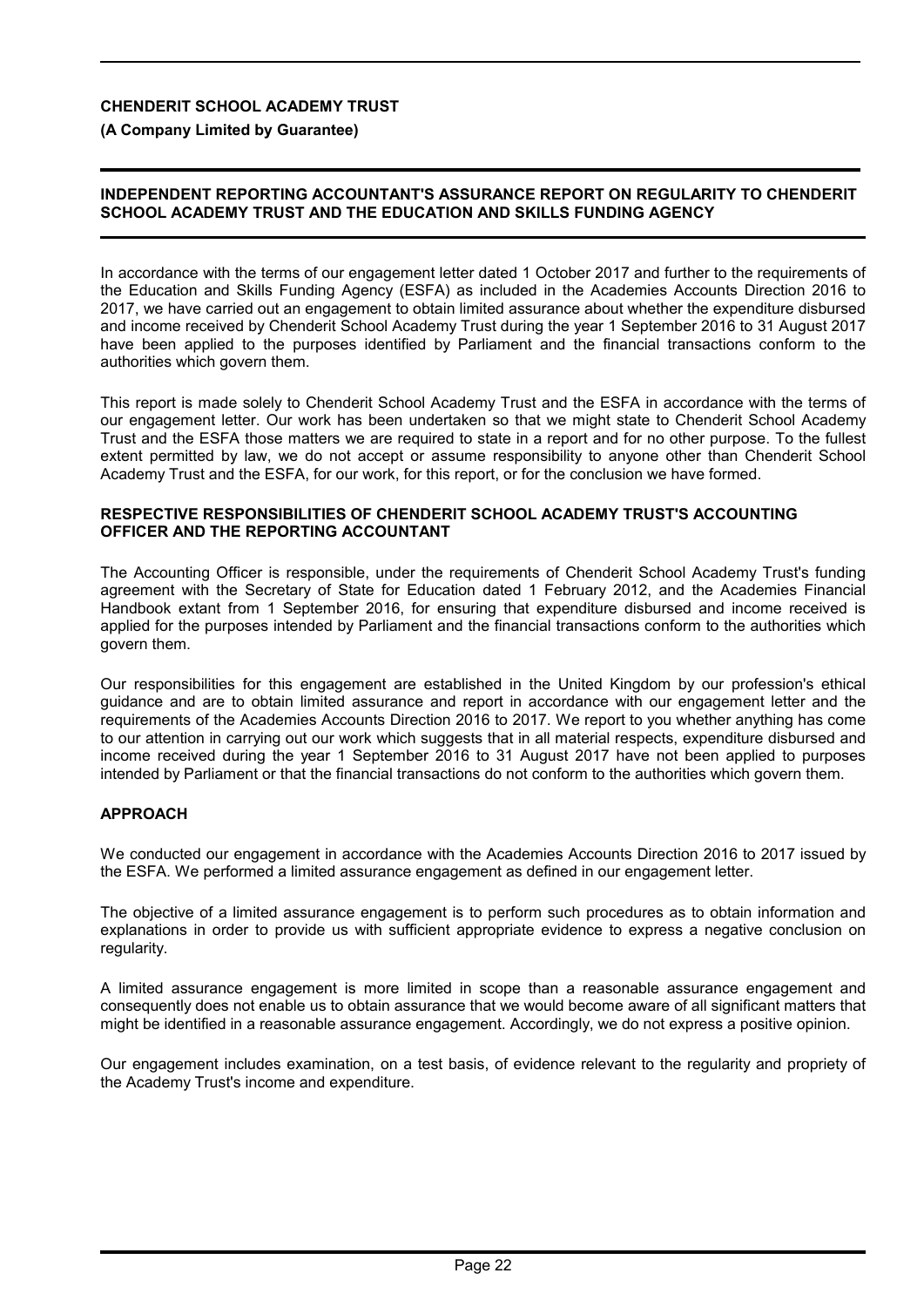## INDEPENDENT REPORTING ACCOUNTANT'S ASSURANCE REPORT ON REGULARITY TO CHENDERIT SCHOOL ACADEMY TRUST AND THE EDUCATION AND SKILLS FUNDING AGENCY

In accordance with the terms of our engagement letter dated 1 October 2017 and further to the requirements of the Education and Skills Funding Agency (ESFA) as included in the Academies Accounts Direction 2016 to 2017, we have carried out an engagement to obtain limited assurance about whether the expenditure disbursed and income received by Chenderit School Academy Trust during the year 1 September 2016 to 31 August 2017 have been applied to the purposes identified by Parliament and the financial transactions conform to the authorities which govern them.

This report is made solely to Chenderit School Academy Trust and the ESFA in accordance with the terms of our engagement letter. Our work has been undertaken so that we might state to Chenderit School Academy Trust and the ESFA those matters we are required to state in a report and for no other purpose. To the fullest extent permitted by law, we do not accept or assume responsibility to anyone other than Chenderit School Academy Trust and the ESFA, for our work, for this report, or for the conclusion we have formed.

### RESPECTIVE RESPONSIBILITIES OF CHENDERIT SCHOOL ACADEMY TRUST'S ACCOUNTING OFFICER AND THE REPORTING ACCOUNTANT

The Accounting Officer is responsible, under the requirements of Chenderit School Academy Trust's funding agreement with the Secretary of State for Education dated 1 February 2012, and the Academies Financial Handbook extant from 1 September 2016, for ensuring that expenditure disbursed and income received is applied for the purposes intended by Parliament and the financial transactions conform to the authorities which govern them.

Our responsibilities for this engagement are established in the United Kingdom by our profession's ethical guidance and are to obtain limited assurance and report in accordance with our engagement letter and the requirements of the Academies Accounts Direction 2016 to 2017. We report to you whether anything has come to our attention in carrying out our work which suggests that in all material respects, expenditure disbursed and income received during the year 1 September 2016 to 31 August 2017 have not been applied to purposes intended by Parliament or that the financial transactions do not conform to the authorities which govern them.

### APPROACH

We conducted our engagement in accordance with the Academies Accounts Direction 2016 to 2017 issued by the ESFA. We performed a limited assurance engagement as defined in our engagement letter.

The objective of a limited assurance engagement is to perform such procedures as to obtain information and explanations in order to provide us with sufficient appropriate evidence to express a negative conclusion on regularity.

A limited assurance engagement is more limited in scope than a reasonable assurance engagement and consequently does not enable us to obtain assurance that we would become aware of all significant matters that might be identified in a reasonable assurance engagement. Accordingly, we do not express a positive opinion.

Our engagement includes examination, on a test basis, of evidence relevant to the regularity and propriety of the Academy Trust's income and expenditure.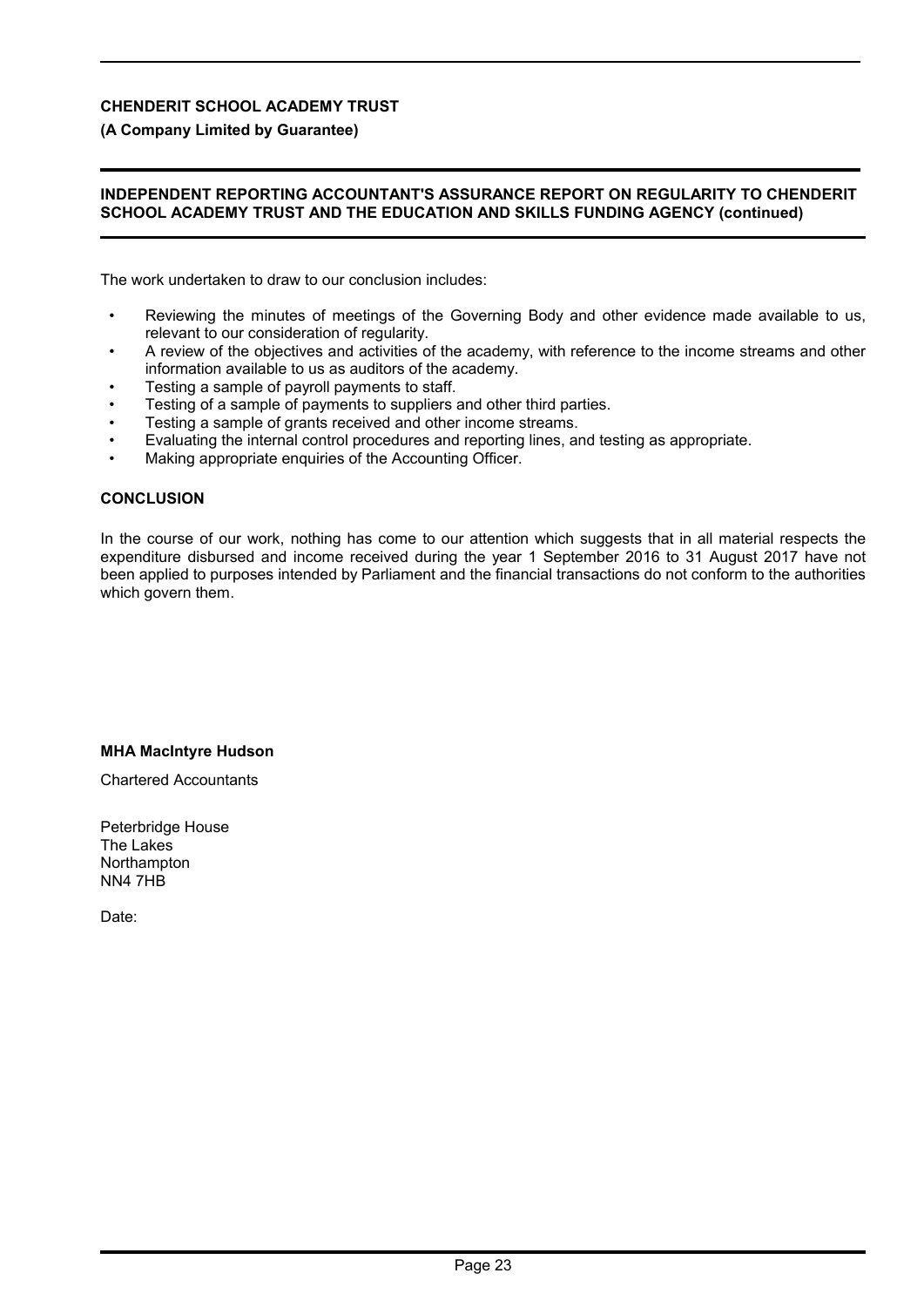**CHENDERIT SCHOOL ACADEMY TRUST**

**(A Company Limited by Guarantee)**

**INDEPENDENT REPORTING ACCOUNTANT'S ASSURANCE REPORT ON REGULARITY TO CHENDERIT SCHOOL ACADEMY TRUST AND THE EDUCATION AND SKILLS FUNDING AGENCY (continued)**

The work undertaken to draw to our conclusion includes:

- Reviewing the minutes of meetings of the Governing Body and other evidence made available to us, relevant to our consideration of regularity.
- A review of the objectives and activities of the academy, with reference to the income streams and other information available to us as auditors of the academy.
- Testing a sample of payroll payments to staff.
- Testing of a sample of payments to suppliers and other third parties.
- Testing a sample of grants received and other income streams.
- Evaluating the internal control procedures and reporting lines, and testing as appropriate.
- Making appropriate enquiries of the Accounting Officer.

**CONCLUSION**

In the course of our work, nothing has come to our attention which suggests that in all material respects the expenditure disbursed and income received during the year 1 September 2016 to 31 August 2017 have not been applied to purposes intended by Parliament and the financial transactions do not conform to the authorities which govern them.

**MHA MacIntyre Hudson**

Chartered Accountants

Peterbridge House
The Lakes
Northampton
NN4 7HB

Date: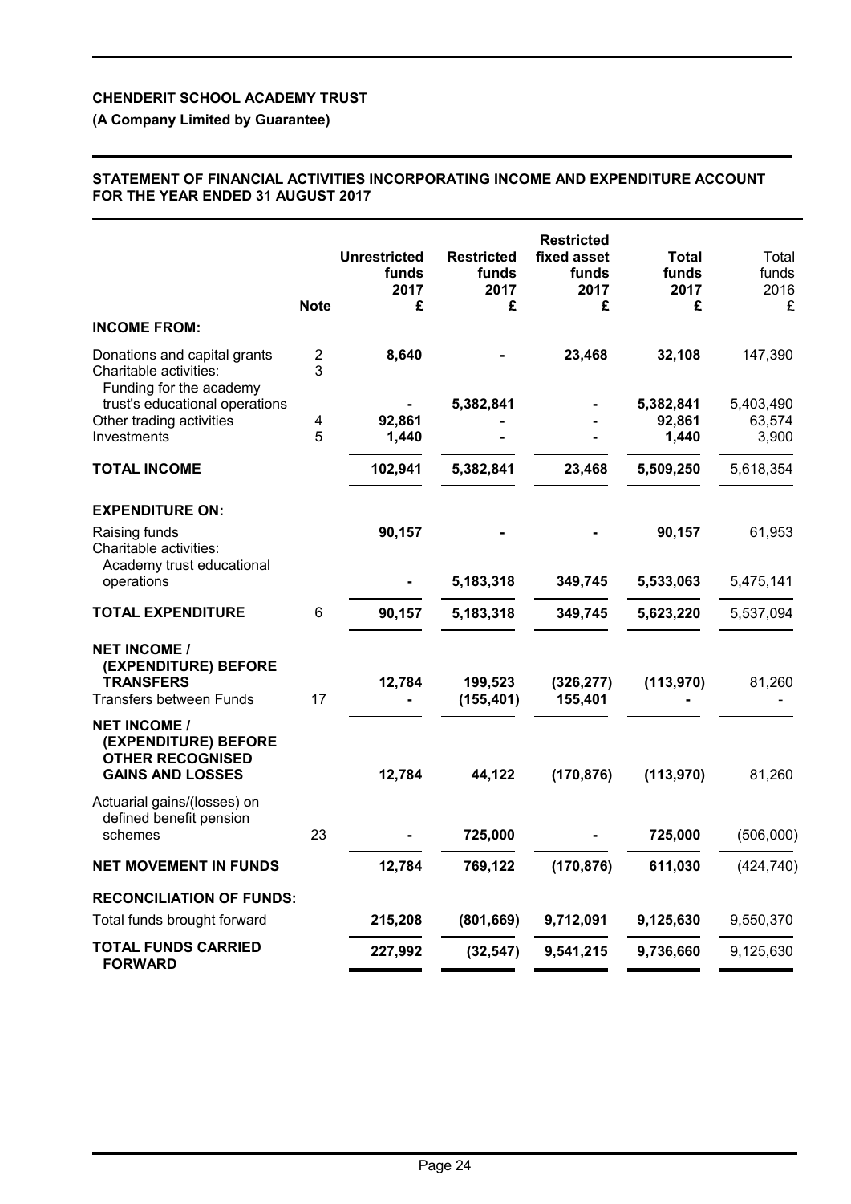**CHENDERIT SCHOOL ACADEMY TRUST**

**(A Company Limited by Guarantee)**

**STATEMENT OF FINANCIAL ACTIVITIES INCORPORATING INCOME AND EXPENDITURE ACCOUNT FOR THE YEAR ENDED 31 AUGUST 2017**

| | Note | Unrestricted funds 2017 £ | Restricted funds 2017 £ | Restricted fixed asset funds 2017 £ | Total funds 2017 £ | Total funds 2016 £ |
|---|---|---|---|---|---|---|
| **INCOME FROM:** | | | | | | |
| Donations and capital grants | 2 | **8,640** | **-** | **23,468** | **32,108** | 147,390 |
| Charitable activities: Funding for the academy trust's educational operations | 3 | **-** | **5,382,841** | **-** | **5,382,841** | 5,403,490 |
| Other trading activities | 4 | **92,861** | **-** | **-** | **92,861** | 63,574 |
| Investments | 5 | **1,440** | **-** | **-** | **1,440** | 3,900 |
| **TOTAL INCOME** | | **102,941** | **5,382,841** | **23,468** | **5,509,250** | 5,618,354 |
| **EXPENDITURE ON:** | | | | | | |
| Raising funds | | **90,157** | **-** | **-** | **90,157** | 61,953 |
| Charitable activities: Academy trust educational operations | | **-** | **5,183,318** | **349,745** | **5,533,063** | 5,475,141 |
| **TOTAL EXPENDITURE** | 6 | **90,157** | **5,183,318** | **349,745** | **5,623,220** | 5,537,094 |
| **NET INCOME / (EXPENDITURE) BEFORE TRANSFERS** | | **12,784** | **199,523** | **(326,277)** | **(113,970)** | 81,260 |
| Transfers between Funds | 17 | **-** | **(155,401)** | **155,401** | **-** | - |
| **NET INCOME / (EXPENDITURE) BEFORE OTHER RECOGNISED GAINS AND LOSSES** | | **12,784** | **44,122** | **(170,876)** | **(113,970)** | 81,260 |
| Actuarial gains/(losses) on defined benefit pension schemes | 23 | **-** | **725,000** | **-** | **725,000** | (506,000) |
| **NET MOVEMENT IN FUNDS** | | **12,784** | **769,122** | **(170,876)** | **611,030** | (424,740) |
| **RECONCILIATION OF FUNDS:** | | | | | | |
| Total funds brought forward | | **215,208** | **(801,669)** | **9,712,091** | **9,125,630** | 9,550,370 |
| **TOTAL FUNDS CARRIED FORWARD** | | **227,992** | **(32,547)** | **9,541,215** | **9,736,660** | 9,125,630 |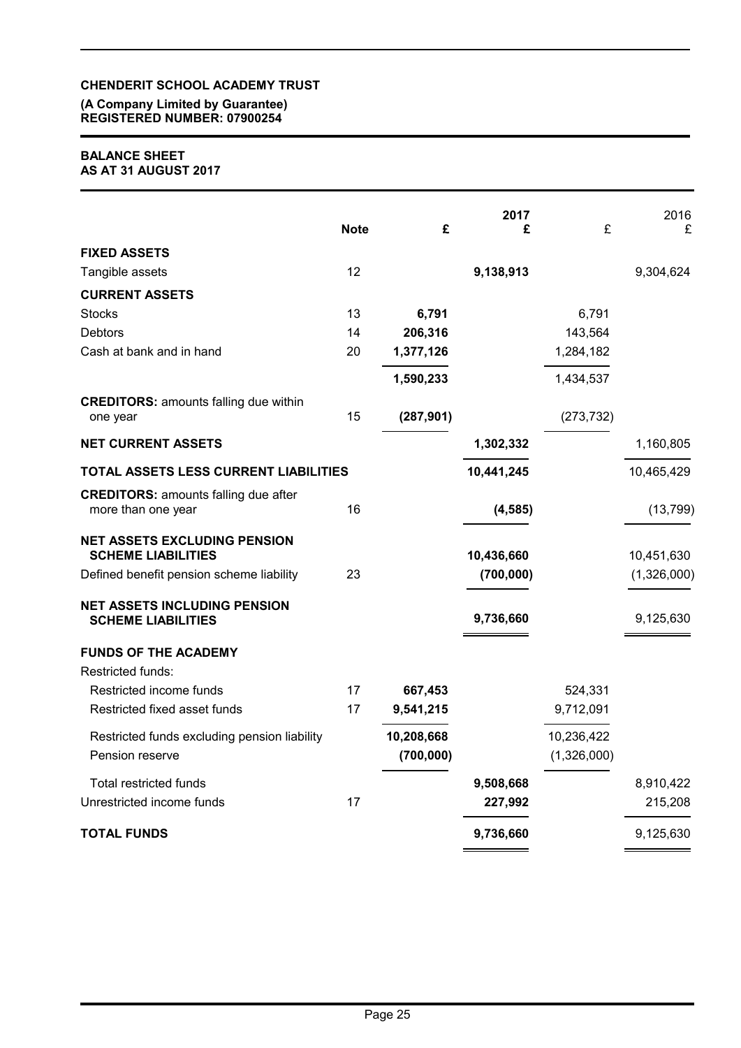**CHENDERIT SCHOOL ACADEMY TRUST**

**(A Company Limited by Guarantee)**
**REGISTERED NUMBER: 07900254**

**BALANCE SHEET**
**AS AT 31 AUGUST 2017**

| | Note | £ | 2017 £ | £ | 2016 £ |
|---|---|---|---|---|---|
| **FIXED ASSETS** | | | | | |
| Tangible assets | 12 | | **9,138,913** | | 9,304,624 |
| **CURRENT ASSETS** | | | | | |
| Stocks | 13 | **6,791** | | 6,791 | |
| Debtors | 14 | **206,316** | | 143,564 | |
| Cash at bank and in hand | 20 | **1,377,126** | | 1,284,182 | |
| | | **1,590,233** | | 1,434,537 | |
| **CREDITORS:** amounts falling due within one year | 15 | **(287,901)** | | (273,732) | |
| **NET CURRENT ASSETS** | | | **1,302,332** | | 1,160,805 |
| **TOTAL ASSETS LESS CURRENT LIABILITIES** | | | **10,441,245** | | 10,465,429 |
| **CREDITORS:** amounts falling due after more than one year | 16 | | **(4,585)** | | (13,799) |
| **NET ASSETS EXCLUDING PENSION SCHEME LIABILITIES** | | | **10,436,660** | | 10,451,630 |
| Defined benefit pension scheme liability | 23 | | **(700,000)** | | (1,326,000) |
| **NET ASSETS INCLUDING PENSION SCHEME LIABILITIES** | | | **9,736,660** | | 9,125,630 |
| **FUNDS OF THE ACADEMY** | | | | | |
| Restricted funds: | | | | | |
| Restricted income funds | 17 | **667,453** | | 524,331 | |
| Restricted fixed asset funds | 17 | **9,541,215** | | 9,712,091 | |
| Restricted funds excluding pension liability | | **10,208,668** | | 10,236,422 | |
| Pension reserve | | **(700,000)** | | (1,326,000) | |
| Total restricted funds | | | **9,508,668** | | 8,910,422 |
| Unrestricted income funds | 17 | | **227,992** | | 215,208 |
| **TOTAL FUNDS** | | | **9,736,660** | | 9,125,630 |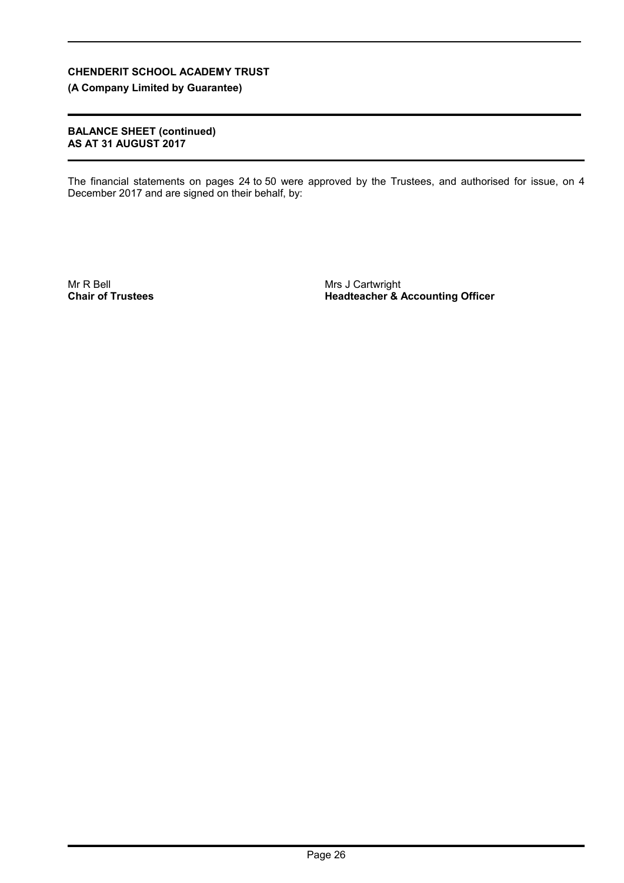**CHENDERIT SCHOOL ACADEMY TRUST**
**(A Company Limited by Guarantee)**

**BALANCE SHEET (continued)**
**AS AT 31 AUGUST 2017**

The financial statements on pages 24 to 50 were approved by the Trustees, and authorised for issue, on 4 December 2017 and are signed on their behalf, by:

Mr R Bell
**Chair of Trustees**

Mrs J Cartwright
**Headteacher & Accounting Officer**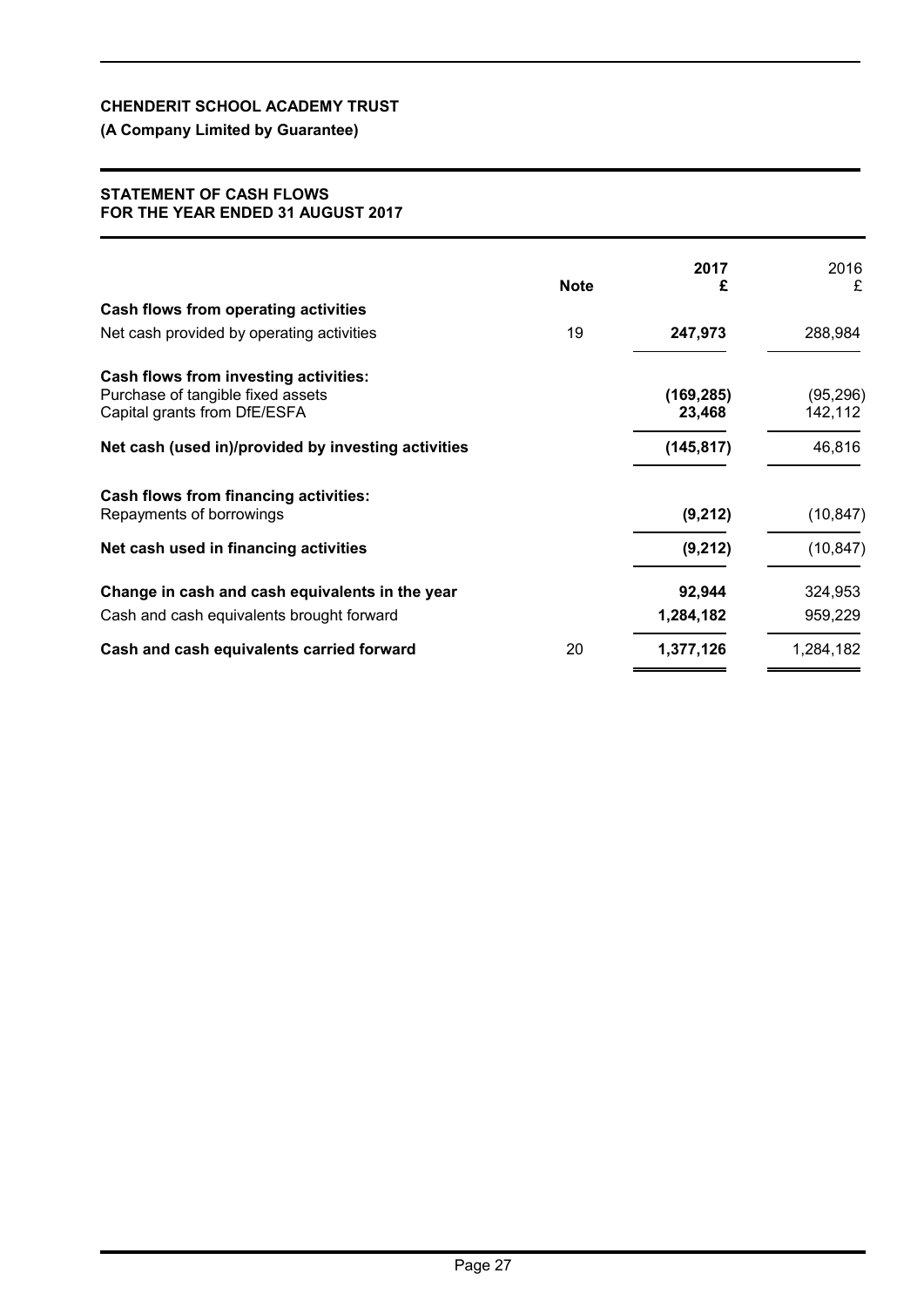**CHENDERIT SCHOOL ACADEMY TRUST**

**(A Company Limited by Guarantee)**

**STATEMENT OF CASH FLOWS**
**FOR THE YEAR ENDED 31 AUGUST 2017**

| | Note | 2017 £ | 2016 £ |
|---|---|---|---|
| **Cash flows from operating activities** | | | |
| Net cash provided by operating activities | 19 | **247,973** | 288,984 |
| **Cash flows from investing activities:** | | | |
| Purchase of tangible fixed assets | | **(169,285)** | (95,296) |
| Capital grants from DfE/ESFA | | **23,468** | 142,112 |
| **Net cash (used in)/provided by investing activities** | | **(145,817)** | 46,816 |
| **Cash flows from financing activities:** | | | |
| Repayments of borrowings | | **(9,212)** | (10,847) |
| **Net cash used in financing activities** | | **(9,212)** | (10,847) |
| **Change in cash and cash equivalents in the year** | | **92,944** | 324,953 |
| Cash and cash equivalents brought forward | | **1,284,182** | 959,229 |
| **Cash and cash equivalents carried forward** | 20 | **1,377,126** | 1,284,182 |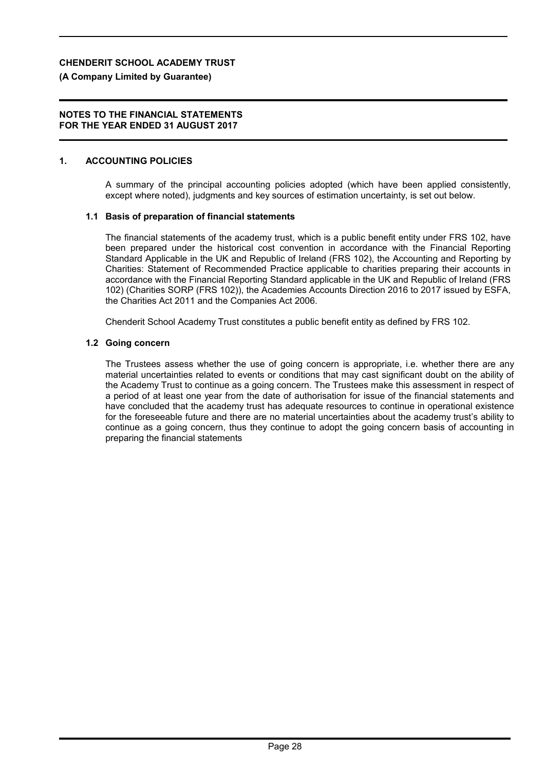**CHENDERIT SCHOOL ACADEMY TRUST**

**(A Company Limited by Guarantee)**

**NOTES TO THE FINANCIAL STATEMENTS FOR THE YEAR ENDED 31 AUGUST 2017**

## 1. ACCOUNTING POLICIES

A summary of the principal accounting policies adopted (which have been applied consistently, except where noted), judgments and key sources of estimation uncertainty, is set out below.

### 1.1 Basis of preparation of financial statements

The financial statements of the academy trust, which is a public benefit entity under FRS 102, have been prepared under the historical cost convention in accordance with the Financial Reporting Standard Applicable in the UK and Republic of Ireland (FRS 102), the Accounting and Reporting by Charities: Statement of Recommended Practice applicable to charities preparing their accounts in accordance with the Financial Reporting Standard applicable in the UK and Republic of Ireland (FRS 102) (Charities SORP (FRS 102)), the Academies Accounts Direction 2016 to 2017 issued by ESFA, the Charities Act 2011 and the Companies Act 2006.

Chenderit School Academy Trust constitutes a public benefit entity as defined by FRS 102.

### 1.2 Going concern

The Trustees assess whether the use of going concern is appropriate, i.e. whether there are any material uncertainties related to events or conditions that may cast significant doubt on the ability of the Academy Trust to continue as a going concern. The Trustees make this assessment in respect of a period of at least one year from the date of authorisation for issue of the financial statements and have concluded that the academy trust has adequate resources to continue in operational existence for the foreseeable future and there are no material uncertainties about the academy trust's ability to continue as a going concern, thus they continue to adopt the going concern basis of accounting in preparing the financial statements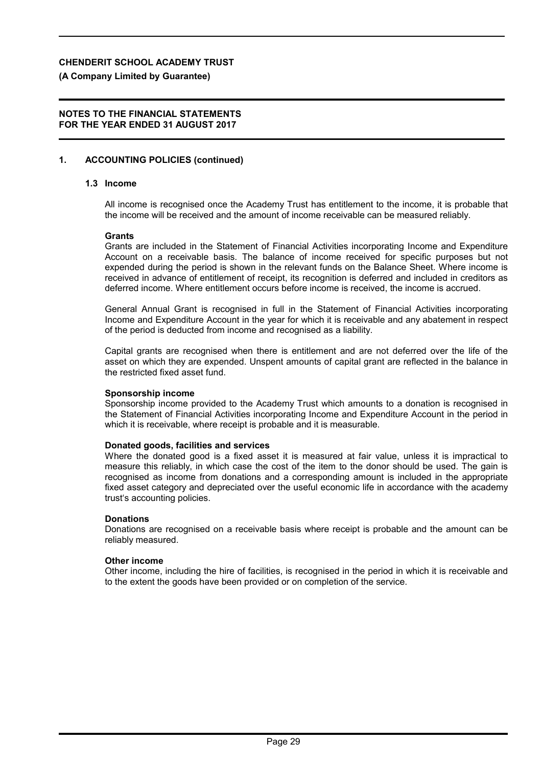## 1. ACCOUNTING POLICIES (continued)

### 1.3 Income

All income is recognised once the Academy Trust has entitlement to the income, it is probable that the income will be received and the amount of income receivable can be measured reliably.

**Grants**

Grants are included in the Statement of Financial Activities incorporating Income and Expenditure Account on a receivable basis. The balance of income received for specific purposes but not expended during the period is shown in the relevant funds on the Balance Sheet. Where income is received in advance of entitlement of receipt, its recognition is deferred and included in creditors as deferred income. Where entitlement occurs before income is received, the income is accrued.

General Annual Grant is recognised in full in the Statement of Financial Activities incorporating Income and Expenditure Account in the year for which it is receivable and any abatement in respect of the period is deducted from income and recognised as a liability.

Capital grants are recognised when there is entitlement and are not deferred over the life of the asset on which they are expended. Unspent amounts of capital grant are reflected in the balance in the restricted fixed asset fund.

**Sponsorship income**

Sponsorship income provided to the Academy Trust which amounts to a donation is recognised in the Statement of Financial Activities incorporating Income and Expenditure Account in the period in which it is receivable, where receipt is probable and it is measurable.

**Donated goods, facilities and services**

Where the donated good is a fixed asset it is measured at fair value, unless it is impractical to measure this reliably, in which case the cost of the item to the donor should be used. The gain is recognised as income from donations and a corresponding amount is included in the appropriate fixed asset category and depreciated over the useful economic life in accordance with the academy trust's accounting policies.

**Donations**

Donations are recognised on a receivable basis where receipt is probable and the amount can be reliably measured.

**Other income**

Other income, including the hire of facilities, is recognised in the period in which it is receivable and to the extent the goods have been provided or on completion of the service.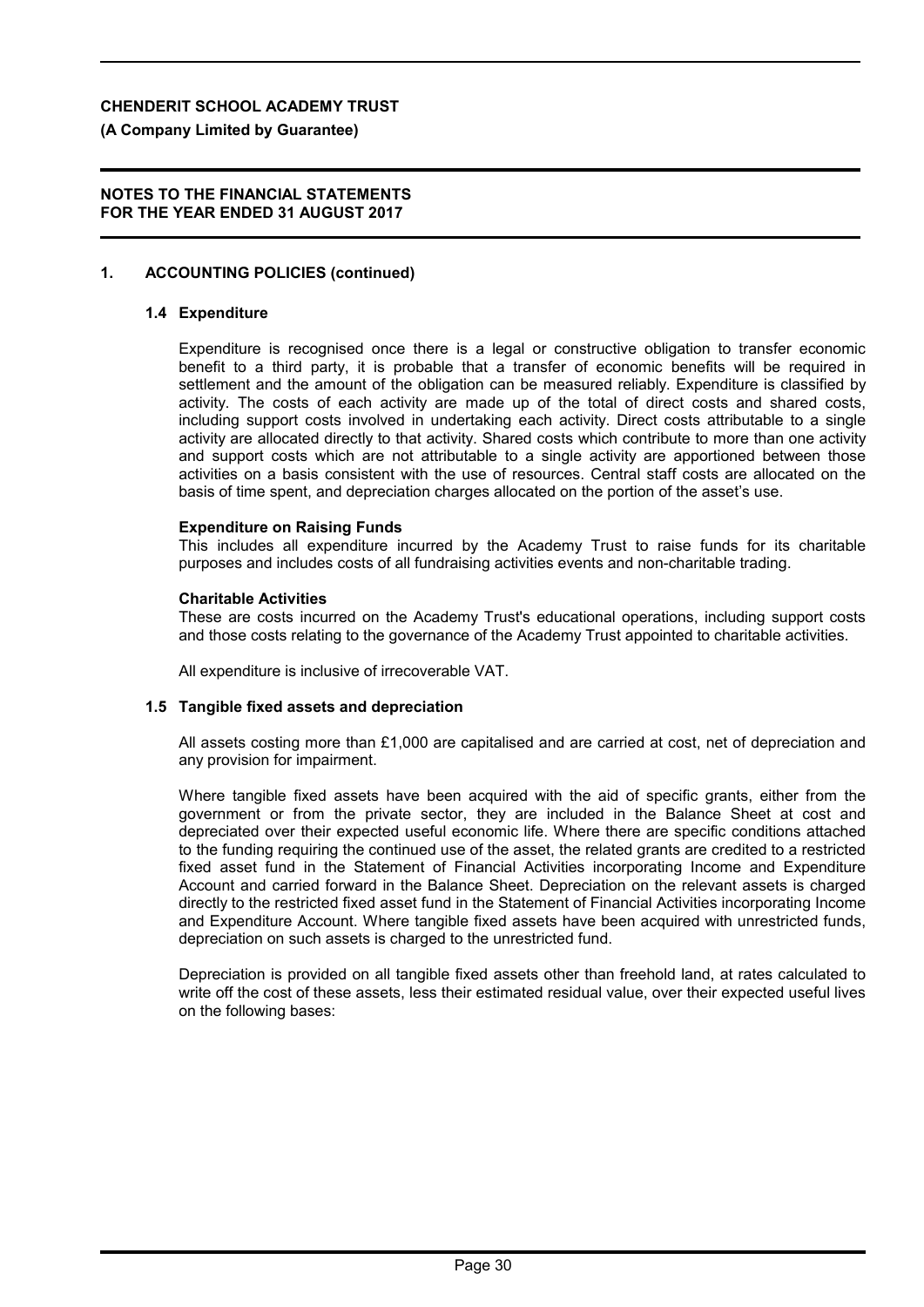## 1. ACCOUNTING POLICIES (continued)

### 1.4 Expenditure

Expenditure is recognised once there is a legal or constructive obligation to transfer economic benefit to a third party, it is probable that a transfer of economic benefits will be required in settlement and the amount of the obligation can be measured reliably. Expenditure is classified by activity. The costs of each activity are made up of the total of direct costs and shared costs, including support costs involved in undertaking each activity. Direct costs attributable to a single activity are allocated directly to that activity. Shared costs which contribute to more than one activity and support costs which are not attributable to a single activity are apportioned between those activities on a basis consistent with the use of resources. Central staff costs are allocated on the basis of time spent, and depreciation charges allocated on the portion of the asset's use.

**Expenditure on Raising Funds**

This includes all expenditure incurred by the Academy Trust to raise funds for its charitable purposes and includes costs of all fundraising activities events and non-charitable trading.

**Charitable Activities**

These are costs incurred on the Academy Trust's educational operations, including support costs and those costs relating to the governance of the Academy Trust appointed to charitable activities.

All expenditure is inclusive of irrecoverable VAT.

### 1.5 Tangible fixed assets and depreciation

All assets costing more than £1,000 are capitalised and are carried at cost, net of depreciation and any provision for impairment.

Where tangible fixed assets have been acquired with the aid of specific grants, either from the government or from the private sector, they are included in the Balance Sheet at cost and depreciated over their expected useful economic life. Where there are specific conditions attached to the funding requiring the continued use of the asset, the related grants are credited to a restricted fixed asset fund in the Statement of Financial Activities incorporating Income and Expenditure Account and carried forward in the Balance Sheet. Depreciation on the relevant assets is charged directly to the restricted fixed asset fund in the Statement of Financial Activities incorporating Income and Expenditure Account. Where tangible fixed assets have been acquired with unrestricted funds, depreciation on such assets is charged to the unrestricted fund.

Depreciation is provided on all tangible fixed assets other than freehold land, at rates calculated to write off the cost of these assets, less their estimated residual value, over their expected useful lives on the following bases: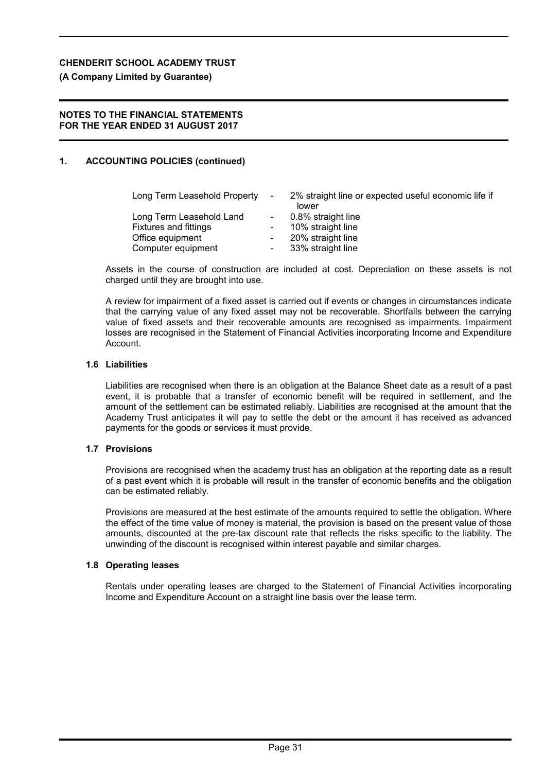## 1. ACCOUNTING POLICIES (continued)

| | | |
|---|---|---|
| Long Term Leasehold Property | - | 2% straight line or expected useful economic life if lower |
| Long Term Leasehold Land | - | 0.8% straight line |
| Fixtures and fittings | - | 10% straight line |
| Office equipment | - | 20% straight line |
| Computer equipment | - | 33% straight line |

Assets in the course of construction are included at cost. Depreciation on these assets is not charged until they are brought into use.

A review for impairment of a fixed asset is carried out if events or changes in circumstances indicate that the carrying value of any fixed asset may not be recoverable. Shortfalls between the carrying value of fixed assets and their recoverable amounts are recognised as impairments. Impairment losses are recognised in the Statement of Financial Activities incorporating Income and Expenditure Account.

### 1.6 Liabilities

Liabilities are recognised when there is an obligation at the Balance Sheet date as a result of a past event, it is probable that a transfer of economic benefit will be required in settlement, and the amount of the settlement can be estimated reliably. Liabilities are recognised at the amount that the Academy Trust anticipates it will pay to settle the debt or the amount it has received as advanced payments for the goods or services it must provide.

### 1.7 Provisions

Provisions are recognised when the academy trust has an obligation at the reporting date as a result of a past event which it is probable will result in the transfer of economic benefits and the obligation can be estimated reliably.

Provisions are measured at the best estimate of the amounts required to settle the obligation. Where the effect of the time value of money is material, the provision is based on the present value of those amounts, discounted at the pre-tax discount rate that reflects the risks specific to the liability. The unwinding of the discount is recognised within interest payable and similar charges.

### 1.8 Operating leases

Rentals under operating leases are charged to the Statement of Financial Activities incorporating Income and Expenditure Account on a straight line basis over the lease term.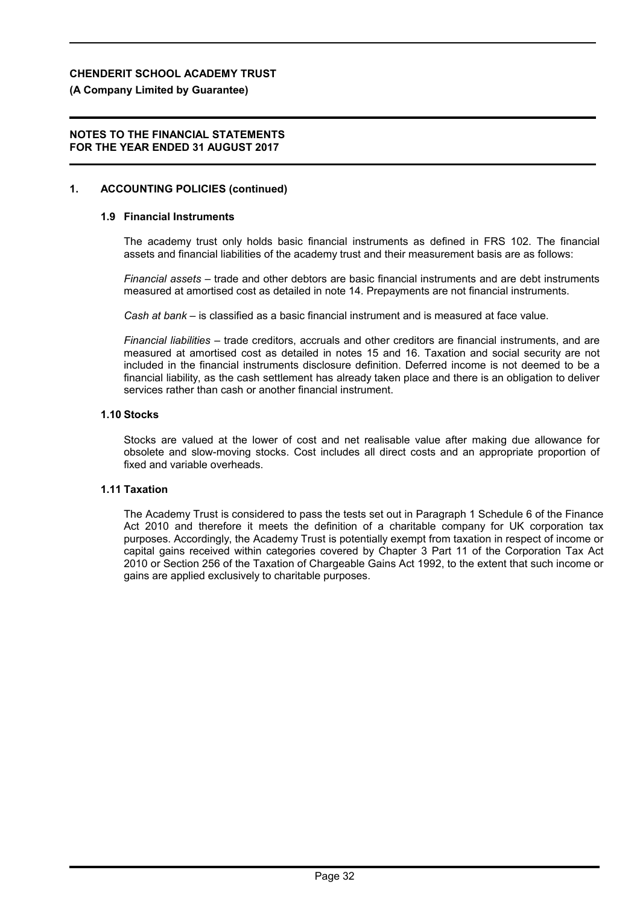**CHENDERIT SCHOOL ACADEMY TRUST**

**(A Company Limited by Guarantee)**

**NOTES TO THE FINANCIAL STATEMENTS FOR THE YEAR ENDED 31 AUGUST 2017**

## 1. ACCOUNTING POLICIES (continued)

### 1.9 Financial Instruments

The academy trust only holds basic financial instruments as defined in FRS 102. The financial assets and financial liabilities of the academy trust and their measurement basis are as follows:

*Financial assets* – trade and other debtors are basic financial instruments and are debt instruments measured at amortised cost as detailed in note 14. Prepayments are not financial instruments.

*Cash at bank* – is classified as a basic financial instrument and is measured at face value.

*Financial liabilities* – trade creditors, accruals and other creditors are financial instruments, and are measured at amortised cost as detailed in notes 15 and 16. Taxation and social security are not included in the financial instruments disclosure definition. Deferred income is not deemed to be a financial liability, as the cash settlement has already taken place and there is an obligation to deliver services rather than cash or another financial instrument.

### 1.10 Stocks

Stocks are valued at the lower of cost and net realisable value after making due allowance for obsolete and slow-moving stocks. Cost includes all direct costs and an appropriate proportion of fixed and variable overheads.

### 1.11 Taxation

The Academy Trust is considered to pass the tests set out in Paragraph 1 Schedule 6 of the Finance Act 2010 and therefore it meets the definition of a charitable company for UK corporation tax purposes. Accordingly, the Academy Trust is potentially exempt from taxation in respect of income or capital gains received within categories covered by Chapter 3 Part 11 of the Corporation Tax Act 2010 or Section 256 of the Taxation of Chargeable Gains Act 1992, to the extent that such income or gains are applied exclusively to charitable purposes.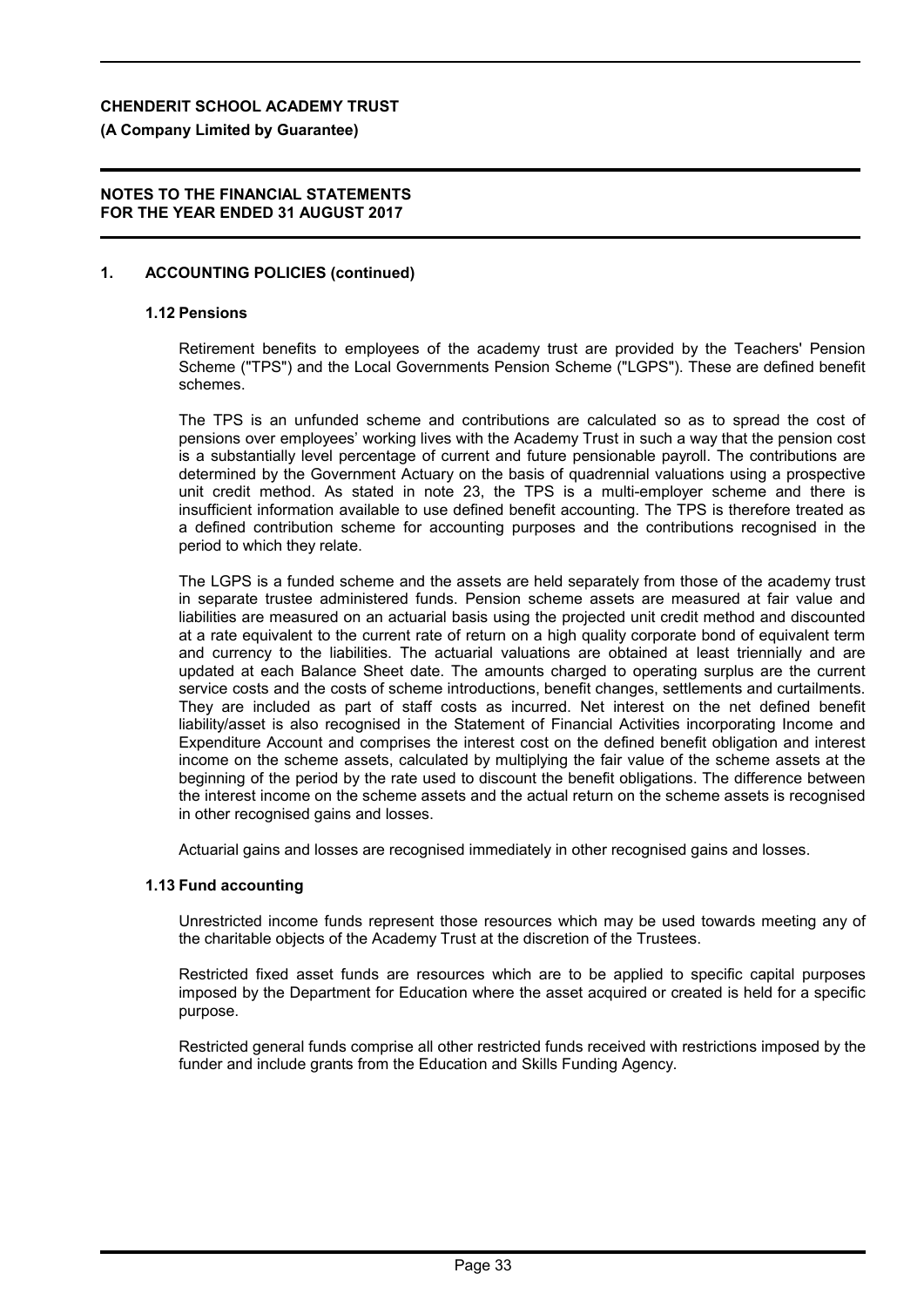## 1. ACCOUNTING POLICIES (continued)

### 1.12 Pensions

Retirement benefits to employees of the academy trust are provided by the Teachers' Pension Scheme ("TPS") and the Local Governments Pension Scheme ("LGPS"). These are defined benefit schemes.

The TPS is an unfunded scheme and contributions are calculated so as to spread the cost of pensions over employees' working lives with the Academy Trust in such a way that the pension cost is a substantially level percentage of current and future pensionable payroll. The contributions are determined by the Government Actuary on the basis of quadrennial valuations using a prospective unit credit method. As stated in note 23, the TPS is a multi-employer scheme and there is insufficient information available to use defined benefit accounting. The TPS is therefore treated as a defined contribution scheme for accounting purposes and the contributions recognised in the period to which they relate.

The LGPS is a funded scheme and the assets are held separately from those of the academy trust in separate trustee administered funds. Pension scheme assets are measured at fair value and liabilities are measured on an actuarial basis using the projected unit credit method and discounted at a rate equivalent to the current rate of return on a high quality corporate bond of equivalent term and currency to the liabilities. The actuarial valuations are obtained at least triennially and are updated at each Balance Sheet date. The amounts charged to operating surplus are the current service costs and the costs of scheme introductions, benefit changes, settlements and curtailments. They are included as part of staff costs as incurred. Net interest on the net defined benefit liability/asset is also recognised in the Statement of Financial Activities incorporating Income and Expenditure Account and comprises the interest cost on the defined benefit obligation and interest income on the scheme assets, calculated by multiplying the fair value of the scheme assets at the beginning of the period by the rate used to discount the benefit obligations. The difference between the interest income on the scheme assets and the actual return on the scheme assets is recognised in other recognised gains and losses.

Actuarial gains and losses are recognised immediately in other recognised gains and losses.

### 1.13 Fund accounting

Unrestricted income funds represent those resources which may be used towards meeting any of the charitable objects of the Academy Trust at the discretion of the Trustees.

Restricted fixed asset funds are resources which are to be applied to specific capital purposes imposed by the Department for Education where the asset acquired or created is held for a specific purpose.

Restricted general funds comprise all other restricted funds received with restrictions imposed by the funder and include grants from the Education and Skills Funding Agency.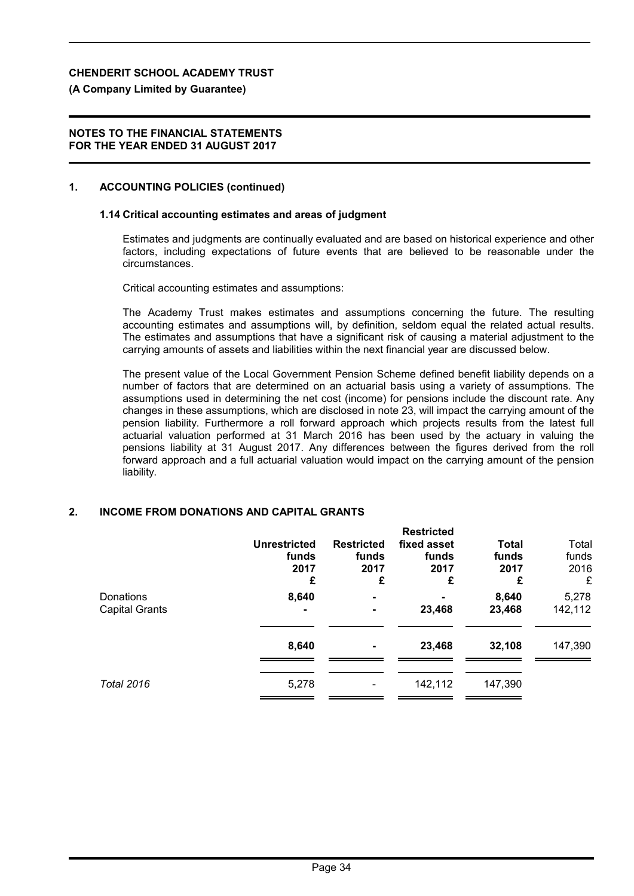**CHENDERIT SCHOOL ACADEMY TRUST**
**(A Company Limited by Guarantee)**

**NOTES TO THE FINANCIAL STATEMENTS**
**FOR THE YEAR ENDED 31 AUGUST 2017**

## 1. ACCOUNTING POLICIES (continued)

### 1.14 Critical accounting estimates and areas of judgment

Estimates and judgments are continually evaluated and are based on historical experience and other factors, including expectations of future events that are believed to be reasonable under the circumstances.

Critical accounting estimates and assumptions:

The Academy Trust makes estimates and assumptions concerning the future. The resulting accounting estimates and assumptions will, by definition, seldom equal the related actual results. The estimates and assumptions that have a significant risk of causing a material adjustment to the carrying amounts of assets and liabilities within the next financial year are discussed below.

The present value of the Local Government Pension Scheme defined benefit liability depends on a number of factors that are determined on an actuarial basis using a variety of assumptions. The assumptions used in determining the net cost (income) for pensions include the discount rate. Any changes in these assumptions, which are disclosed in note 23, will impact the carrying amount of the pension liability. Furthermore a roll forward approach which projects results from the latest full actuarial valuation performed at 31 March 2016 has been used by the actuary in valuing the pensions liability at 31 August 2017. Any differences between the figures derived from the roll forward approach and a full actuarial valuation would impact on the carrying amount of the pension liability.

## 2. INCOME FROM DONATIONS AND CAPITAL GRANTS

| | **Unrestricted funds 2017 £** | **Restricted funds 2017 £** | **Restricted fixed asset funds 2017 £** | **Total funds 2017 £** | Total funds 2016 £ |
|---|---|---|---|---|---|
| Donations | **8,640** | **-** | **-** | **8,640** | 5,278 |
| Capital Grants | **-** | **-** | **23,468** | **23,468** | 142,112 |
| | **8,640** | **-** | **23,468** | **32,108** | 147,390 |
| *Total 2016* | 5,278 | - | 142,112 | 147,390 | |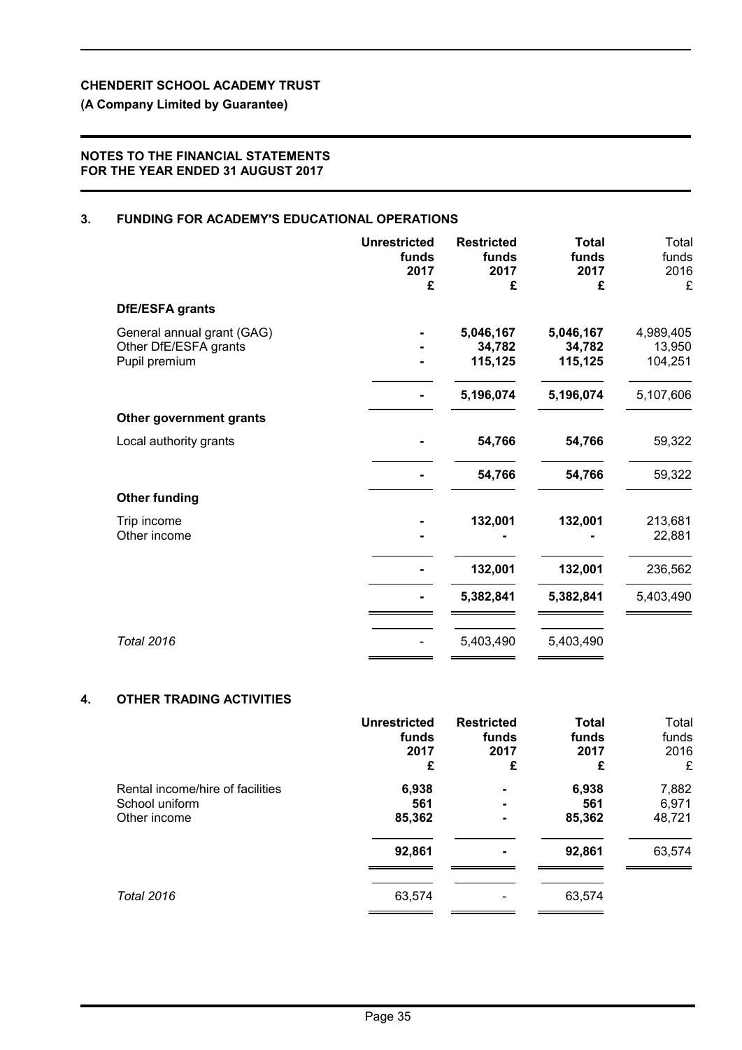**CHENDERIT SCHOOL ACADEMY TRUST**

**(A Company Limited by Guarantee)**

**NOTES TO THE FINANCIAL STATEMENTS FOR THE YEAR ENDED 31 AUGUST 2017**

## 3. FUNDING FOR ACADEMY'S EDUCATIONAL OPERATIONS

| | Unrestricted funds 2017 £ | Restricted funds 2017 £ | Total funds 2017 £ | Total funds 2016 £ |
|---|---|---|---|---|
| **DfE/ESFA grants** | | | | |
| General annual grant (GAG) | - | 5,046,167 | 5,046,167 | 4,989,405 |
| Other DfE/ESFA grants | - | 34,782 | 34,782 | 13,950 |
| Pupil premium | - | 115,125 | 115,125 | 104,251 |
| | - | 5,196,074 | 5,196,074 | 5,107,606 |
| **Other government grants** | | | | |
| Local authority grants | - | 54,766 | 54,766 | 59,322 |
| | - | 54,766 | 54,766 | 59,322 |
| **Other funding** | | | | |
| Trip income | - | 132,001 | 132,001 | 213,681 |
| Other income | - | - | - | 22,881 |
| | - | 132,001 | 132,001 | 236,562 |
| | - | 5,382,841 | 5,382,841 | 5,403,490 |
| *Total 2016* | - | 5,403,490 | 5,403,490 | |

## 4. OTHER TRADING ACTIVITIES

| | Unrestricted funds 2017 £ | Restricted funds 2017 £ | Total funds 2017 £ | Total funds 2016 £ |
|---|---|---|---|---|
| Rental income/hire of facilities | 6,938 | - | 6,938 | 7,882 |
| School uniform | 561 | - | 561 | 6,971 |
| Other income | 85,362 | - | 85,362 | 48,721 |
| | 92,861 | - | 92,861 | 63,574 |
| *Total 2016* | 63,574 | - | 63,574 | |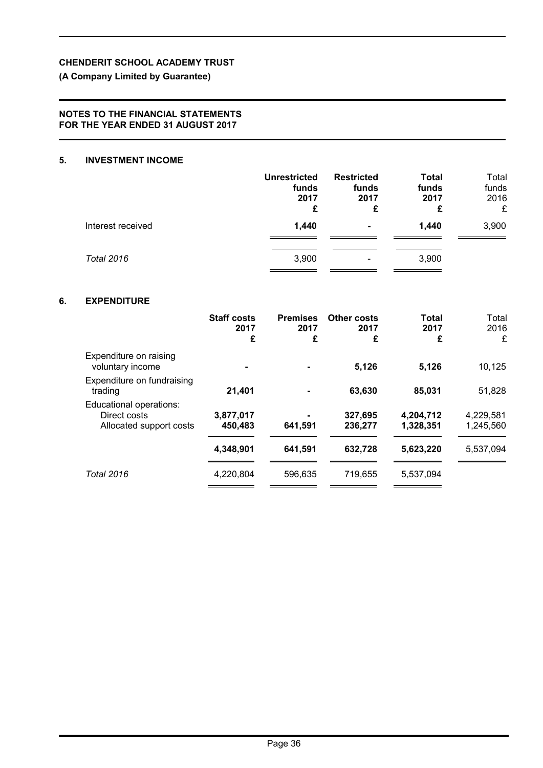**CHENDERIT SCHOOL ACADEMY TRUST**

**(A Company Limited by Guarantee)**

**NOTES TO THE FINANCIAL STATEMENTS FOR THE YEAR ENDED 31 AUGUST 2017**

## 5. INVESTMENT INCOME

| | Unrestricted funds 2017 £ | Restricted funds 2017 £ | Total funds 2017 £ | Total funds 2016 £ |
|---|---|---|---|---|
| Interest received | **1,440** | **-** | **1,440** | 3,900 |
| *Total 2016* | 3,900 | - | 3,900 | |

## 6. EXPENDITURE

| | Staff costs 2017 £ | Premises 2017 £ | Other costs 2017 £ | Total 2017 £ | Total 2016 £ |
|---|---|---|---|---|---|
| Expenditure on raising voluntary income | **-** | **-** | **5,126** | **5,126** | 10,125 |
| Expenditure on fundraising trading | **21,401** | **-** | **63,630** | **85,031** | 51,828 |
| Educational operations: | | | | | |
| Direct costs | **3,877,017** | **-** | **327,695** | **4,204,712** | 4,229,581 |
| Allocated support costs | **450,483** | **641,591** | **236,277** | **1,328,351** | 1,245,560 |
| | **4,348,901** | **641,591** | **632,728** | **5,623,220** | 5,537,094 |
| *Total 2016* | 4,220,804 | 596,635 | 719,655 | 5,537,094 | |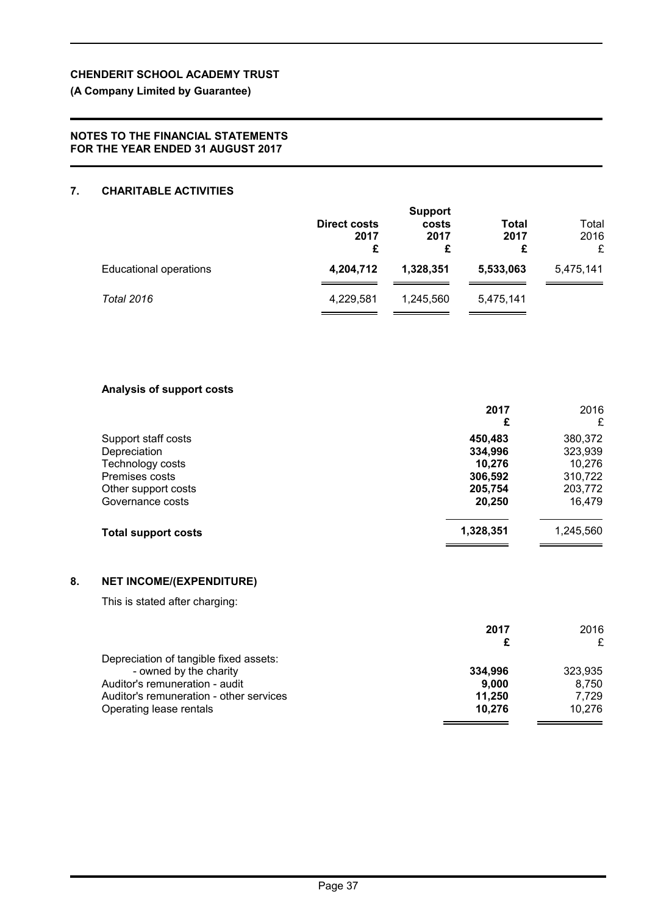**CHENDERIT SCHOOL ACADEMY TRUST**

**(A Company Limited by Guarantee)**

**NOTES TO THE FINANCIAL STATEMENTS**
**FOR THE YEAR ENDED 31 AUGUST 2017**

## 7. CHARITABLE ACTIVITIES

| | **Direct costs 2017 £** | **Support costs 2017 £** | **Total 2017 £** | Total 2016 £ |
|---|---|---|---|---|
| Educational operations | **4,204,712** | **1,328,351** | **5,533,063** | 5,475,141 |
| *Total 2016* | 4,229,581 | 1,245,560 | 5,475,141 | |

**Analysis of support costs**

| | **2017 £** | 2016 £ |
|---|---|---|
| Support staff costs | **450,483** | 380,372 |
| Depreciation | **334,996** | 323,939 |
| Technology costs | **10,276** | 10,276 |
| Premises costs | **306,592** | 310,722 |
| Other support costs | **205,754** | 203,772 |
| Governance costs | **20,250** | 16,479 |
| **Total support costs** | **1,328,351** | 1,245,560 |

## 8. NET INCOME/(EXPENDITURE)

This is stated after charging:

| | **2017 £** | 2016 £ |
|---|---|---|
| Depreciation of tangible fixed assets: | | |
| - owned by the charity | **334,996** | 323,935 |
| Auditor's remuneration - audit | **9,000** | 8,750 |
| Auditor's remuneration - other services | **11,250** | 7,729 |
| Operating lease rentals | **10,276** | 10,276 |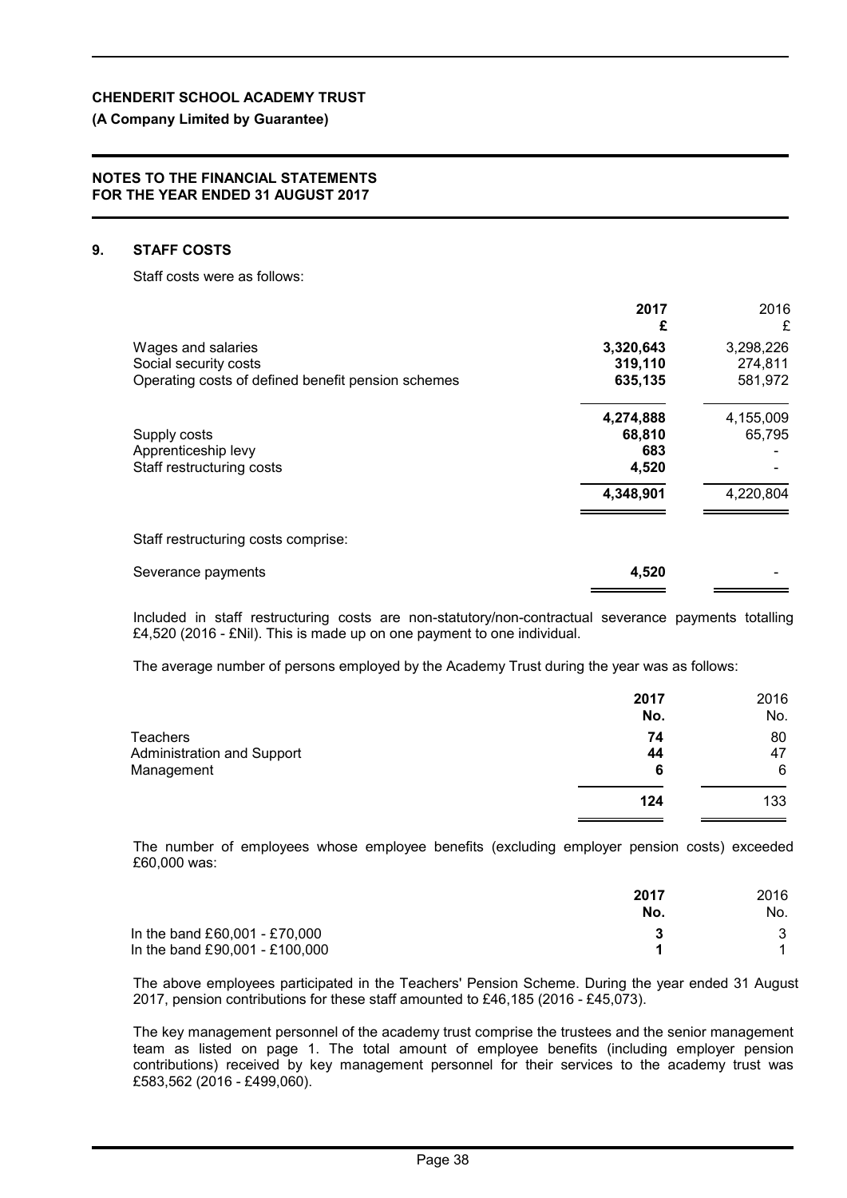**CHENDERIT SCHOOL ACADEMY TRUST**

**(A Company Limited by Guarantee)**

**NOTES TO THE FINANCIAL STATEMENTS FOR THE YEAR ENDED 31 AUGUST 2017**

## 9. STAFF COSTS

Staff costs were as follows:

| | **2017 £** | 2016 £ |
|---|---|---|
| Wages and salaries | **3,320,643** | 3,298,226 |
| Social security costs | **319,110** | 274,811 |
| Operating costs of defined benefit pension schemes | **635,135** | 581,972 |
| | **4,274,888** | 4,155,009 |
| Supply costs | **68,810** | 65,795 |
| Apprenticeship levy | **683** | - |
| Staff restructuring costs | **4,520** | - |
| | **4,348,901** | 4,220,804 |

Staff restructuring costs comprise:

| | **2017 £** | 2016 £ |
|---|---|---|
| Severance payments | **4,520** | - |

Included in staff restructuring costs are non-statutory/non-contractual severance payments totalling £4,520 (2016 - £Nil). This is made up on one payment to one individual.

The average number of persons employed by the Academy Trust during the year was as follows:

| | **2017 No.** | 2016 No. |
|---|---|---|
| Teachers | **74** | 80 |
| Administration and Support | **44** | 47 |
| Management | **6** | 6 |
| | **124** | 133 |

The number of employees whose employee benefits (excluding employer pension costs) exceeded £60,000 was:

| | **2017 No.** | 2016 No. |
|---|---|---|
| In the band £60,001 - £70,000 | **3** | 3 |
| In the band £90,001 - £100,000 | **1** | 1 |

The above employees participated in the Teachers' Pension Scheme. During the year ended 31 August 2017, pension contributions for these staff amounted to £46,185 (2016 - £45,073).

The key management personnel of the academy trust comprise the trustees and the senior management team as listed on page 1. The total amount of employee benefits (including employer pension contributions) received by key management personnel for their services to the academy trust was £583,562 (2016 - £499,060).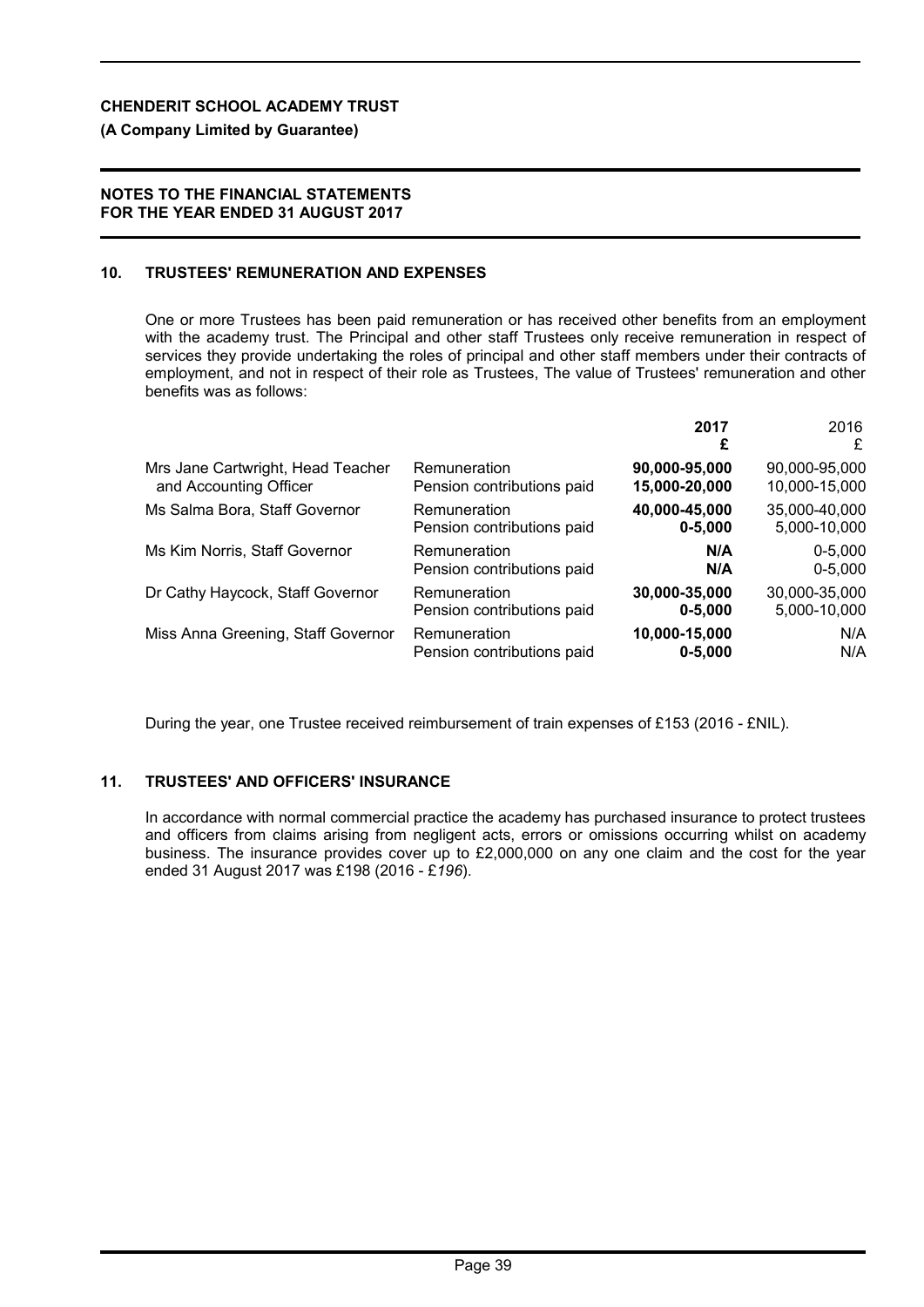**CHENDERIT SCHOOL ACADEMY TRUST**

**(A Company Limited by Guarantee)**

**NOTES TO THE FINANCIAL STATEMENTS FOR THE YEAR ENDED 31 AUGUST 2017**

## 10. TRUSTEES' REMUNERATION AND EXPENSES

One or more Trustees has been paid remuneration or has received other benefits from an employment with the academy trust. The Principal and other staff Trustees only receive remuneration in respect of services they provide undertaking the roles of principal and other staff members under their contracts of employment, and not in respect of their role as Trustees, The value of Trustees' remuneration and other benefits was as follows:

| | | **2017** **£** | 2016 £ |
|---|---|---|---|
| Mrs Jane Cartwright, Head Teacher and Accounting Officer | Remuneration | **90,000-95,000** | 90,000-95,000 |
| | Pension contributions paid | **15,000-20,000** | 10,000-15,000 |
| Ms Salma Bora, Staff Governor | Remuneration | **40,000-45,000** | 35,000-40,000 |
| | Pension contributions paid | **0-5,000** | 5,000-10,000 |
| Ms Kim Norris, Staff Governor | Remuneration | **N/A** | 0-5,000 |
| | Pension contributions paid | **N/A** | 0-5,000 |
| Dr Cathy Haycock, Staff Governor | Remuneration | **30,000-35,000** | 30,000-35,000 |
| | Pension contributions paid | **0-5,000** | 5,000-10,000 |
| Miss Anna Greening, Staff Governor | Remuneration | **10,000-15,000** | N/A |
| | Pension contributions paid | **0-5,000** | N/A |

During the year, one Trustee received reimbursement of train expenses of £153 (2016 - £NIL).

## 11. TRUSTEES' AND OFFICERS' INSURANCE

In accordance with normal commercial practice the academy has purchased insurance to protect trustees and officers from claims arising from negligent acts, errors or omissions occurring whilst on academy business. The insurance provides cover up to £2,000,000 on any one claim and the cost for the year ended 31 August 2017 was £198 (2016 - £*196*).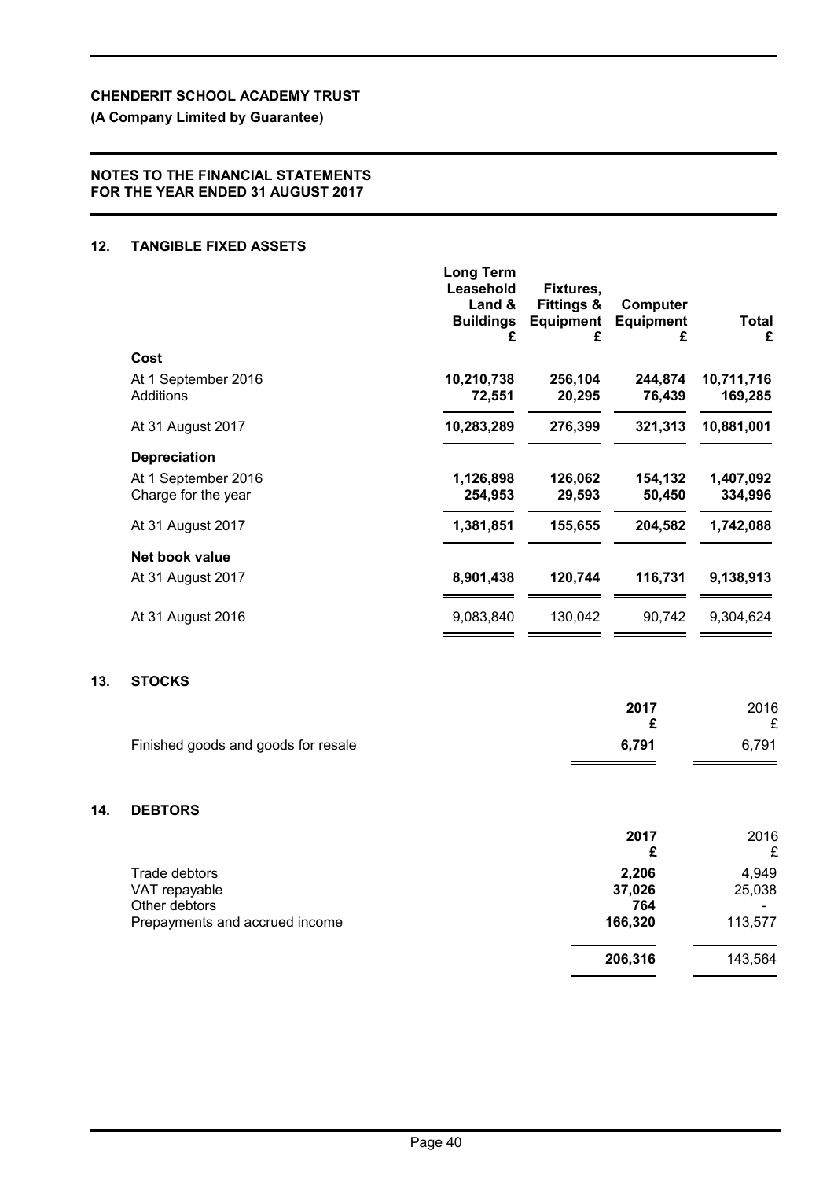**CHENDERIT SCHOOL ACADEMY TRUST**

**(A Company Limited by Guarantee)**

**NOTES TO THE FINANCIAL STATEMENTS FOR THE YEAR ENDED 31 AUGUST 2017**

## 12. TANGIBLE FIXED ASSETS

| | Long Term Leasehold Land & Buildings £ | Fixtures, Fittings & Equipment £ | Computer Equipment £ | Total £ |
|---|---|---|---|---|
| **Cost** | | | | |
| At 1 September 2016 | 10,210,738 | 256,104 | 244,874 | 10,711,716 |
| Additions | 72,551 | 20,295 | 76,439 | 169,285 |
| At 31 August 2017 | 10,283,289 | 276,399 | 321,313 | 10,881,001 |
| **Depreciation** | | | | |
| At 1 September 2016 | 1,126,898 | 126,062 | 154,132 | 1,407,092 |
| Charge for the year | 254,953 | 29,593 | 50,450 | 334,996 |
| At 31 August 2017 | 1,381,851 | 155,655 | 204,582 | 1,742,088 |
| **Net book value** | | | | |
| At 31 August 2017 | 8,901,438 | 120,744 | 116,731 | 9,138,913 |
| At 31 August 2016 | 9,083,840 | 130,042 | 90,742 | 9,304,624 |

## 13. STOCKS

| | 2017 £ | 2016 £ |
|---|---|---|
| Finished goods and goods for resale | 6,791 | 6,791 |

## 14. DEBTORS

| | 2017 £ | 2016 £ |
|---|---|---|
| Trade debtors | 2,206 | 4,949 |
| VAT repayable | 37,026 | 25,038 |
| Other debtors | 764 | - |
| Prepayments and accrued income | 166,320 | 113,577 |
| | 206,316 | 143,564 |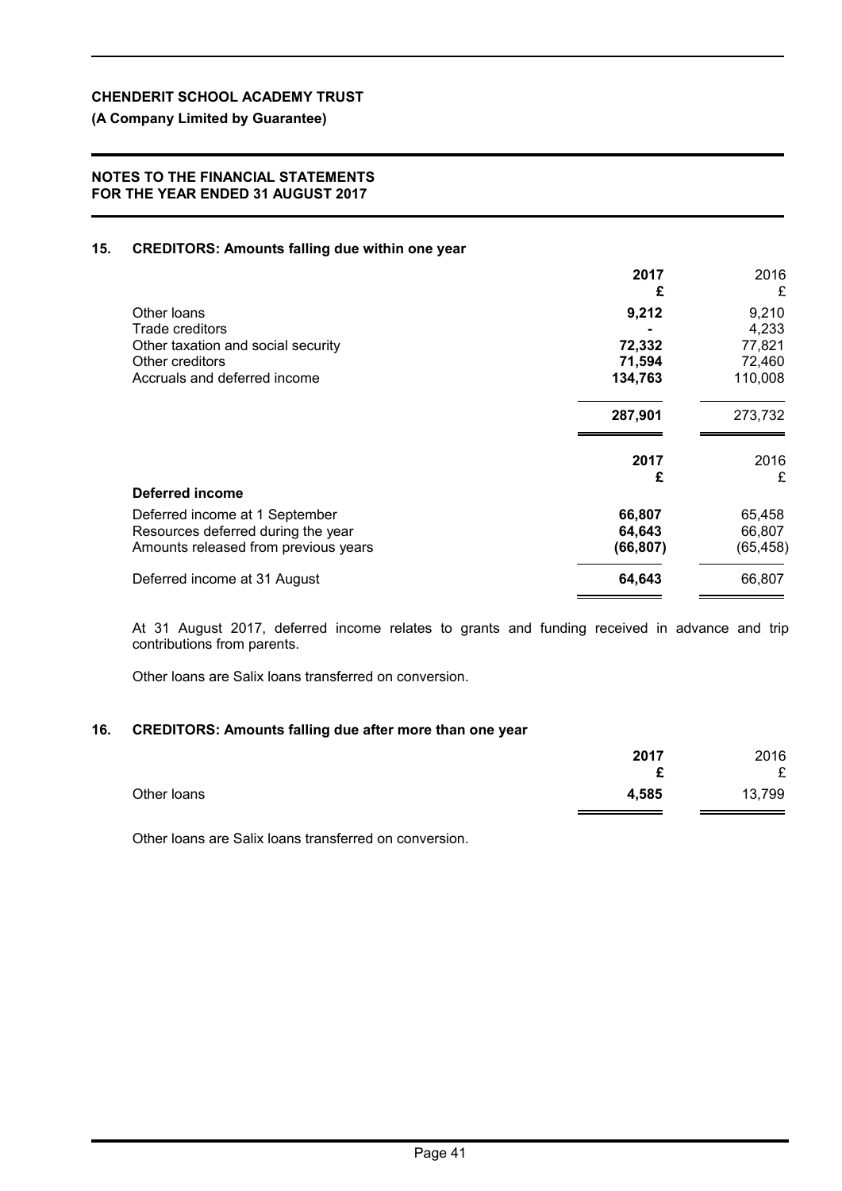**CHENDERIT SCHOOL ACADEMY TRUST**

**(A Company Limited by Guarantee)**

**NOTES TO THE FINANCIAL STATEMENTS FOR THE YEAR ENDED 31 AUGUST 2017**

## 15. CREDITORS: Amounts falling due within one year

| | **2017** **£** | 2016 £ |
|---|---|---|
| Other loans | **9,212** | 9,210 |
| Trade creditors | **-** | 4,233 |
| Other taxation and social security | **72,332** | 77,821 |
| Other creditors | **71,594** | 72,460 |
| Accruals and deferred income | **134,763** | 110,008 |
| | **287,901** | 273,732 |

| **Deferred income** | **2017** **£** | 2016 £ |
|---|---|---|
| Deferred income at 1 September | **66,807** | 65,458 |
| Resources deferred during the year | **64,643** | 66,807 |
| Amounts released from previous years | **(66,807)** | (65,458) |
| Deferred income at 31 August | **64,643** | 66,807 |

At 31 August 2017, deferred income relates to grants and funding received in advance and trip contributions from parents.

Other loans are Salix loans transferred on conversion.

## 16. CREDITORS: Amounts falling due after more than one year

| | **2017** **£** | 2016 £ |
|---|---|---|
| Other loans | **4,585** | 13,799 |

Other loans are Salix loans transferred on conversion.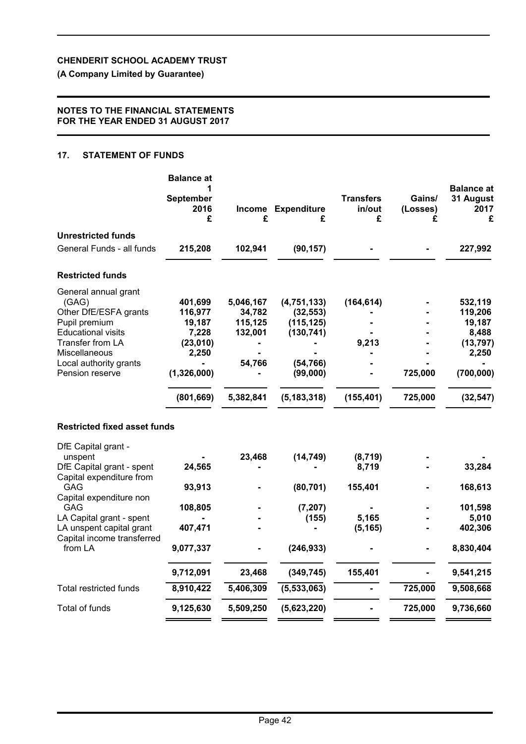**CHENDERIT SCHOOL ACADEMY TRUST**

**(A Company Limited by Guarantee)**

**NOTES TO THE FINANCIAL STATEMENTS FOR THE YEAR ENDED 31 AUGUST 2017**

## 17. STATEMENT OF FUNDS

| | Balance at 1 September 2016 £ | Income £ | Expenditure £ | Transfers in/out £ | Gains/ (Losses) £ | Balance at 31 August 2017 £ |
|---|---|---|---|---|---|---|
| **Unrestricted funds** | | | | | | |
| General Funds - all funds | **215,208** | **102,941** | **(90,157)** | **-** | **-** | **227,992** |
| **Restricted funds** | | | | | | |
| General annual grant (GAG) | 401,699 | 5,046,167 | (4,751,133) | (164,614) | - | 532,119 |
| Other DfE/ESFA grants | 116,977 | 34,782 | (32,553) | - | - | 119,206 |
| Pupil premium | 19,187 | 115,125 | (115,125) | - | - | 19,187 |
| Educational visits | 7,228 | 132,001 | (130,741) | - | - | 8,488 |
| Transfer from LA | (23,010) | - | - | 9,213 | - | (13,797) |
| Miscellaneous | 2,250 | - | - | - | - | 2,250 |
| Local authority grants | - | 54,766 | (54,766) | - | - | - |
| Pension reserve | (1,326,000) | - | (99,000) | - | 725,000 | (700,000) |
| | **(801,669)** | **5,382,841** | **(5,183,318)** | **(155,401)** | **725,000** | **(32,547)** |
| **Restricted fixed asset funds** | | | | | | |
| DfE Capital grant - unspent | - | 23,468 | (14,749) | (8,719) | - | - |
| DfE Capital grant - spent | 24,565 | - | - | 8,719 | - | 33,284 |
| Capital expenditure from GAG | 93,913 | - | (80,701) | 155,401 | - | 168,613 |
| Capital expenditure non GAG | 108,805 | - | (7,207) | - | - | 101,598 |
| LA Capital grant - spent | - | - | (155) | 5,165 | - | 5,010 |
| LA unspent capital grant | 407,471 | - | - | (5,165) | - | 402,306 |
| Capital income transferred from LA | 9,077,337 | - | (246,933) | - | - | 8,830,404 |
| | **9,712,091** | **23,468** | **(349,745)** | **155,401** | **-** | **9,541,215** |
| Total restricted funds | **8,910,422** | **5,406,309** | **(5,533,063)** | **-** | **725,000** | **9,508,668** |
| Total of funds | **9,125,630** | **5,509,250** | **(5,623,220)** | **-** | **725,000** | **9,736,660** |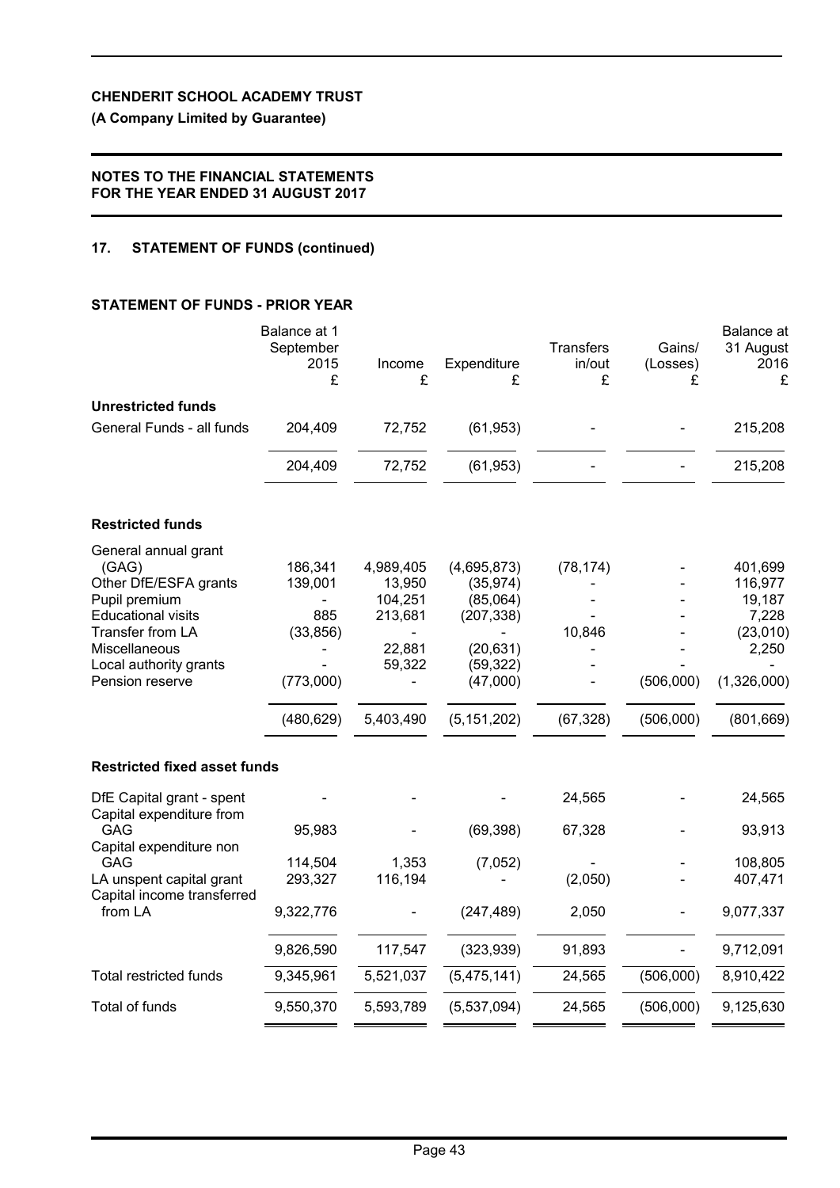## 17. STATEMENT OF FUNDS (continued)

### STATEMENT OF FUNDS - PRIOR YEAR

| | Balance at 1 September 2015 £ | Income £ | Expenditure £ | Transfers in/out £ | Gains/ (Losses) £ | Balance at 31 August 2016 £ |
|---|---|---|---|---|---|---|
| **Unrestricted funds** | | | | | | |
| General Funds - all funds | 204,409 | 72,752 | (61,953) | - | - | 215,208 |
| | 204,409 | 72,752 | (61,953) | - | - | 215,208 |
| **Restricted funds** | | | | | | |
| General annual grant (GAG) | 186,341 | 4,989,405 | (4,695,873) | (78,174) | - | 401,699 |
| Other DfE/ESFA grants | 139,001 | 13,950 | (35,974) | - | - | 116,977 |
| Pupil premium | - | 104,251 | (85,064) | - | - | 19,187 |
| Educational visits | 885 | 213,681 | (207,338) | - | - | 7,228 |
| Transfer from LA | (33,856) | - | - | 10,846 | - | (23,010) |
| Miscellaneous | - | 22,881 | (20,631) | - | - | 2,250 |
| Local authority grants | - | 59,322 | (59,322) | - | - | - |
| Pension reserve | (773,000) | - | (47,000) | - | (506,000) | (1,326,000) |
| | (480,629) | 5,403,490 | (5,151,202) | (67,328) | (506,000) | (801,669) |
| **Restricted fixed asset funds** | | | | | | |
| DfE Capital grant - spent | - | - | - | 24,565 | - | 24,565 |
| Capital expenditure from GAG | 95,983 | - | (69,398) | 67,328 | - | 93,913 |
| Capital expenditure non GAG | 114,504 | 1,353 | (7,052) | - | - | 108,805 |
| LA unspent capital grant | 293,327 | 116,194 | - | (2,050) | - | 407,471 |
| Capital income transferred from LA | 9,322,776 | - | (247,489) | 2,050 | - | 9,077,337 |
| | 9,826,590 | 117,547 | (323,939) | 91,893 | - | 9,712,091 |
| Total restricted funds | 9,345,961 | 5,521,037 | (5,475,141) | 24,565 | (506,000) | 8,910,422 |
| Total of funds | 9,550,370 | 5,593,789 | (5,537,094) | 24,565 | (506,000) | 9,125,630 |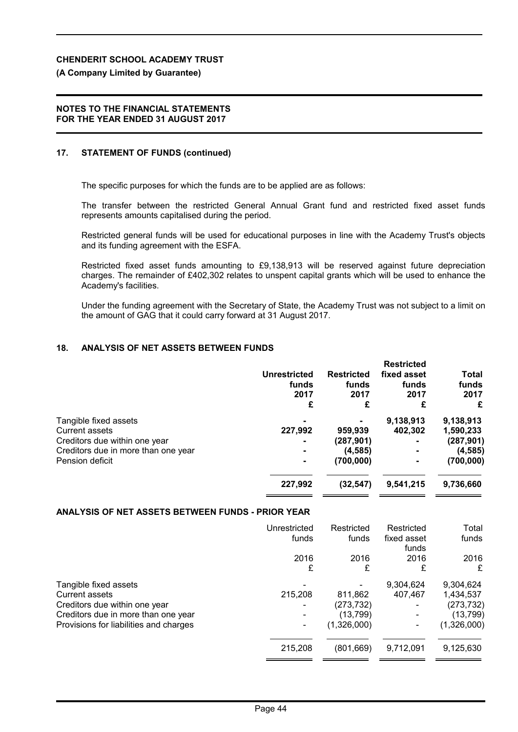## 17. STATEMENT OF FUNDS (continued)

The specific purposes for which the funds are to be applied are as follows:

The transfer between the restricted General Annual Grant fund and restricted fixed asset funds represents amounts capitalised during the period.

Restricted general funds will be used for educational purposes in line with the Academy Trust's objects and its funding agreement with the ESFA.

Restricted fixed asset funds amounting to £9,138,913 will be reserved against future depreciation charges. The remainder of £402,302 relates to unspent capital grants which will be used to enhance the Academy's facilities.

Under the funding agreement with the Secretary of State, the Academy Trust was not subject to a limit on the amount of GAG that it could carry forward at 31 August 2017.

## 18. ANALYSIS OF NET ASSETS BETWEEN FUNDS

| | **Unrestricted funds 2017 £** | **Restricted funds 2017 £** | **Restricted fixed asset funds 2017 £** | **Total funds 2017 £** |
|---|---|---|---|---|
| Tangible fixed assets | - | - | **9,138,913** | **9,138,913** |
| Current assets | **227,992** | **959,939** | **402,302** | **1,590,233** |
| Creditors due within one year | - | **(287,901)** | - | **(287,901)** |
| Creditors due in more than one year | - | **(4,585)** | - | **(4,585)** |
| Pension deficit | - | **(700,000)** | - | **(700,000)** |
| | **227,992** | **(32,547)** | **9,541,215** | **9,736,660** |

### ANALYSIS OF NET ASSETS BETWEEN FUNDS - PRIOR YEAR

| | Unrestricted funds 2016 £ | Restricted funds 2016 £ | Restricted fixed asset funds 2016 £ | Total funds 2016 £ |
|---|---|---|---|---|
| Tangible fixed assets | - | - | 9,304,624 | 9,304,624 |
| Current assets | 215,208 | 811,862 | 407,467 | 1,434,537 |
| Creditors due within one year | - | (273,732) | - | (273,732) |
| Creditors due in more than one year | - | (13,799) | - | (13,799) |
| Provisions for liabilities and charges | - | (1,326,000) | - | (1,326,000) |
| | 215,208 | (801,669) | 9,712,091 | 9,125,630 |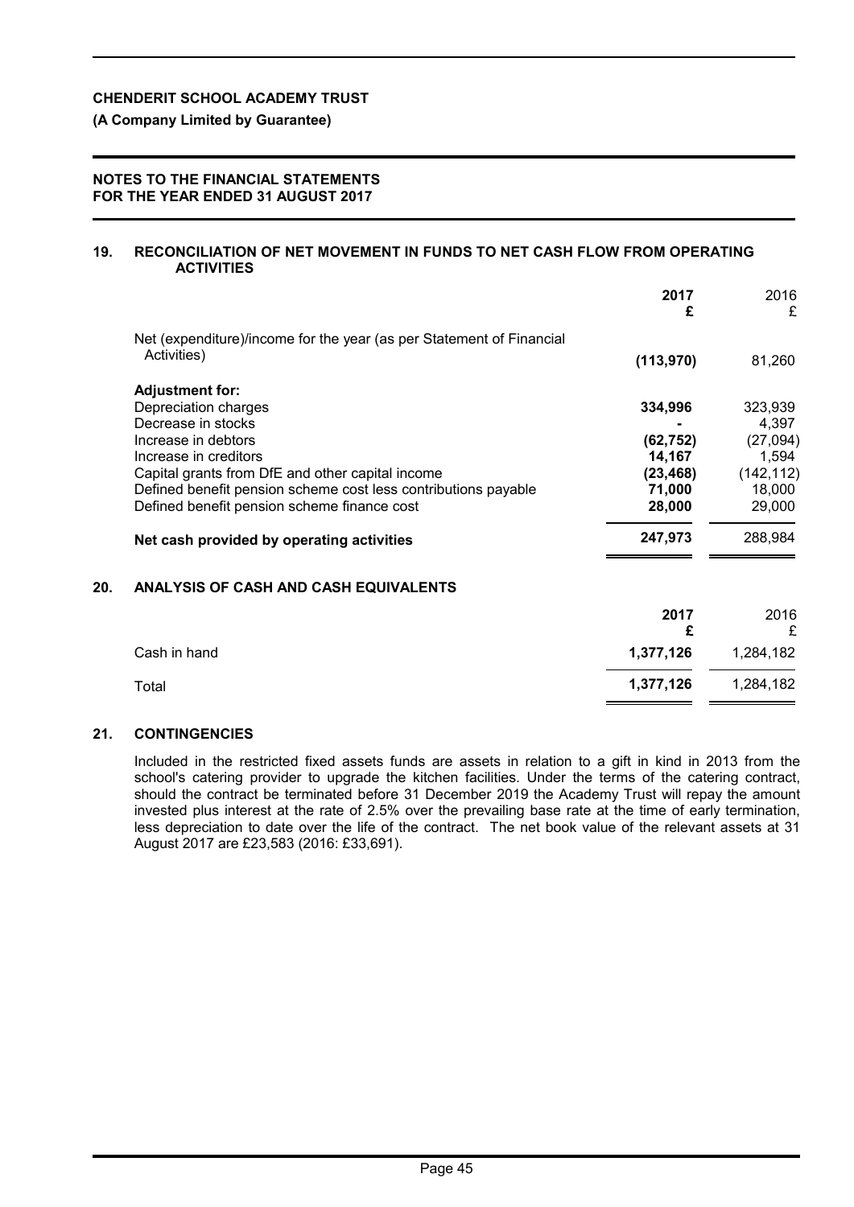**CHENDERIT SCHOOL ACADEMY TRUST**

**(A Company Limited by Guarantee)**

**NOTES TO THE FINANCIAL STATEMENTS**
**FOR THE YEAR ENDED 31 AUGUST 2017**

## 19. RECONCILIATION OF NET MOVEMENT IN FUNDS TO NET CASH FLOW FROM OPERATING ACTIVITIES

| | **2017** **£** | 2016 £ |
|---|---|---|
| Net (expenditure)/income for the year (as per Statement of Financial Activities) | **(113,970)** | 81,260 |
| **Adjustment for:** | | |
| Depreciation charges | **334,996** | 323,939 |
| Decrease in stocks | **-** | 4,397 |
| Increase in debtors | **(62,752)** | (27,094) |
| Increase in creditors | **14,167** | 1,594 |
| Capital grants from DfE and other capital income | **(23,468)** | (142,112) |
| Defined benefit pension scheme cost less contributions payable | **71,000** | 18,000 |
| Defined benefit pension scheme finance cost | **28,000** | 29,000 |
| **Net cash provided by operating activities** | **247,973** | 288,984 |

## 20. ANALYSIS OF CASH AND CASH EQUIVALENTS

| | **2017** **£** | 2016 £ |
|---|---|---|
| Cash in hand | **1,377,126** | 1,284,182 |
| Total | **1,377,126** | 1,284,182 |

## 21. CONTINGENCIES

Included in the restricted fixed assets funds are assets in relation to a gift in kind in 2013 from the school's catering provider to upgrade the kitchen facilities. Under the terms of the catering contract, should the contract be terminated before 31 December 2019 the Academy Trust will repay the amount invested plus interest at the rate of 2.5% over the prevailing base rate at the time of early termination, less depreciation to date over the life of the contract. The net book value of the relevant assets at 31 August 2017 are £23,583 (2016: £33,691).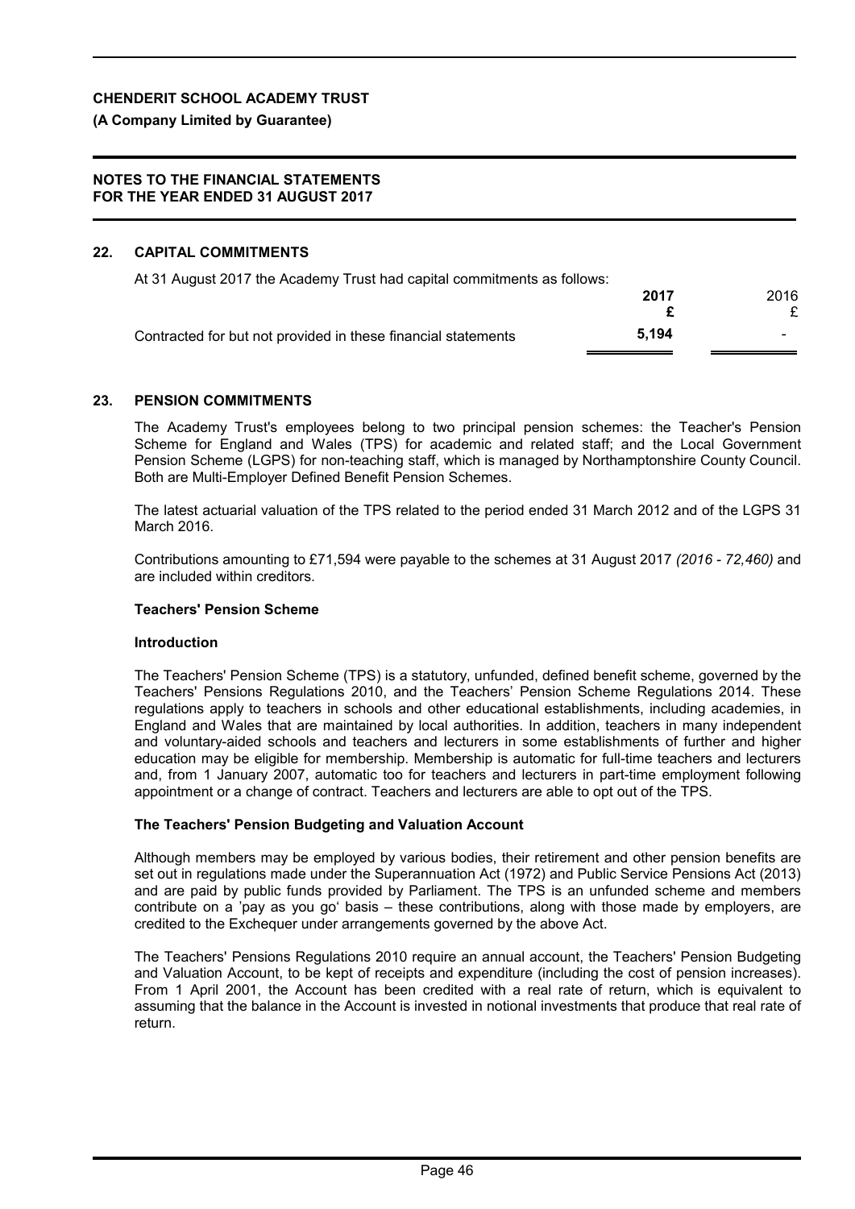## 22. CAPITAL COMMITMENTS

At 31 August 2017 the Academy Trust had capital commitments as follows:

| | **2017** | 2016 |
|---|---|---|
| | **£** | £ |
| Contracted for but not provided in these financial statements | **5,194** | - |

## 23. PENSION COMMITMENTS

The Academy Trust's employees belong to two principal pension schemes: the Teacher's Pension Scheme for England and Wales (TPS) for academic and related staff; and the Local Government Pension Scheme (LGPS) for non-teaching staff, which is managed by Northamptonshire County Council. Both are Multi-Employer Defined Benefit Pension Schemes.

The latest actuarial valuation of the TPS related to the period ended 31 March 2012 and of the LGPS 31 March 2016.

Contributions amounting to £71,594 were payable to the schemes at 31 August 2017 *(2016 - 72,460)* and are included within creditors.

### Teachers' Pension Scheme

#### Introduction

The Teachers' Pension Scheme (TPS) is a statutory, unfunded, defined benefit scheme, governed by the Teachers' Pensions Regulations 2010, and the Teachers' Pension Scheme Regulations 2014. These regulations apply to teachers in schools and other educational establishments, including academies, in England and Wales that are maintained by local authorities. In addition, teachers in many independent and voluntary-aided schools and teachers and lecturers in some establishments of further and higher education may be eligible for membership. Membership is automatic for full-time teachers and lecturers and, from 1 January 2007, automatic too for teachers and lecturers in part-time employment following appointment or a change of contract. Teachers and lecturers are able to opt out of the TPS.

#### The Teachers' Pension Budgeting and Valuation Account

Although members may be employed by various bodies, their retirement and other pension benefits are set out in regulations made under the Superannuation Act (1972) and Public Service Pensions Act (2013) and are paid by public funds provided by Parliament. The TPS is an unfunded scheme and members contribute on a 'pay as you go' basis – these contributions, along with those made by employers, are credited to the Exchequer under arrangements governed by the above Act.

The Teachers' Pensions Regulations 2010 require an annual account, the Teachers' Pension Budgeting and Valuation Account, to be kept of receipts and expenditure (including the cost of pension increases). From 1 April 2001, the Account has been credited with a real rate of return, which is equivalent to assuming that the balance in the Account is invested in notional investments that produce that real rate of return.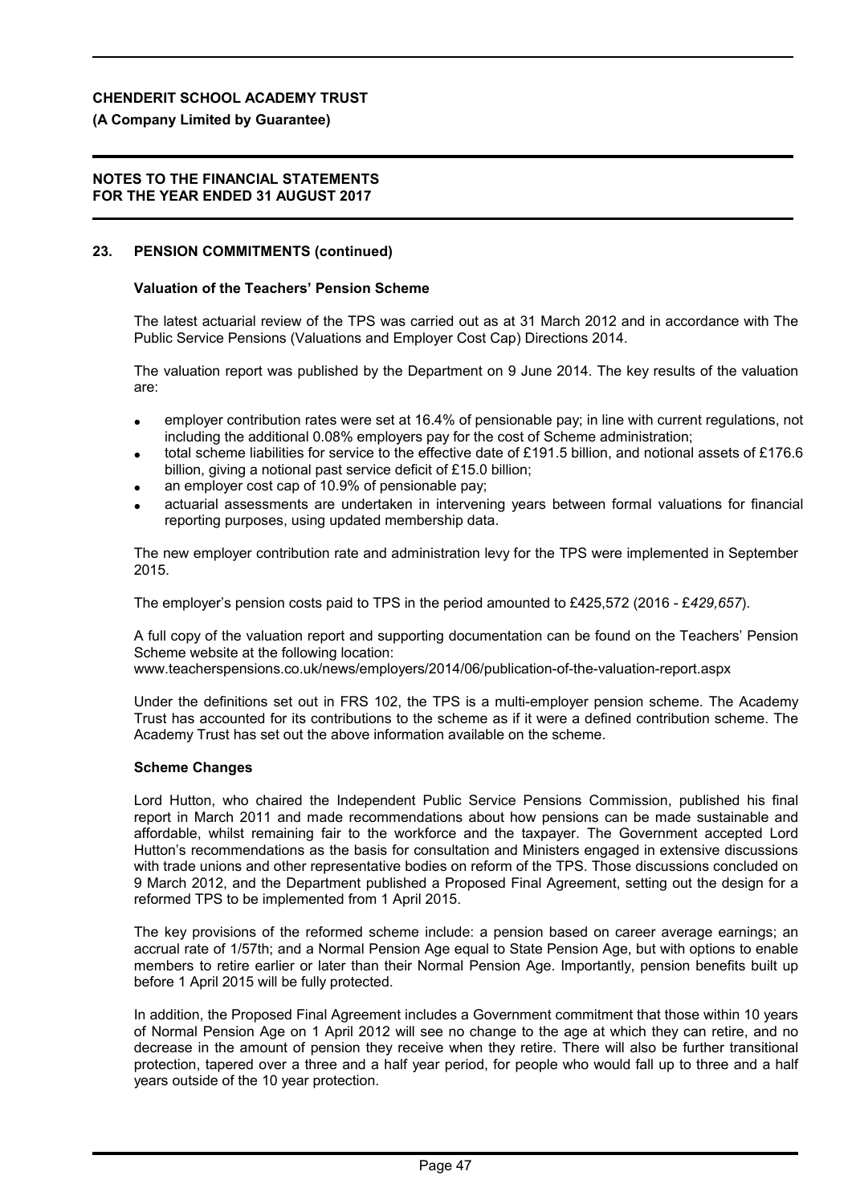## 23. PENSION COMMITMENTS (continued)

### Valuation of the Teachers' Pension Scheme

The latest actuarial review of the TPS was carried out as at 31 March 2012 and in accordance with The Public Service Pensions (Valuations and Employer Cost Cap) Directions 2014.

The valuation report was published by the Department on 9 June 2014. The key results of the valuation are:

- employer contribution rates were set at 16.4% of pensionable pay; in line with current regulations, not including the additional 0.08% employers pay for the cost of Scheme administration;
- total scheme liabilities for service to the effective date of £191.5 billion, and notional assets of £176.6 billion, giving a notional past service deficit of £15.0 billion;
- an employer cost cap of 10.9% of pensionable pay;
- actuarial assessments are undertaken in intervening years between formal valuations for financial reporting purposes, using updated membership data.

The new employer contribution rate and administration levy for the TPS were implemented in September 2015.

The employer's pension costs paid to TPS in the period amounted to £425,572 (2016 - £*429,657*).

A full copy of the valuation report and supporting documentation can be found on the Teachers' Pension Scheme website at the following location:
www.teacherspensions.co.uk/news/employers/2014/06/publication-of-the-valuation-report.aspx

Under the definitions set out in FRS 102, the TPS is a multi-employer pension scheme. The Academy Trust has accounted for its contributions to the scheme as if it were a defined contribution scheme. The Academy Trust has set out the above information available on the scheme.

### Scheme Changes

Lord Hutton, who chaired the Independent Public Service Pensions Commission, published his final report in March 2011 and made recommendations about how pensions can be made sustainable and affordable, whilst remaining fair to the workforce and the taxpayer. The Government accepted Lord Hutton's recommendations as the basis for consultation and Ministers engaged in extensive discussions with trade unions and other representative bodies on reform of the TPS. Those discussions concluded on 9 March 2012, and the Department published a Proposed Final Agreement, setting out the design for a reformed TPS to be implemented from 1 April 2015.

The key provisions of the reformed scheme include: a pension based on career average earnings; an accrual rate of 1/57th; and a Normal Pension Age equal to State Pension Age, but with options to enable members to retire earlier or later than their Normal Pension Age. Importantly, pension benefits built up before 1 April 2015 will be fully protected.

In addition, the Proposed Final Agreement includes a Government commitment that those within 10 years of Normal Pension Age on 1 April 2012 will see no change to the age at which they can retire, and no decrease in the amount of pension they receive when they retire. There will also be further transitional protection, tapered over a three and a half year period, for people who would fall up to three and a half years outside of the 10 year protection.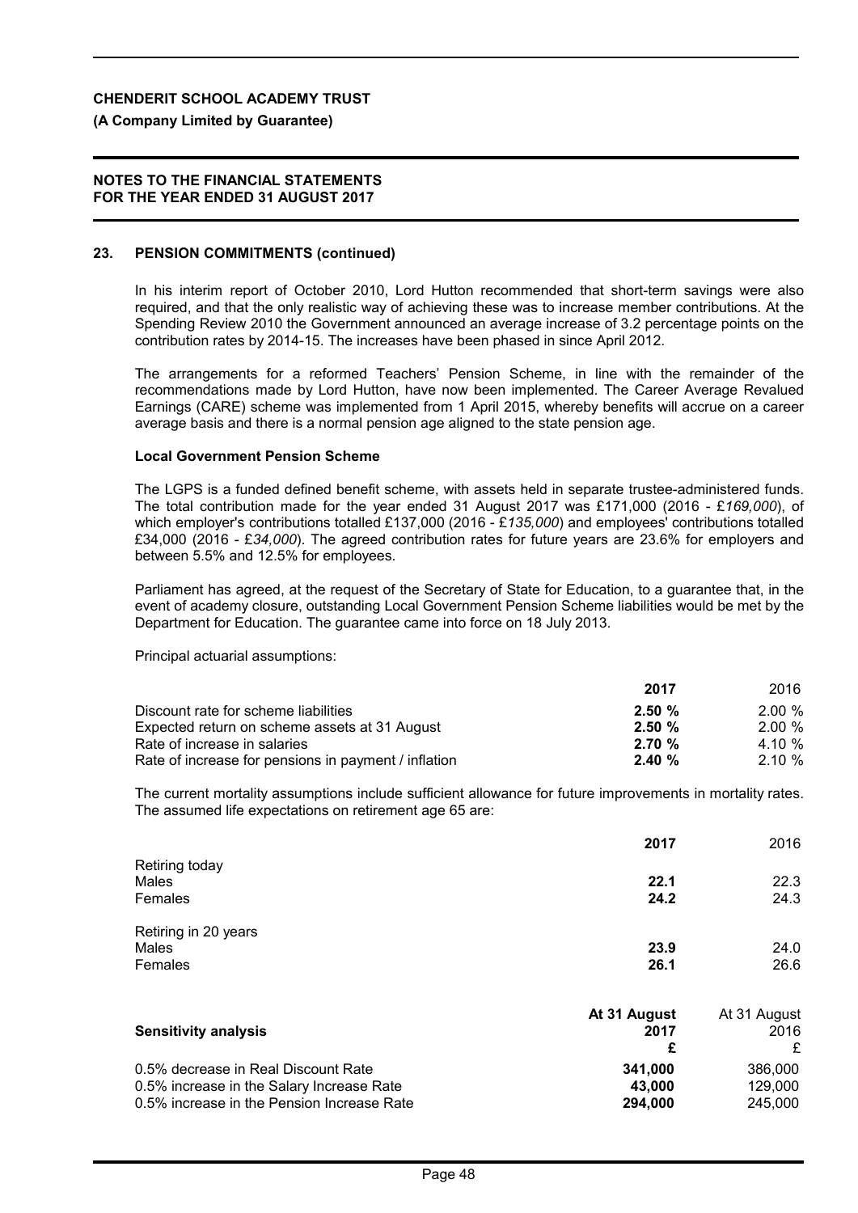**CHENDERIT SCHOOL ACADEMY TRUST**

**(A Company Limited by Guarantee)**

**NOTES TO THE FINANCIAL STATEMENTS FOR THE YEAR ENDED 31 AUGUST 2017**

## 23. PENSION COMMITMENTS (continued)

In his interim report of October 2010, Lord Hutton recommended that short-term savings were also required, and that the only realistic way of achieving these was to increase member contributions. At the Spending Review 2010 the Government announced an average increase of 3.2 percentage points on the contribution rates by 2014-15. The increases have been phased in since April 2012.

The arrangements for a reformed Teachers' Pension Scheme, in line with the remainder of the recommendations made by Lord Hutton, have now been implemented. The Career Average Revalued Earnings (CARE) scheme was implemented from 1 April 2015, whereby benefits will accrue on a career average basis and there is a normal pension age aligned to the state pension age.

### Local Government Pension Scheme

The LGPS is a funded defined benefit scheme, with assets held in separate trustee-administered funds. The total contribution made for the year ended 31 August 2017 was £171,000 (2016 - £*169,000*), of which employer's contributions totalled £137,000 (2016 - £*135,000*) and employees' contributions totalled £34,000 (2016 - £*34,000*). The agreed contribution rates for future years are 23.6% for employers and between 5.5% and 12.5% for employees.

Parliament has agreed, at the request of the Secretary of State for Education, to a guarantee that, in the event of academy closure, outstanding Local Government Pension Scheme liabilities would be met by the Department for Education. The guarantee came into force on 18 July 2013.

Principal actuarial assumptions:

| | **2017** | 2016 |
|---|---|---|
| Discount rate for scheme liabilities | **2.50 %** | 2.00 % |
| Expected return on scheme assets at 31 August | **2.50 %** | 2.00 % |
| Rate of increase in salaries | **2.70 %** | 4.10 % |
| Rate of increase for pensions in payment / inflation | **2.40 %** | 2.10 % |

The current mortality assumptions include sufficient allowance for future improvements in mortality rates. The assumed life expectations on retirement age 65 are:

| | **2017** | 2016 |
|---|---|---|
| Retiring today | | |
| Males | **22.1** | 22.3 |
| Females | **24.2** | 24.3 |
| Retiring in 20 years | | |
| Males | **23.9** | 24.0 |
| Females | **26.1** | 26.6 |

| **Sensitivity analysis** | **At 31 August 2017 £** | At 31 August 2016 £ |
|---|---|---|
| 0.5% decrease in Real Discount Rate | **341,000** | 386,000 |
| 0.5% increase in the Salary Increase Rate | **43,000** | 129,000 |
| 0.5% increase in the Pension Increase Rate | **294,000** | 245,000 |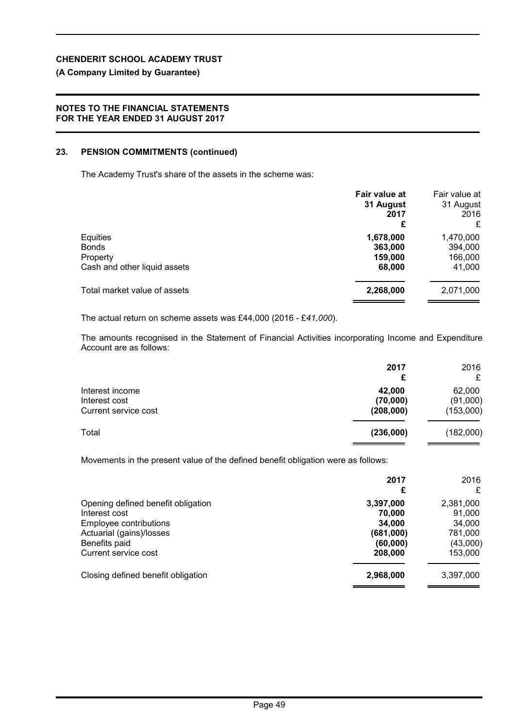**CHENDERIT SCHOOL ACADEMY TRUST**

**(A Company Limited by Guarantee)**

**NOTES TO THE FINANCIAL STATEMENTS FOR THE YEAR ENDED 31 AUGUST 2017**

## 23. PENSION COMMITMENTS (continued)

The Academy Trust's share of the assets in the scheme was:

| | **Fair value at 31 August 2017 £** | Fair value at 31 August 2016 £ |
|---|---|---|
| Equities | **1,678,000** | 1,470,000 |
| Bonds | **363,000** | 394,000 |
| Property | **159,000** | 166,000 |
| Cash and other liquid assets | **68,000** | 41,000 |
| Total market value of assets | **2,268,000** | 2,071,000 |

The actual return on scheme assets was £44,000 (2016 - £*41,000*).

The amounts recognised in the Statement of Financial Activities incorporating Income and Expenditure Account are as follows:

| | **2017 £** | 2016 £ |
|---|---|---|
| Interest income | **42,000** | 62,000 |
| Interest cost | **(70,000)** | (91,000) |
| Current service cost | **(208,000)** | (153,000) |
| Total | **(236,000)** | (182,000) |

Movements in the present value of the defined benefit obligation were as follows:

| | **2017 £** | 2016 £ |
|---|---|---|
| Opening defined benefit obligation | **3,397,000** | 2,381,000 |
| Interest cost | **70,000** | 91,000 |
| Employee contributions | **34,000** | 34,000 |
| Actuarial (gains)/losses | **(681,000)** | 781,000 |
| Benefits paid | **(60,000)** | (43,000) |
| Current service cost | **208,000** | 153,000 |
| Closing defined benefit obligation | **2,968,000** | 3,397,000 |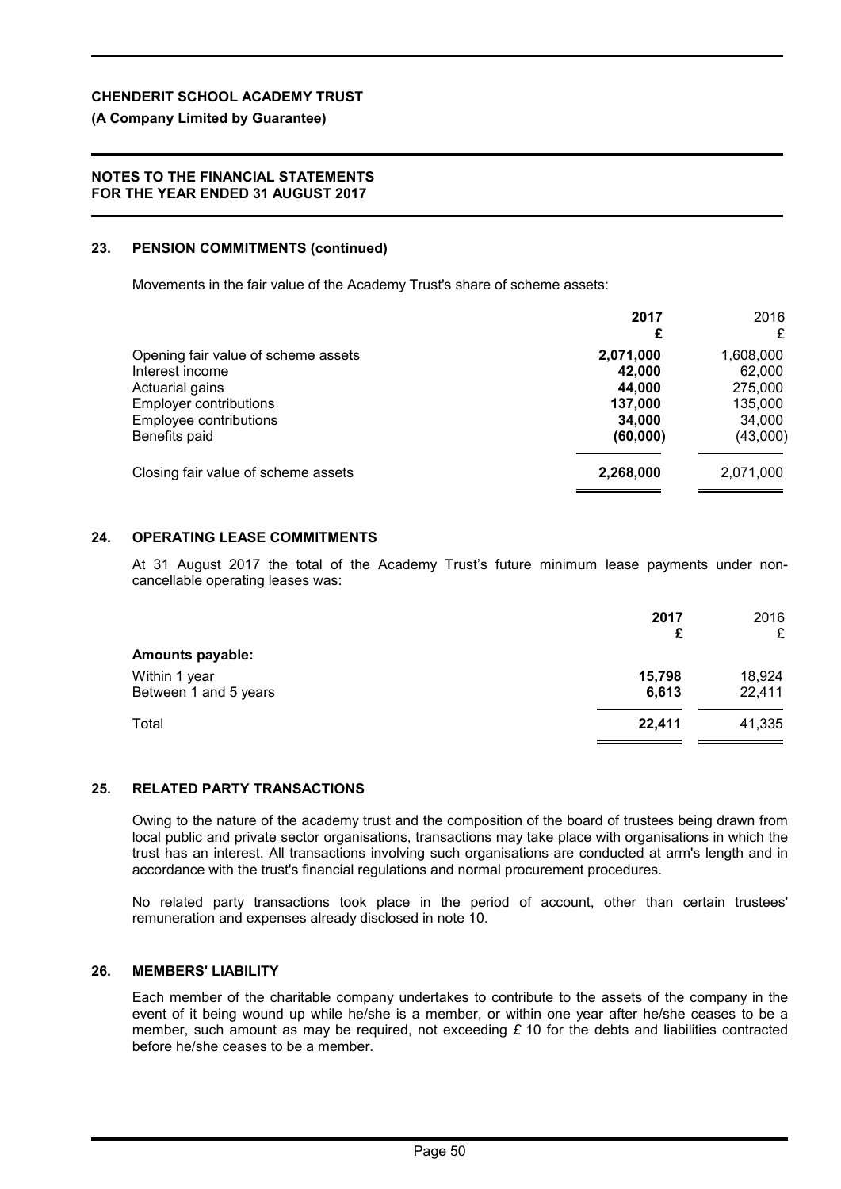## 23. PENSION COMMITMENTS (continued)

Movements in the fair value of the Academy Trust's share of scheme assets:

| | 2017 £ | 2016 £ |
|---|---|---|
| Opening fair value of scheme assets | **2,071,000** | 1,608,000 |
| Interest income | **42,000** | 62,000 |
| Actuarial gains | **44,000** | 275,000 |
| Employer contributions | **137,000** | 135,000 |
| Employee contributions | **34,000** | 34,000 |
| Benefits paid | **(60,000)** | (43,000) |
| Closing fair value of scheme assets | **2,268,000** | 2,071,000 |

## 24. OPERATING LEASE COMMITMENTS

At 31 August 2017 the total of the Academy Trust's future minimum lease payments under non-cancellable operating leases was:

| | 2017 £ | 2016 £ |
|---|---|---|
| **Amounts payable:** | | |
| Within 1 year | **15,798** | 18,924 |
| Between 1 and 5 years | **6,613** | 22,411 |
| Total | **22,411** | 41,335 |

## 25. RELATED PARTY TRANSACTIONS

Owing to the nature of the academy trust and the composition of the board of trustees being drawn from local public and private sector organisations, transactions may take place with organisations in which the trust has an interest. All transactions involving such organisations are conducted at arm's length and in accordance with the trust's financial regulations and normal procurement procedures.

No related party transactions took place in the period of account, other than certain trustees' remuneration and expenses already disclosed in note 10.

## 26. MEMBERS' LIABILITY

Each member of the charitable company undertakes to contribute to the assets of the company in the event of it being wound up while he/she is a member, or within one year after he/she ceases to be a member, such amount as may be required, not exceeding £ 10 for the debts and liabilities contracted before he/she ceases to be a member.